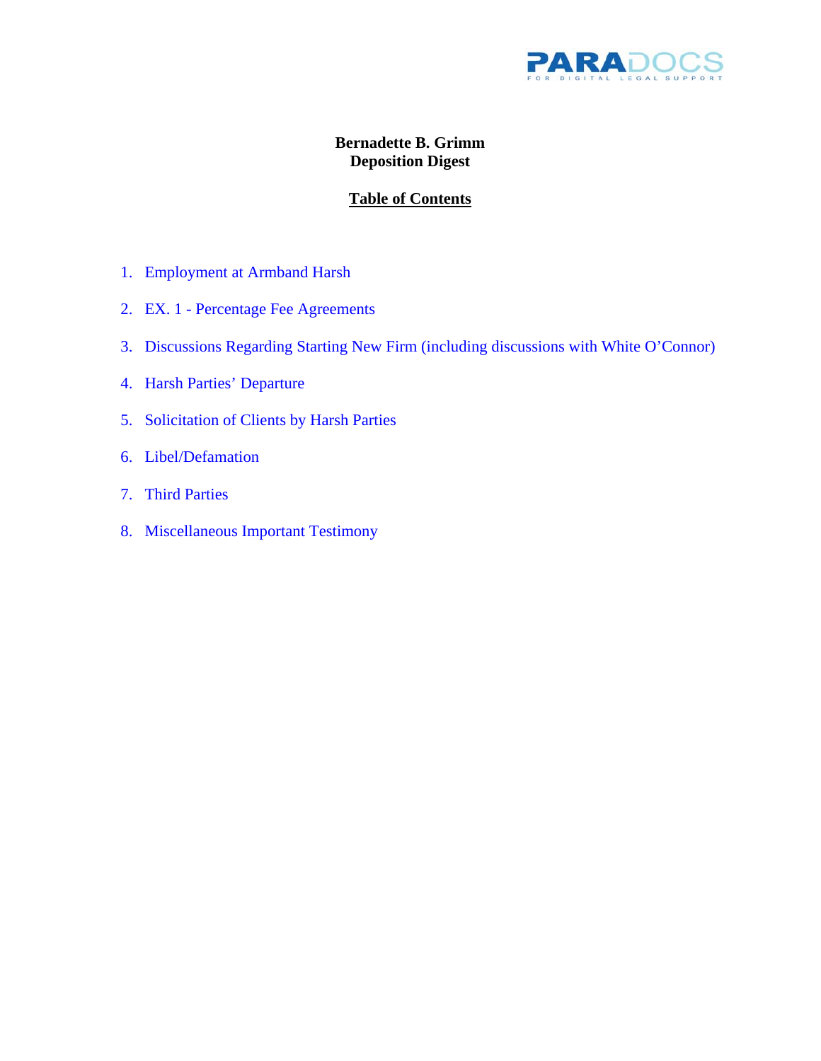PARADOCS
FOR DIGITAL LEGAL SUPPORT

**Bernadette B. Grimm**
**Deposition Digest**

**Table of Contents**

1. Employment at Armband Harsh
2. EX. 1 - Percentage Fee Agreements
3. Discussions Regarding Starting New Firm (including discussions with White O'Connor)
4. Harsh Parties' Departure
5. Solicitation of Clients by Harsh Parties
6. Libel/Defamation
7. Third Parties
8. Miscellaneous Important Testimony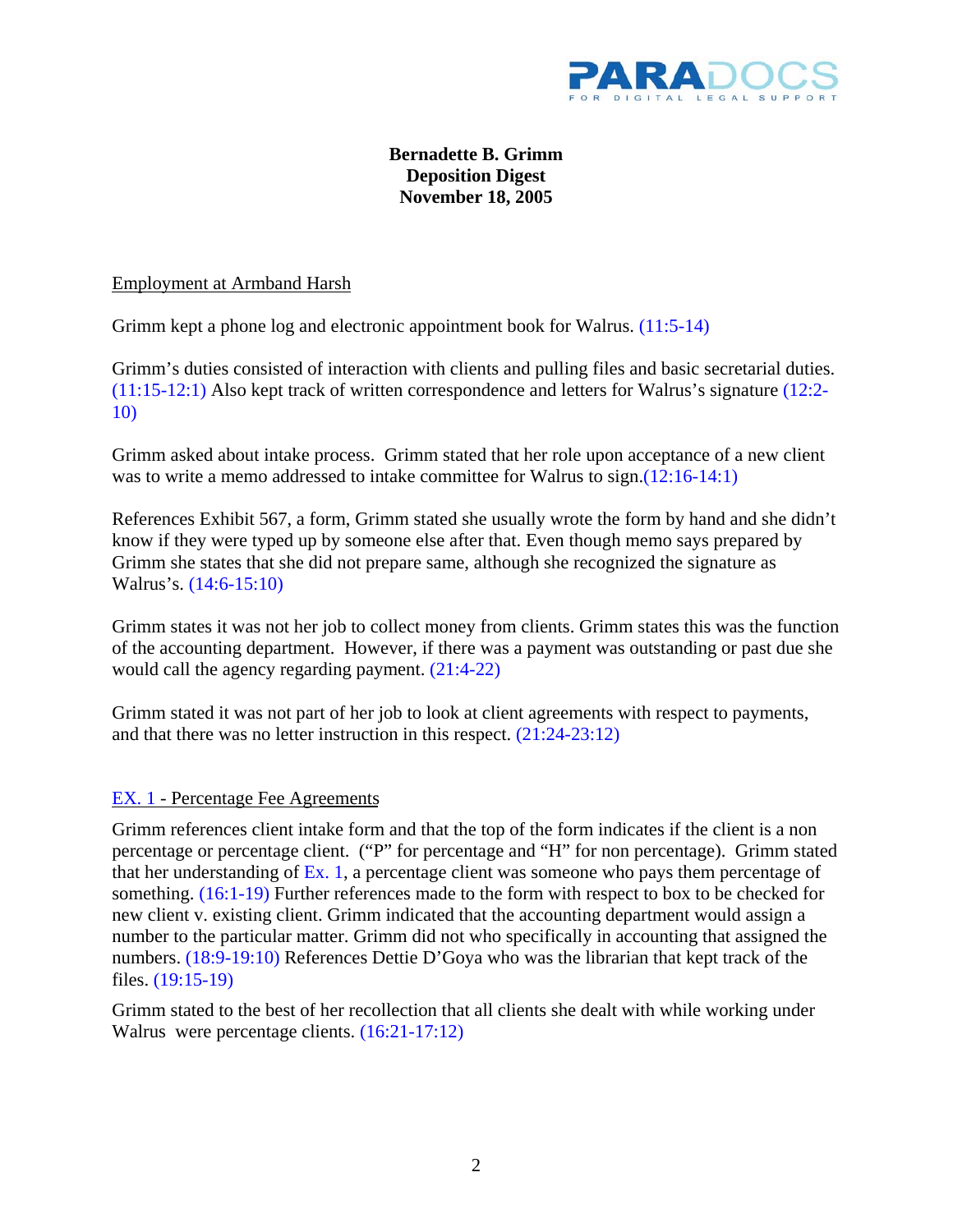# Bernadette B. Grimm
# Deposition Digest
# November 18, 2005

Employment at Armband Harsh

Grimm kept a phone log and electronic appointment book for Walrus. (11:5-14)

Grimm's duties consisted of interaction with clients and pulling files and basic secretarial duties. (11:15-12:1) Also kept track of written correspondence and letters for Walrus's signature (12:2-10)

Grimm asked about intake process. Grimm stated that her role upon acceptance of a new client was to write a memo addressed to intake committee for Walrus to sign.(12:16-14:1)

References Exhibit 567, a form, Grimm stated she usually wrote the form by hand and she didn't know if they were typed up by someone else after that. Even though memo says prepared by Grimm she states that she did not prepare same, although she recognized the signature as Walrus's. (14:6-15:10)

Grimm states it was not her job to collect money from clients. Grimm states this was the function of the accounting department. However, if there was a payment was outstanding or past due she would call the agency regarding payment. (21:4-22)

Grimm stated it was not part of her job to look at client agreements with respect to payments, and that there was no letter instruction in this respect. (21:24-23:12)

EX. 1 - Percentage Fee Agreements

Grimm references client intake form and that the top of the form indicates if the client is a non percentage or percentage client. ("P" for percentage and "H" for non percentage). Grimm stated that her understanding of Ex. 1, a percentage client was someone who pays them percentage of something. (16:1-19) Further references made to the form with respect to box to be checked for new client v. existing client. Grimm indicated that the accounting department would assign a number to the particular matter. Grimm did not who specifically in accounting that assigned the numbers. (18:9-19:10) References Dettie D'Goya who was the librarian that kept track of the files. (19:15-19)

Grimm stated to the best of her recollection that all clients she dealt with while working under Walrus were percentage clients. (16:21-17:12)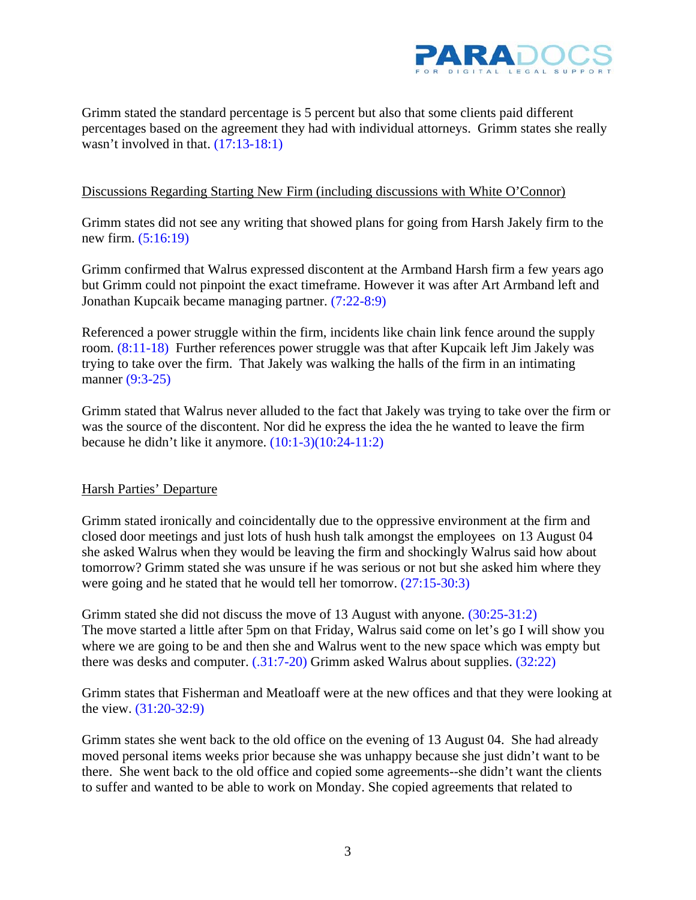Grimm stated the standard percentage is 5 percent but also that some clients paid different percentages based on the agreement they had with individual attorneys. Grimm states she really wasn't involved in that. (17:13-18:1)

Discussions Regarding Starting New Firm (including discussions with White O'Connor)

Grimm states did not see any writing that showed plans for going from Harsh Jakely firm to the new firm. (5:16:19)

Grimm confirmed that Walrus expressed discontent at the Armband Harsh firm a few years ago but Grimm could not pinpoint the exact timeframe. However it was after Art Armband left and Jonathan Kupcaik became managing partner. (7:22-8:9)

Referenced a power struggle within the firm, incidents like chain link fence around the supply room. (8:11-18) Further references power struggle was that after Kupcaik left Jim Jakely was trying to take over the firm. That Jakely was walking the halls of the firm in an intimating manner (9:3-25)

Grimm stated that Walrus never alluded to the fact that Jakely was trying to take over the firm or was the source of the discontent. Nor did he express the idea the he wanted to leave the firm because he didn't like it anymore. (10:1-3)(10:24-11:2)

Harsh Parties' Departure

Grimm stated ironically and coincidentally due to the oppressive environment at the firm and closed door meetings and just lots of hush hush talk amongst the employees on 13 August 04 she asked Walrus when they would be leaving the firm and shockingly Walrus said how about tomorrow? Grimm stated she was unsure if he was serious or not but she asked him where they were going and he stated that he would tell her tomorrow. (27:15-30:3)

Grimm stated she did not discuss the move of 13 August with anyone. (30:25-31:2)
The move started a little after 5pm on that Friday, Walrus said come on let's go I will show you where we are going to be and then she and Walrus went to the new space which was empty but there was desks and computer. (.31:7-20) Grimm asked Walrus about supplies. (32:22)

Grimm states that Fisherman and Meatloaff were at the new offices and that they were looking at the view. (31:20-32:9)

Grimm states she went back to the old office on the evening of 13 August 04. She had already moved personal items weeks prior because she was unhappy because she just didn't want to be there. She went back to the old office and copied some agreements--she didn't want the clients to suffer and wanted to be able to work on Monday. She copied agreements that related to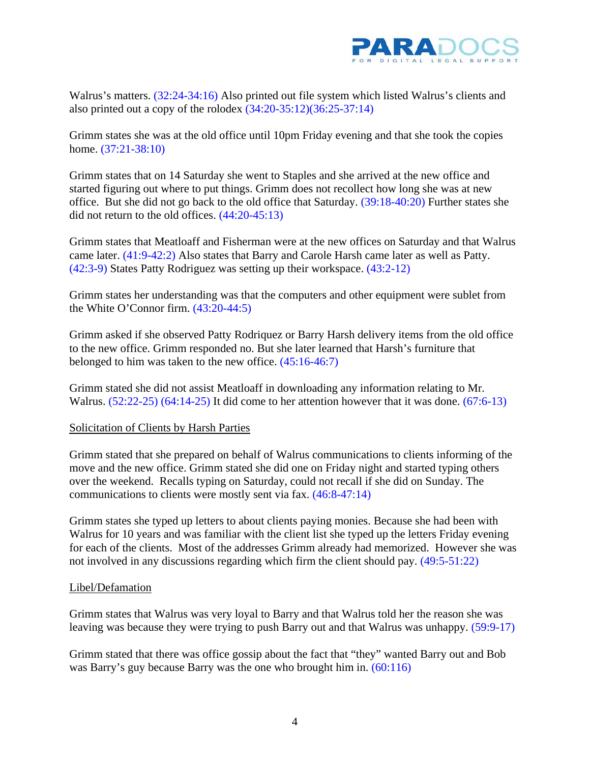Walrus's matters. (32:24-34:16) Also printed out file system which listed Walrus's clients and also printed out a copy of the rolodex (34:20-35:12)(36:25-37:14)

Grimm states she was at the old office until 10pm Friday evening and that she took the copies home. (37:21-38:10)

Grimm states that on 14 Saturday she went to Staples and she arrived at the new office and started figuring out where to put things. Grimm does not recollect how long she was at new office. But she did not go back to the old office that Saturday. (39:18-40:20) Further states she did not return to the old offices. (44:20-45:13)

Grimm states that Meatloaff and Fisherman were at the new offices on Saturday and that Walrus came later. (41:9-42:2) Also states that Barry and Carole Harsh came later as well as Patty. (42:3-9) States Patty Rodriguez was setting up their workspace. (43:2-12)

Grimm states her understanding was that the computers and other equipment were sublet from the White O'Connor firm. (43:20-44:5)

Grimm asked if she observed Patty Rodriquez or Barry Harsh delivery items from the old office to the new office. Grimm responded no. But she later learned that Harsh's furniture that belonged to him was taken to the new office. (45:16-46:7)

Grimm stated she did not assist Meatloaff in downloading any information relating to Mr. Walrus. (52:22-25) (64:14-25) It did come to her attention however that it was done. (67:6-13)

<u>Solicitation of Clients by Harsh Parties</u>

Grimm stated that she prepared on behalf of Walrus communications to clients informing of the move and the new office. Grimm stated she did one on Friday night and started typing others over the weekend. Recalls typing on Saturday, could not recall if she did on Sunday. The communications to clients were mostly sent via fax. (46:8-47:14)

Grimm states she typed up letters to about clients paying monies. Because she had been with Walrus for 10 years and was familiar with the client list she typed up the letters Friday evening for each of the clients. Most of the addresses Grimm already had memorized. However she was not involved in any discussions regarding which firm the client should pay. (49:5-51:22)

<u>Libel/Defamation</u>

Grimm states that Walrus was very loyal to Barry and that Walrus told her the reason she was leaving was because they were trying to push Barry out and that Walrus was unhappy. (59:9-17)

Grimm stated that there was office gossip about the fact that "they" wanted Barry out and Bob was Barry's guy because Barry was the one who brought him in. (60:116)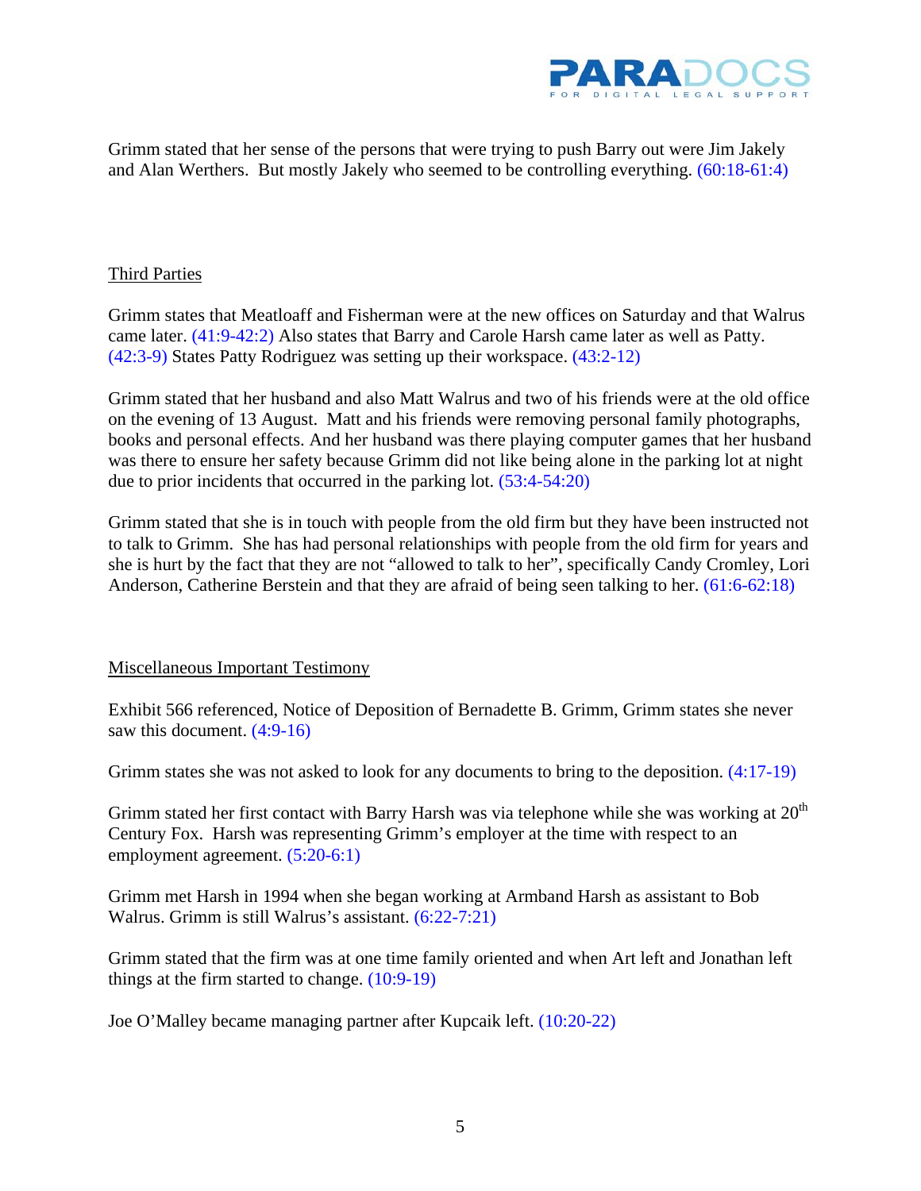Grimm stated that her sense of the persons that were trying to push Barry out were Jim Jakely and Alan Werthers. But mostly Jakely who seemed to be controlling everything. (60:18-61:4)

Third Parties

Grimm states that Meatloaff and Fisherman were at the new offices on Saturday and that Walrus came later. (41:9-42:2) Also states that Barry and Carole Harsh came later as well as Patty. (42:3-9) States Patty Rodriguez was setting up their workspace. (43:2-12)

Grimm stated that her husband and also Matt Walrus and two of his friends were at the old office on the evening of 13 August. Matt and his friends were removing personal family photographs, books and personal effects. And her husband was there playing computer games that her husband was there to ensure her safety because Grimm did not like being alone in the parking lot at night due to prior incidents that occurred in the parking lot. (53:4-54:20)

Grimm stated that she is in touch with people from the old firm but they have been instructed not to talk to Grimm. She has had personal relationships with people from the old firm for years and she is hurt by the fact that they are not "allowed to talk to her", specifically Candy Cromley, Lori Anderson, Catherine Berstein and that they are afraid of being seen talking to her. (61:6-62:18)

Miscellaneous Important Testimony

Exhibit 566 referenced, Notice of Deposition of Bernadette B. Grimm, Grimm states she never saw this document. (4:9-16)

Grimm states she was not asked to look for any documents to bring to the deposition. (4:17-19)

Grimm stated her first contact with Barry Harsh was via telephone while she was working at 20th Century Fox. Harsh was representing Grimm's employer at the time with respect to an employment agreement. (5:20-6:1)

Grimm met Harsh in 1994 when she began working at Armband Harsh as assistant to Bob Walrus. Grimm is still Walrus's assistant. (6:22-7:21)

Grimm stated that the firm was at one time family oriented and when Art left and Jonathan left things at the firm started to change. (10:9-19)

Joe O'Malley became managing partner after Kupcaik left. (10:20-22)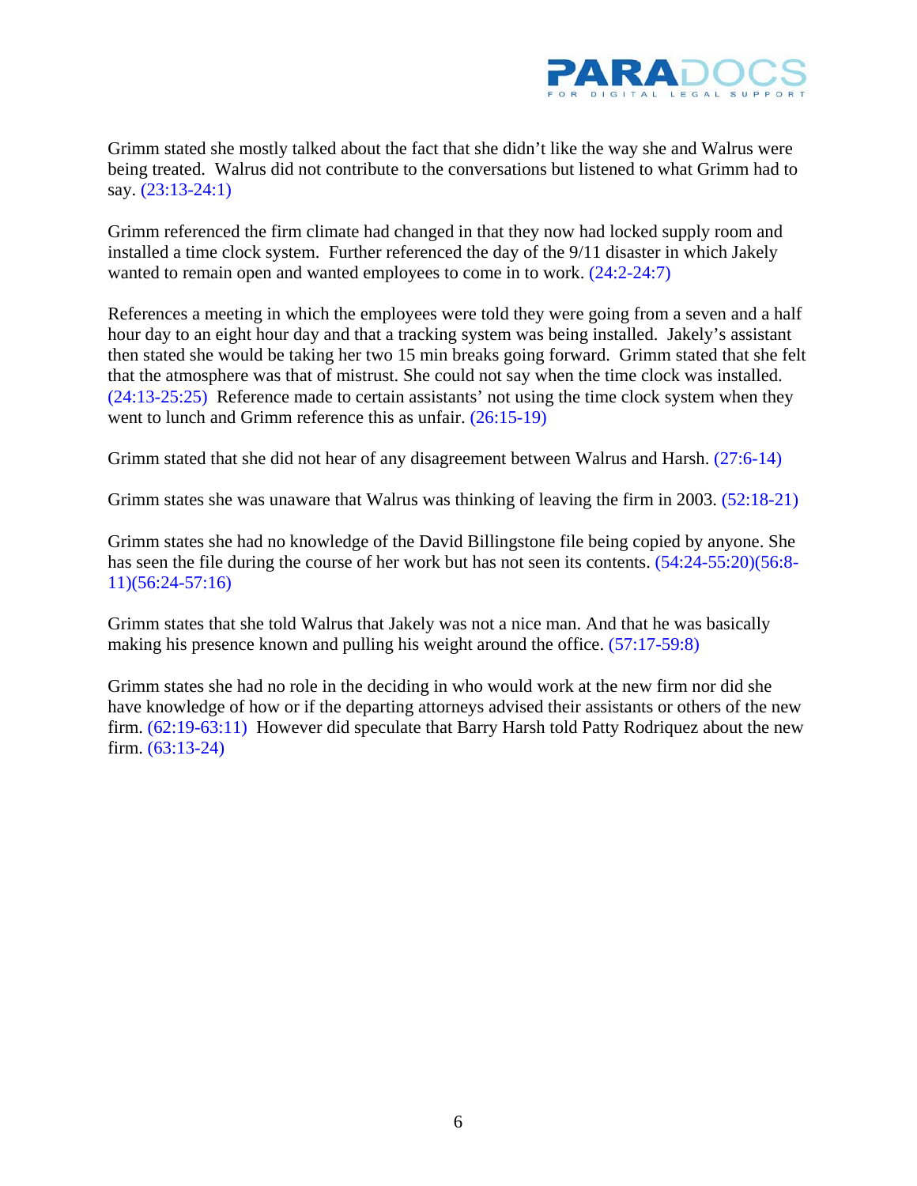Grimm stated she mostly talked about the fact that she didn't like the way she and Walrus were being treated. Walrus did not contribute to the conversations but listened to what Grimm had to say. (23:13-24:1)

Grimm referenced the firm climate had changed in that they now had locked supply room and installed a time clock system. Further referenced the day of the 9/11 disaster in which Jakely wanted to remain open and wanted employees to come in to work. (24:2-24:7)

References a meeting in which the employees were told they were going from a seven and a half hour day to an eight hour day and that a tracking system was being installed. Jakely's assistant then stated she would be taking her two 15 min breaks going forward. Grimm stated that she felt that the atmosphere was that of mistrust. She could not say when the time clock was installed. (24:13-25:25) Reference made to certain assistants' not using the time clock system when they went to lunch and Grimm reference this as unfair. (26:15-19)

Grimm stated that she did not hear of any disagreement between Walrus and Harsh. (27:6-14)

Grimm states she was unaware that Walrus was thinking of leaving the firm in 2003. (52:18-21)

Grimm states she had no knowledge of the David Billingstone file being copied by anyone. She has seen the file during the course of her work but has not seen its contents. (54:24-55:20)(56:8-11)(56:24-57:16)

Grimm states that she told Walrus that Jakely was not a nice man. And that he was basically making his presence known and pulling his weight around the office. (57:17-59:8)

Grimm states she had no role in the deciding in who would work at the new firm nor did she have knowledge of how or if the departing attorneys advised their assistants or others of the new firm. (62:19-63:11) However did speculate that Barry Harsh told Patty Rodriquez about the new firm. (63:13-24)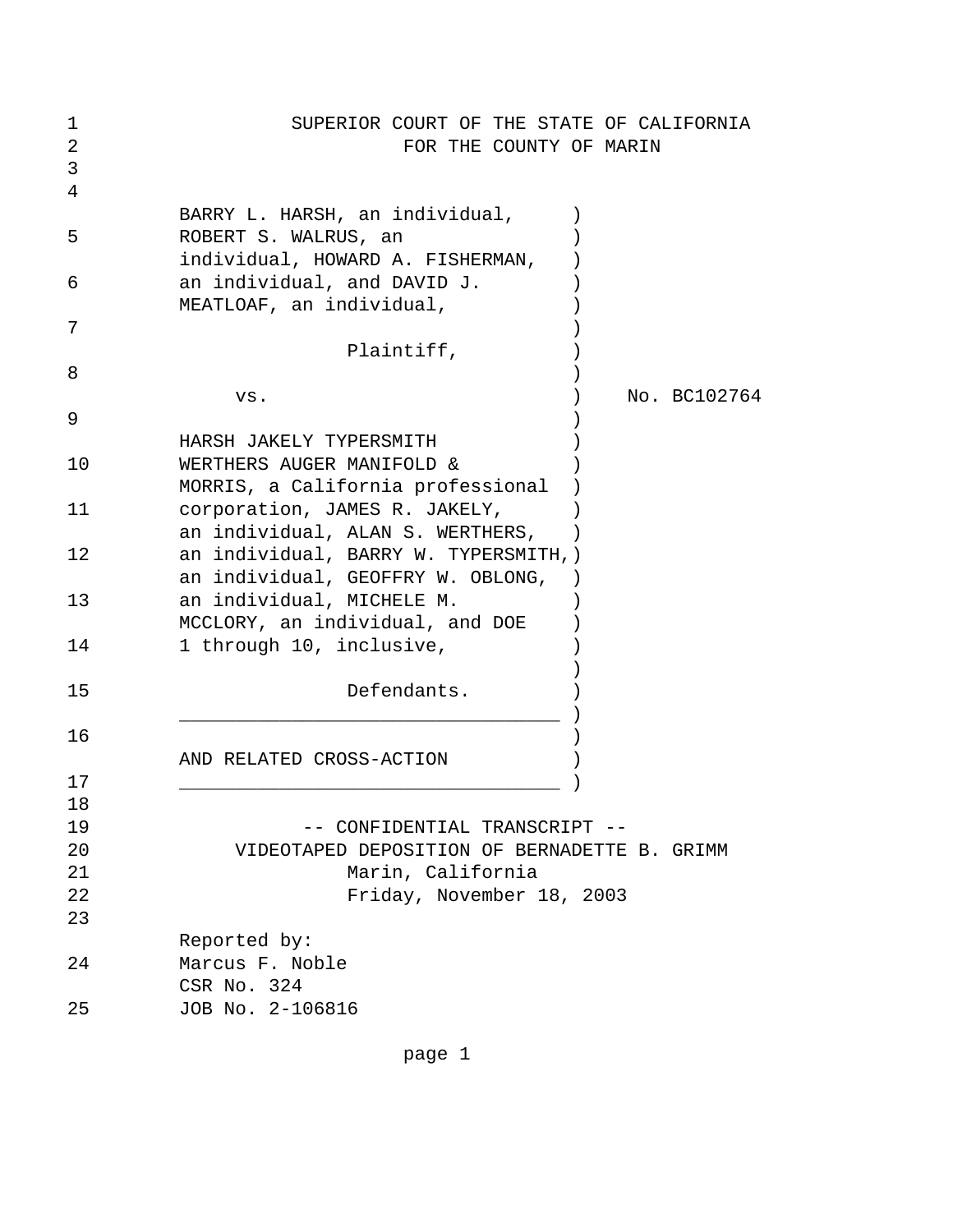SUPERIOR COURT OF THE STATE OF CALIFORNIA
FOR THE COUNTY OF MARIN

```
1                 SUPERIOR COURT OF THE STATE OF CALIFORNIA
2                          FOR THE COUNTY OF MARIN
3
4
         BARRY L. HARSH, an individual,     )
5        ROBERT S. WALRUS, an               )
         individual, HOWARD A. FISHERMAN,   )
6        an individual, and DAVID J.        )
         MEATLOAF, an individual,           )
7                                           )
                        Plaintiff,          )
8                                           )
              vs.                           )    No. BC102764
9                                           )
         HARSH JAKELY TYPERSMITH            )
10       WERTHERS AUGER MANIFOLD &          )
         MORRIS, a California professional  )
11       corporation, JAMES R. JAKELY,      )
         an individual, ALAN S. WERTHERS,   )
12       an individual, BARRY W. TYPERSMITH,)
         an individual, GEOFFRY W. OBLONG,  )
13       an individual, MICHELE M.          )
         MCCLORY, an individual, and DOE    )
14       1 through 10, inclusive,           )
                                            )
15                      Defendants.         )
         __________________________________ )
16                                          )
         AND RELATED CROSS-ACTION           )
17       __________________________________ )
18
19                 -- CONFIDENTIAL TRANSCRIPT --
20            VIDEOTAPED DEPOSITION OF BERNADETTE B. GRIMM
21                      Marin, California
22                      Friday, November 18, 2003
23
         Reported by:
24       Marcus F. Noble
         CSR No. 324
25       JOB No. 2-106816
```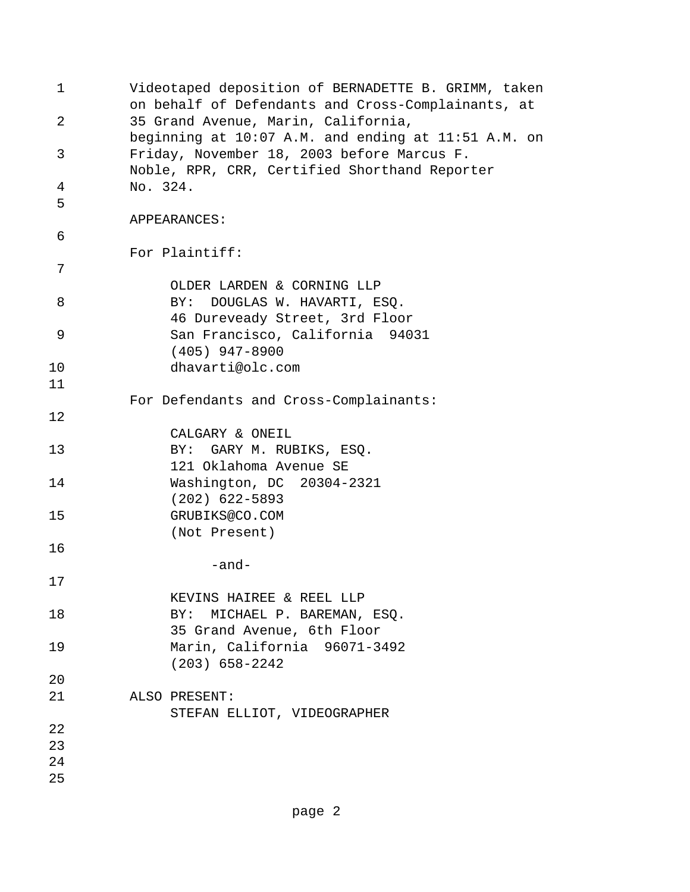Videotaped deposition of BERNADETTE B. GRIMM, taken on behalf of Defendants and Cross-Complainants, at 35 Grand Avenue, Marin, California, beginning at 10:07 A.M. and ending at 11:51 A.M. on Friday, November 18, 2003 before Marcus F. Noble, RPR, CRR, Certified Shorthand Reporter No. 324.

APPEARANCES:

For Plaintiff:

OLDER LARDEN & CORNING LLP
BY: DOUGLAS W. HAVARTI, ESQ.
46 Dureveady Street, 3rd Floor
San Francisco, California 94031
(405) 947-8900
dhavarti@olc.com

For Defendants and Cross-Complainants:

CALGARY & ONEIL
BY: GARY M. RUBIKS, ESQ.
121 Oklahoma Avenue SE
Washington, DC 20304-2321
(202) 622-5893
GRUBIKS@CO.COM
(Not Present)

-and-

KEVINS HAIREE & REEL LLP
BY: MICHAEL P. BAREMAN, ESQ.
35 Grand Avenue, 6th Floor
Marin, California 96071-3492
(203) 658-2242

ALSO PRESENT:
STEFAN ELLIOT, VIDEOGRAPHER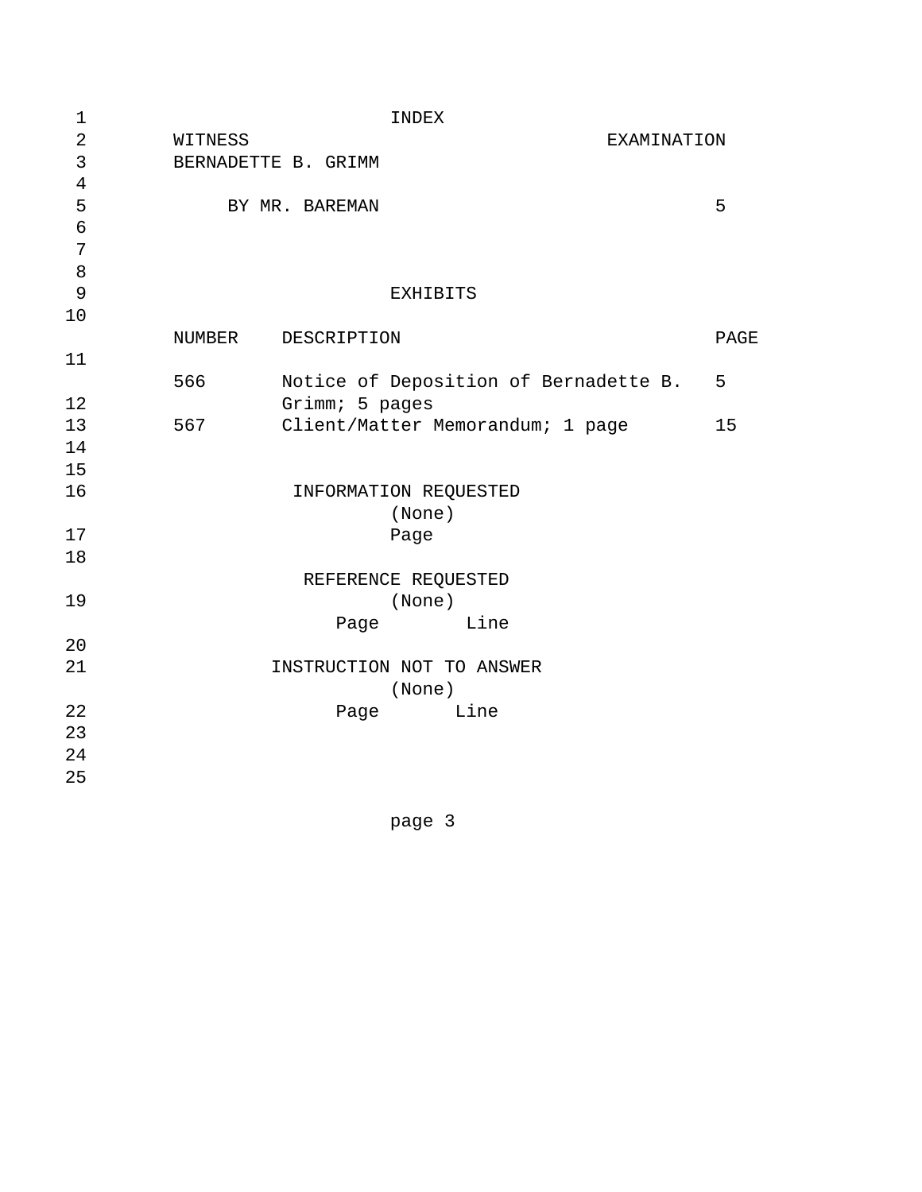# INDEX

| WITNESS | EXAMINATION |
|---|---|
| BERNADETTE B. GRIMM | |
| BY MR. BAREMAN | 5 |

## EXHIBITS

| NUMBER | DESCRIPTION | PAGE |
|---|---|---|
| 566 | Notice of Deposition of Bernadette B. Grimm; 5 pages | 5 |
| 567 | Client/Matter Memorandum; 1 page | 15 |

## INFORMATION REQUESTED

(None)

Page

## REFERENCE REQUESTED

(None)

Page Line

## INSTRUCTION NOT TO ANSWER

(None)

Page Line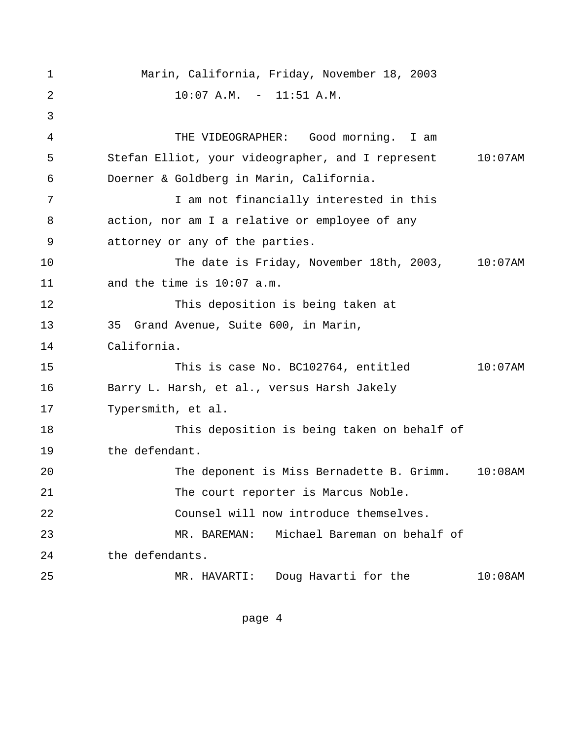1 Marin, California, Friday, November 18, 2003
2 10:07 A.M. - 11:51 A.M.
3
4 THE VIDEOGRAPHER: Good morning. I am
5 Stefan Elliot, your videographer, and I represent 10:07AM
6 Doerner & Goldberg in Marin, California.
7 I am not financially interested in this
8 action, nor am I a relative or employee of any
9 attorney or any of the parties.
10 The date is Friday, November 18th, 2003, 10:07AM
11 and the time is 10:07 a.m.
12 This deposition is being taken at
13 35 Grand Avenue, Suite 600, in Marin,
14 California.
15 This is case No. BC102764, entitled 10:07AM
16 Barry L. Harsh, et al., versus Harsh Jakely
17 Typersmith, et al.
18 This deposition is being taken on behalf of
19 the defendant.
20 The deponent is Miss Bernadette B. Grimm. 10:08AM
21 The court reporter is Marcus Noble.
22 Counsel will now introduce themselves.
23 MR. BAREMAN: Michael Bareman on behalf of
24 the defendants.
25 MR. HAVARTI: Doug Havarti for the 10:08AM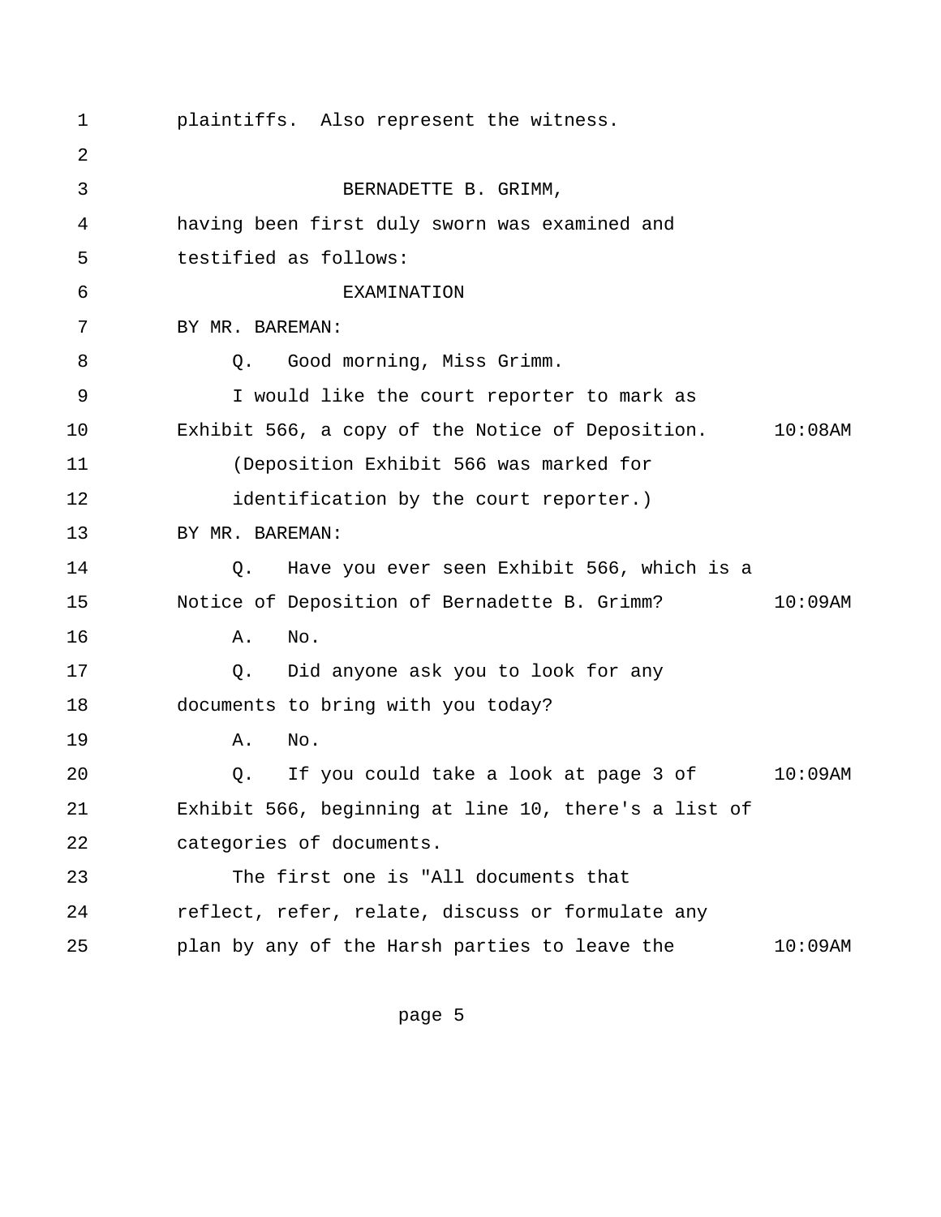plaintiffs. Also represent the witness.

BERNADETTE B. GRIMM,

having been first duly sworn was examined and testified as follows:

EXAMINATION

BY MR. BAREMAN:

Q. Good morning, Miss Grimm.

I would like the court reporter to mark as Exhibit 566, a copy of the Notice of Deposition. 10:08AM

(Deposition Exhibit 566 was marked for identification by the court reporter.)

BY MR. BAREMAN:

Q. Have you ever seen Exhibit 566, which is a Notice of Deposition of Bernadette B. Grimm? 10:09AM

A. No.

Q. Did anyone ask you to look for any documents to bring with you today?

A. No.

Q. If you could take a look at page 3 of 10:09AM Exhibit 566, beginning at line 10, there's a list of categories of documents.

The first one is "All documents that reflect, refer, relate, discuss or formulate any plan by any of the Harsh parties to leave the 10:09AM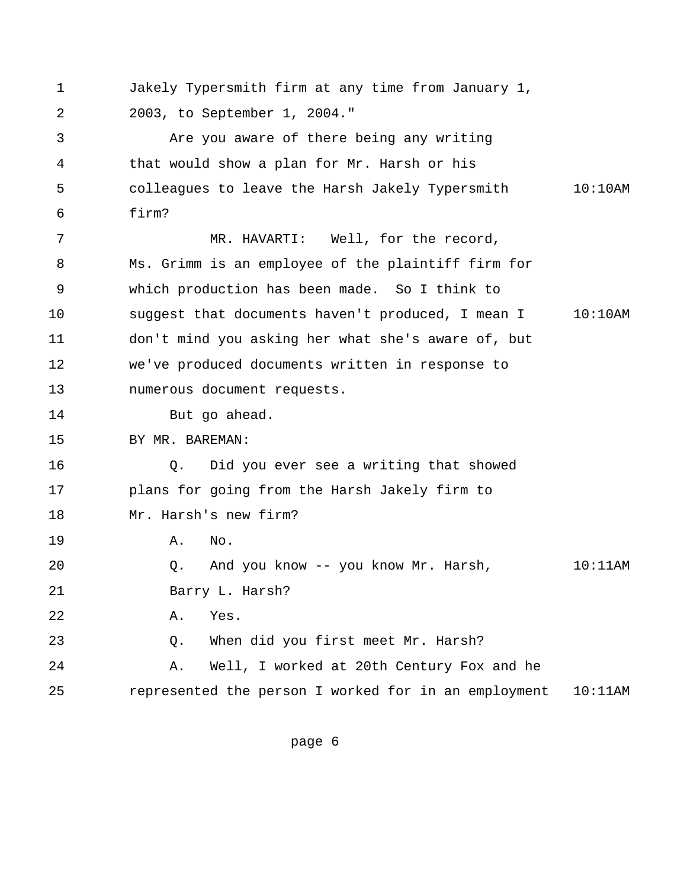1 Jakely Typersmith firm at any time from January 1,
2 2003, to September 1, 2004."
3 Are you aware of there being any writing
4 that would show a plan for Mr. Harsh or his
5 colleagues to leave the Harsh Jakely Typersmith 10:10AM
6 firm?
7 MR. HAVARTI: Well, for the record,
8 Ms. Grimm is an employee of the plaintiff firm for
9 which production has been made. So I think to
10 suggest that documents haven't produced, I mean I 10:10AM
11 don't mind you asking her what she's aware of, but
12 we've produced documents written in response to
13 numerous document requests.
14 But go ahead.
15 BY MR. BAREMAN:
16 Q. Did you ever see a writing that showed
17 plans for going from the Harsh Jakely firm to
18 Mr. Harsh's new firm?
19 A. No.
20 Q. And you know -- you know Mr. Harsh, 10:11AM
21 Barry L. Harsh?
22 A. Yes.
23 Q. When did you first meet Mr. Harsh?
24 A. Well, I worked at 20th Century Fox and he
25 represented the person I worked for in an employment 10:11AM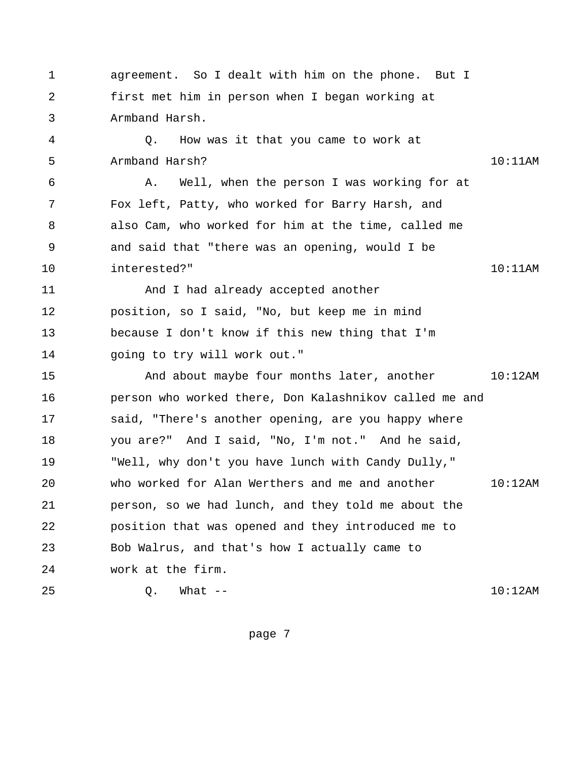agreement. So I dealt with him on the phone. But I first met him in person when I began working at Armband Harsh.

Q. How was it that you came to work at Armband Harsh?

A. Well, when the person I was working for at Fox left, Patty, who worked for Barry Harsh, and also Cam, who worked for him at the time, called me and said that "there was an opening, would I be interested?"

And I had already accepted another position, so I said, "No, but keep me in mind because I don't know if this new thing that I'm going to try will work out."

And about maybe four months later, another person who worked there, Don Kalashnikov called me and said, "There's another opening, are you happy where you are?" And I said, "No, I'm not." And he said, "Well, why don't you have lunch with Candy Dully," who worked for Alan Werthers and me and another person, so we had lunch, and they told me about the position that was opened and they introduced me to Bob Walrus, and that's how I actually came to work at the firm.

Q. What --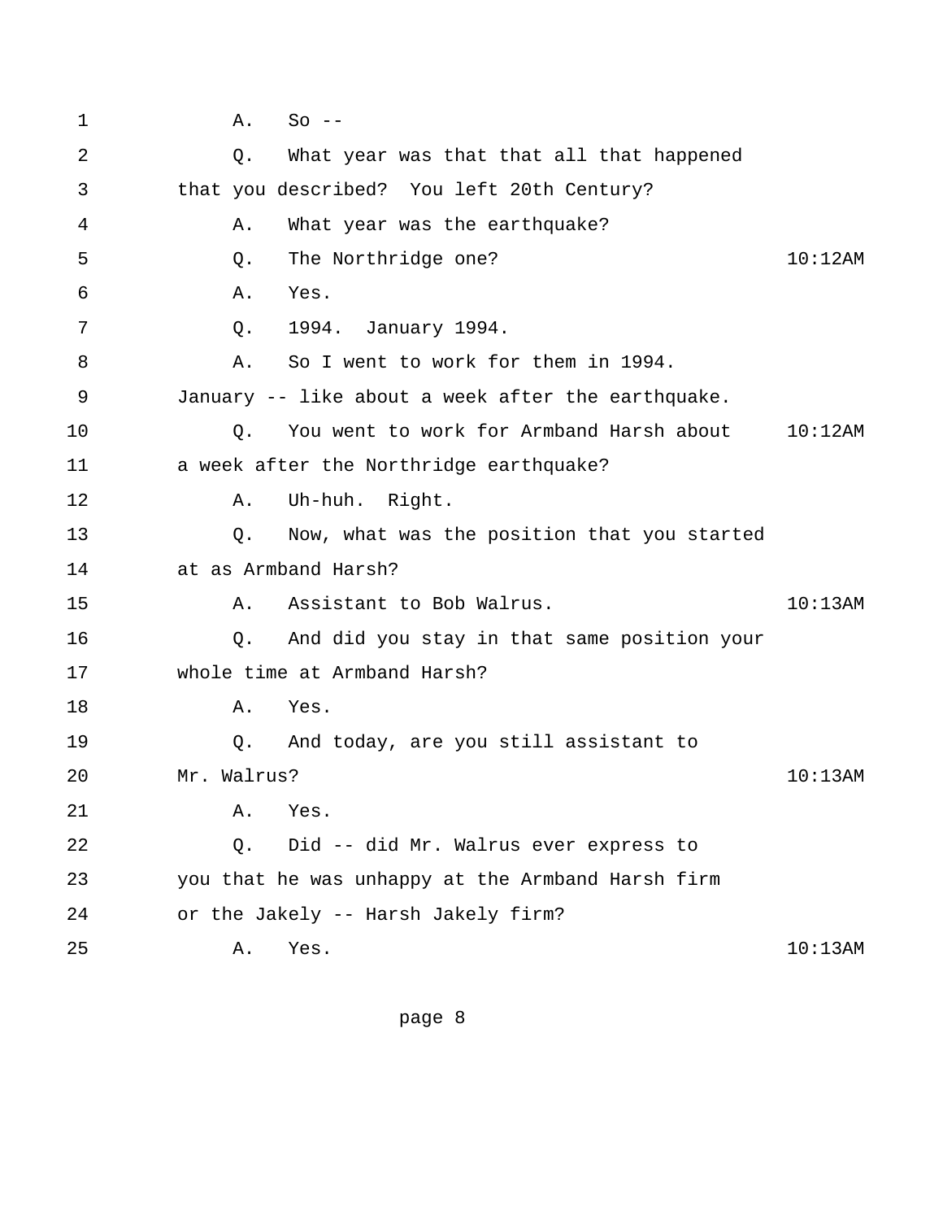1 A. So --

2 Q. What year was that that all that happened

3 that you described? You left 20th Century?

4 A. What year was the earthquake?

5 Q. The Northridge one? 10:12AM

6 A. Yes.

7 Q. 1994. January 1994.

8 A. So I went to work for them in 1994.

9 January -- like about a week after the earthquake.

10 Q. You went to work for Armband Harsh about 10:12AM

11 a week after the Northridge earthquake?

12 A. Uh-huh. Right.

13 Q. Now, what was the position that you started

14 at as Armband Harsh?

15 A. Assistant to Bob Walrus. 10:13AM

16 Q. And did you stay in that same position your

17 whole time at Armband Harsh?

18 A. Yes.

19 Q. And today, are you still assistant to

20 Mr. Walrus? 10:13AM

21 A. Yes.

22 Q. Did -- did Mr. Walrus ever express to

23 you that he was unhappy at the Armband Harsh firm

24 or the Jakely -- Harsh Jakely firm?

25 A. Yes. 10:13AM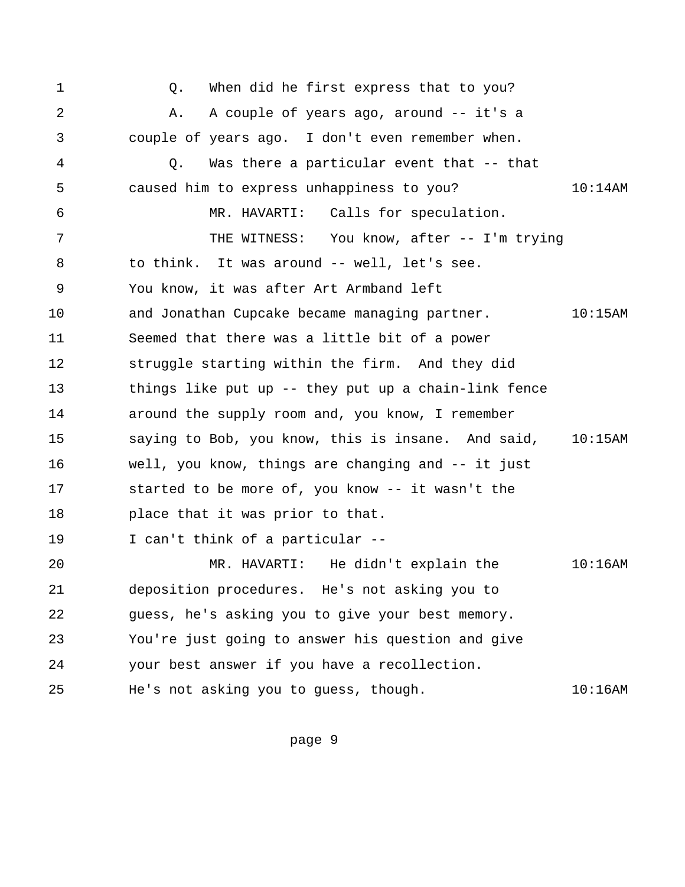1 Q. When did he first express that to you?
2 A. A couple of years ago, around -- it's a
3 couple of years ago. I don't even remember when.
4 Q. Was there a particular event that -- that
5 caused him to express unhappiness to you? 10:14AM
6 MR. HAVARTI: Calls for speculation.
7 THE WITNESS: You know, after -- I'm trying
8 to think. It was around -- well, let's see.
9 You know, it was after Art Armband left
10 and Jonathan Cupcake became managing partner. 10:15AM
11 Seemed that there was a little bit of a power
12 struggle starting within the firm. And they did
13 things like put up -- they put up a chain-link fence
14 around the supply room and, you know, I remember
15 saying to Bob, you know, this is insane. And said, 10:15AM
16 well, you know, things are changing and -- it just
17 started to be more of, you know -- it wasn't the
18 place that it was prior to that.
19 I can't think of a particular --
20 MR. HAVARTI: He didn't explain the 10:16AM
21 deposition procedures. He's not asking you to
22 guess, he's asking you to give your best memory.
23 You're just going to answer his question and give
24 your best answer if you have a recollection.
25 He's not asking you to guess, though. 10:16AM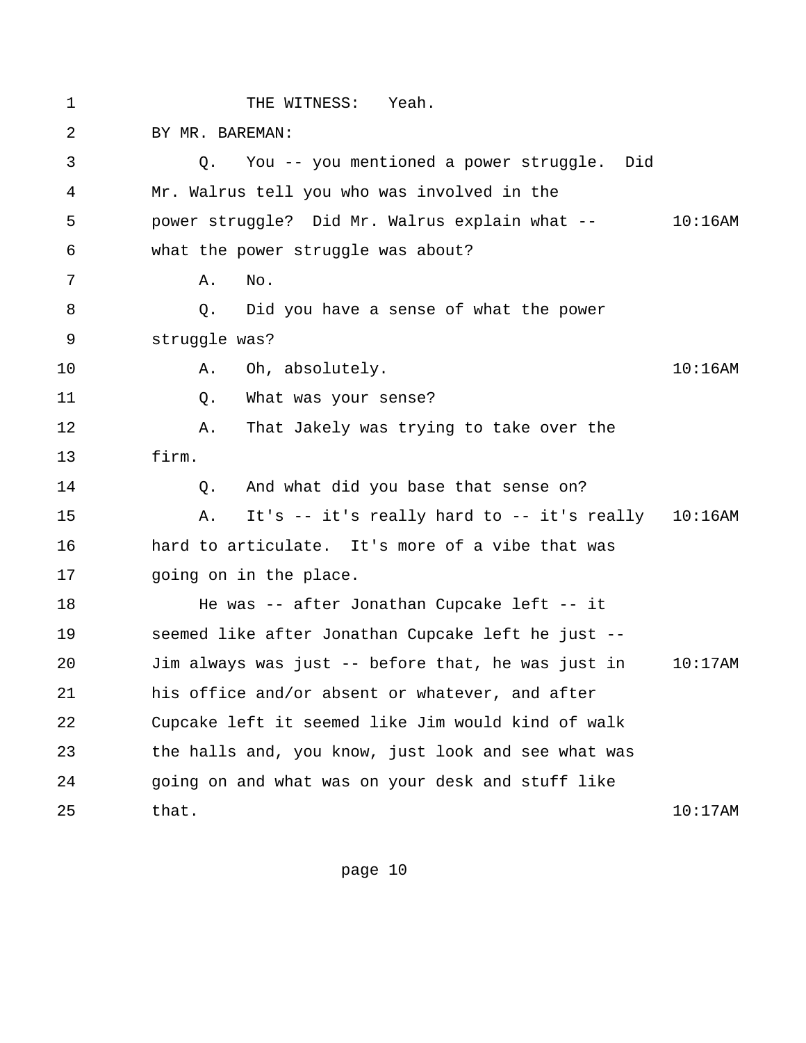THE WITNESS: Yeah.

BY MR. BAREMAN:

Q. You -- you mentioned a power struggle. Did Mr. Walrus tell you who was involved in the power struggle? Did Mr. Walrus explain what -- what the power struggle was about?

A. No.

Q. Did you have a sense of what the power struggle was?

A. Oh, absolutely.

Q. What was your sense?

A. That Jakely was trying to take over the firm.

Q. And what did you base that sense on?

A. It's -- it's really hard to -- it's really hard to articulate. It's more of a vibe that was going on in the place.

He was -- after Jonathan Cupcake left -- it seemed like after Jonathan Cupcake left he just -- Jim always was just -- before that, he was just in his office and/or absent or whatever, and after Cupcake left it seemed like Jim would kind of walk the halls and, you know, just look and see what was going on and what was on your desk and stuff like that.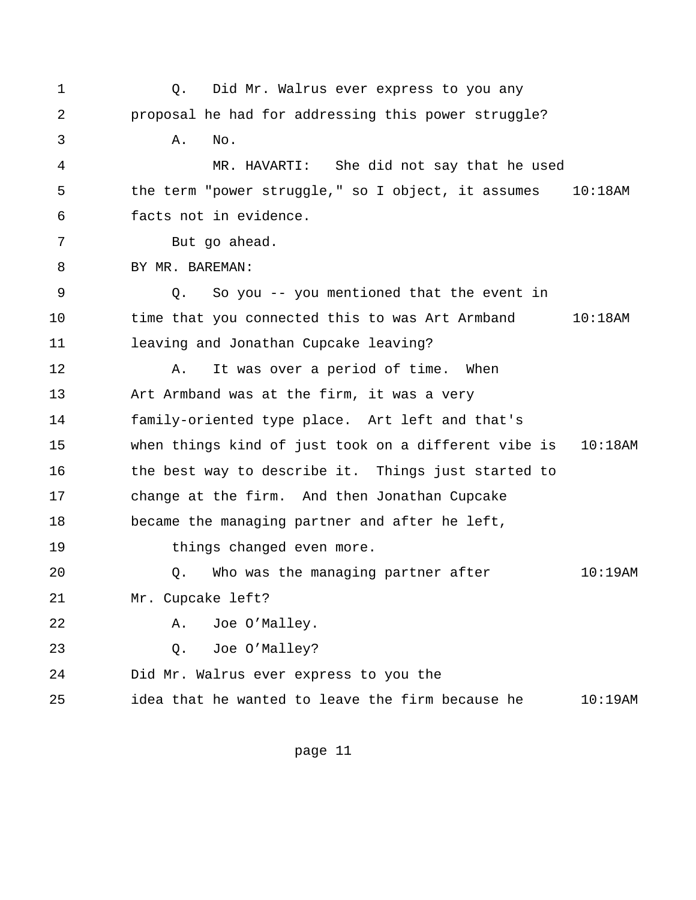1 Q. Did Mr. Walrus ever express to you any
2 proposal he had for addressing this power struggle?
3 A. No.
4 MR. HAVARTI: She did not say that he used
5 the term "power struggle," so I object, it assumes 10:18AM
6 facts not in evidence.
7 But go ahead.
8 BY MR. BAREMAN:
9 Q. So you -- you mentioned that the event in
10 time that you connected this to was Art Armband 10:18AM
11 leaving and Jonathan Cupcake leaving?
12 A. It was over a period of time. When
13 Art Armband was at the firm, it was a very
14 family-oriented type place. Art left and that's
15 when things kind of just took on a different vibe is 10:18AM
16 the best way to describe it. Things just started to
17 change at the firm. And then Jonathan Cupcake
18 became the managing partner and after he left,
19 things changed even more.
20 Q. Who was the managing partner after 10:19AM
21 Mr. Cupcake left?
22 A. Joe O'Malley.
23 Q. Joe O'Malley?
24 Did Mr. Walrus ever express to you the
25 idea that he wanted to leave the firm because he 10:19AM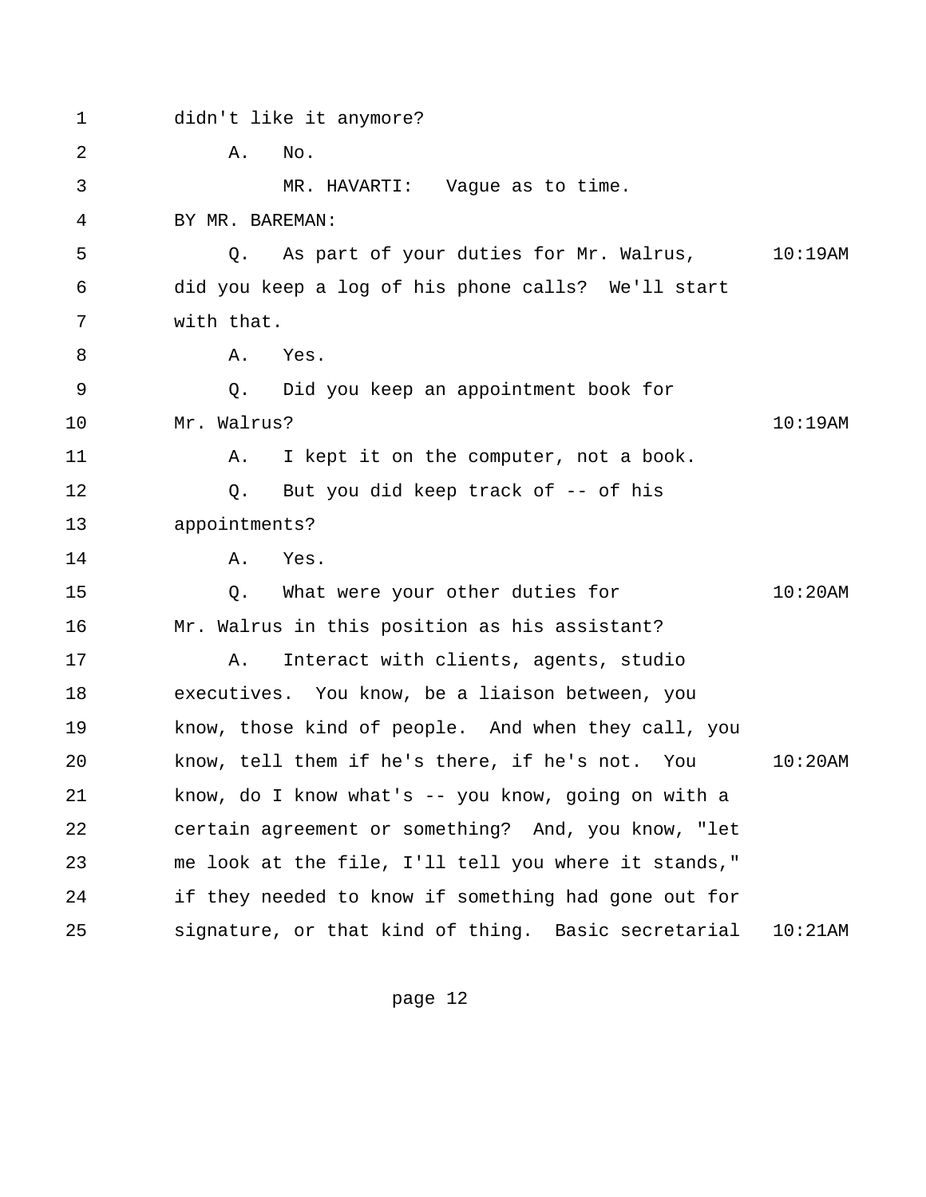1 didn't like it anymore?

2 A. No.

3 MR. HAVARTI: Vague as to time.

4 BY MR. BAREMAN:

5 Q. As part of your duties for Mr. Walrus, 10:19AM

6 did you keep a log of his phone calls? We'll start

7 with that.

8 A. Yes.

9 Q. Did you keep an appointment book for

10 Mr. Walrus? 10:19AM

11 A. I kept it on the computer, not a book.

12 Q. But you did keep track of -- of his

13 appointments?

14 A. Yes.

15 Q. What were your other duties for 10:20AM

16 Mr. Walrus in this position as his assistant?

17 A. Interact with clients, agents, studio

18 executives. You know, be a liaison between, you

19 know, those kind of people. And when they call, you

20 know, tell them if he's there, if he's not. You 10:20AM

21 know, do I know what's -- you know, going on with a

22 certain agreement or something? And, you know, "let

23 me look at the file, I'll tell you where it stands,"

24 if they needed to know if something had gone out for

25 signature, or that kind of thing. Basic secretarial 10:21AM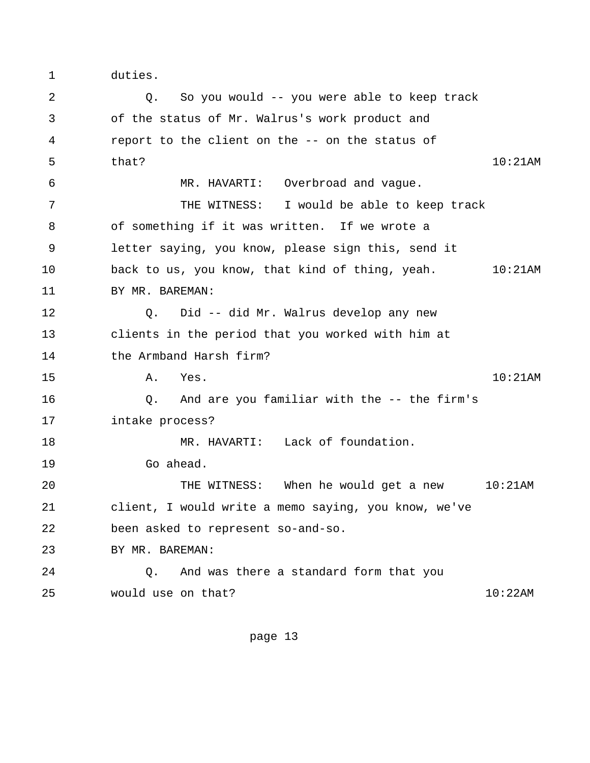1 duties.

2 Q. So you would -- you were able to keep track

3 of the status of Mr. Walrus's work product and

4 report to the client on the -- on the status of

5 that? 10:21AM

6 MR. HAVARTI: Overbroad and vague.

7 THE WITNESS: I would be able to keep track

8 of something if it was written. If we wrote a

9 letter saying, you know, please sign this, send it

10 back to us, you know, that kind of thing, yeah. 10:21AM

11 BY MR. BAREMAN:

12 Q. Did -- did Mr. Walrus develop any new

13 clients in the period that you worked with him at

14 the Armband Harsh firm?

15 A. Yes. 10:21AM

16 Q. And are you familiar with the -- the firm's

17 intake process?

18 MR. HAVARTI: Lack of foundation.

19 Go ahead.

20 THE WITNESS: When he would get a new 10:21AM

21 client, I would write a memo saying, you know, we've

22 been asked to represent so-and-so.

23 BY MR. BAREMAN:

24 Q. And was there a standard form that you

25 would use on that? 10:22AM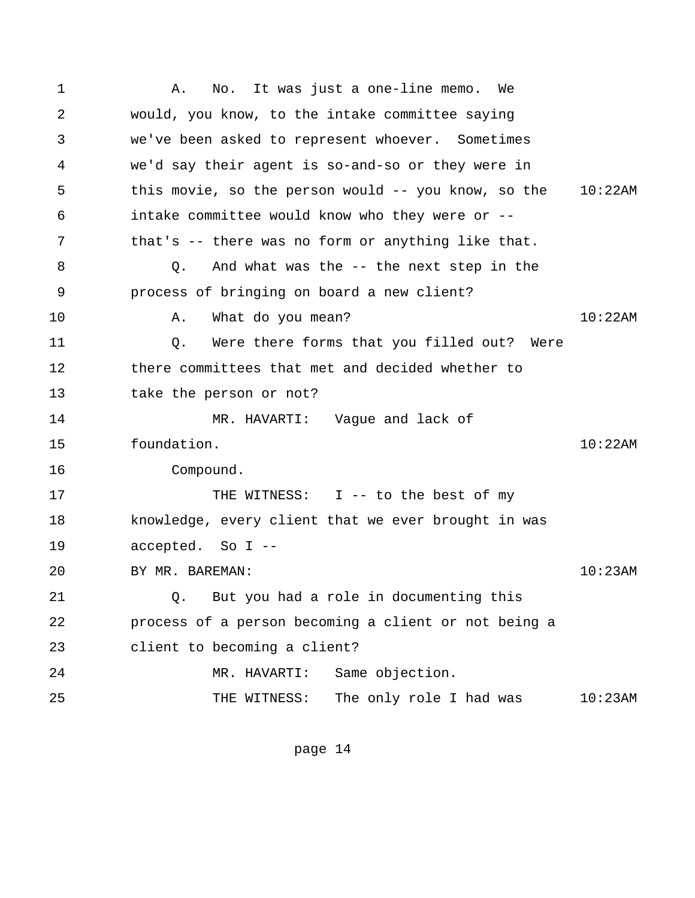A. No. It was just a one-line memo. We would, you know, to the intake committee saying we've been asked to represent whoever. Sometimes we'd say their agent is so-and-so or they were in this movie, so the person would -- you know, so the intake committee would know who they were or -- that's -- there was no form or anything like that.

Q. And what was the -- the next step in the process of bringing on board a new client?

A. What do you mean?

Q. Were there forms that you filled out? Were there committees that met and decided whether to take the person or not?

MR. HAVARTI: Vague and lack of foundation.

Compound.

THE WITNESS: I -- to the best of my knowledge, every client that we ever brought in was accepted. So I --

BY MR. BAREMAN:

Q. But you had a role in documenting this process of a person becoming a client or not being a client to becoming a client?

MR. HAVARTI: Same objection.

THE WITNESS: The only role I had was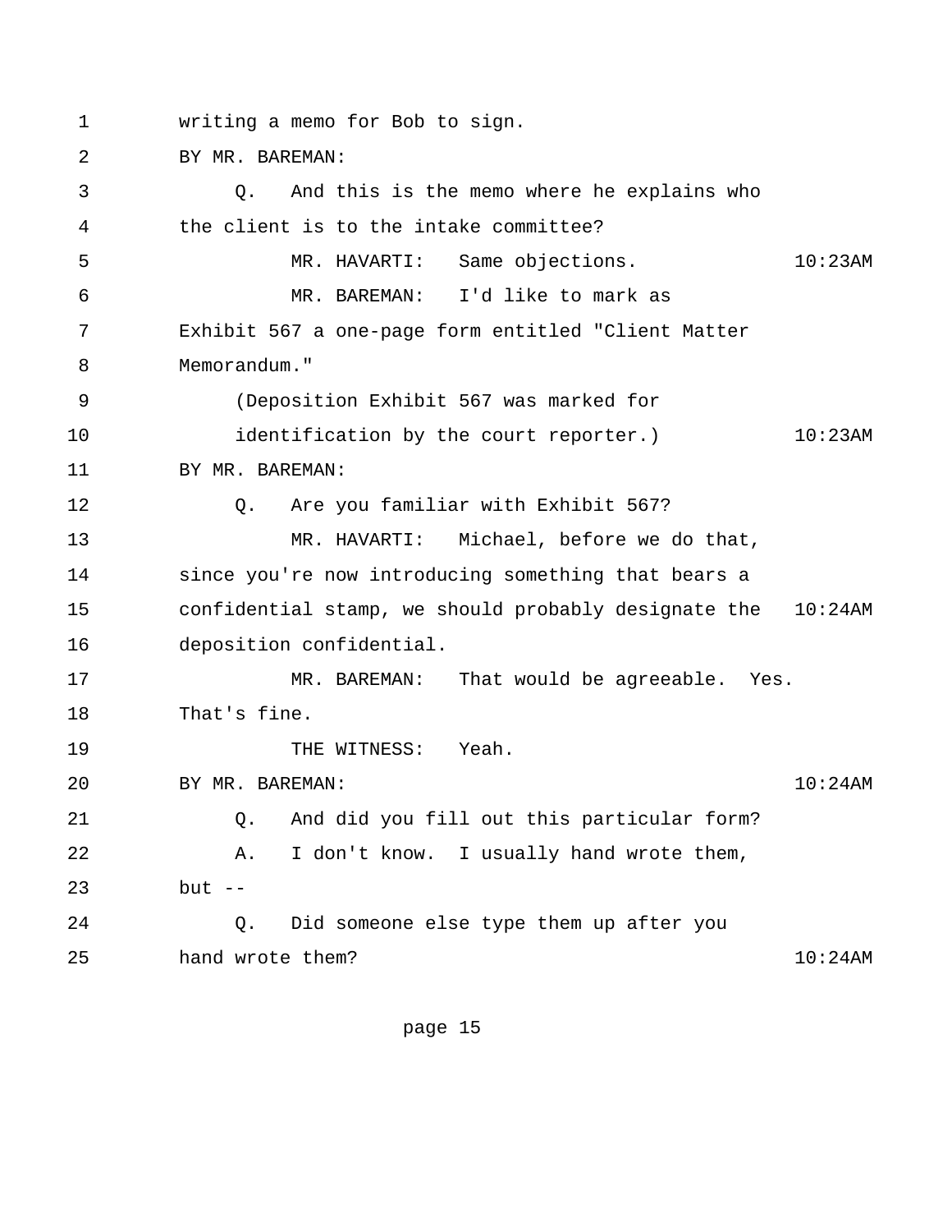1 writing a memo for Bob to sign.

2 BY MR. BAREMAN:

3 Q. And this is the memo where he explains who

4 the client is to the intake committee?

5 MR. HAVARTI: Same objections. 10:23AM

6 MR. BAREMAN: I'd like to mark as

7 Exhibit 567 a one-page form entitled "Client Matter

8 Memorandum."

9 (Deposition Exhibit 567 was marked for

10 identification by the court reporter.) 10:23AM

11 BY MR. BAREMAN:

12 Q. Are you familiar with Exhibit 567?

13 MR. HAVARTI: Michael, before we do that,

14 since you're now introducing something that bears a

15 confidential stamp, we should probably designate the 10:24AM

16 deposition confidential.

17 MR. BAREMAN: That would be agreeable. Yes.

18 That's fine.

19 THE WITNESS: Yeah.

20 BY MR. BAREMAN: 10:24AM

21 Q. And did you fill out this particular form?

22 A. I don't know. I usually hand wrote them,

23 but --

24 Q. Did someone else type them up after you

25 hand wrote them? 10:24AM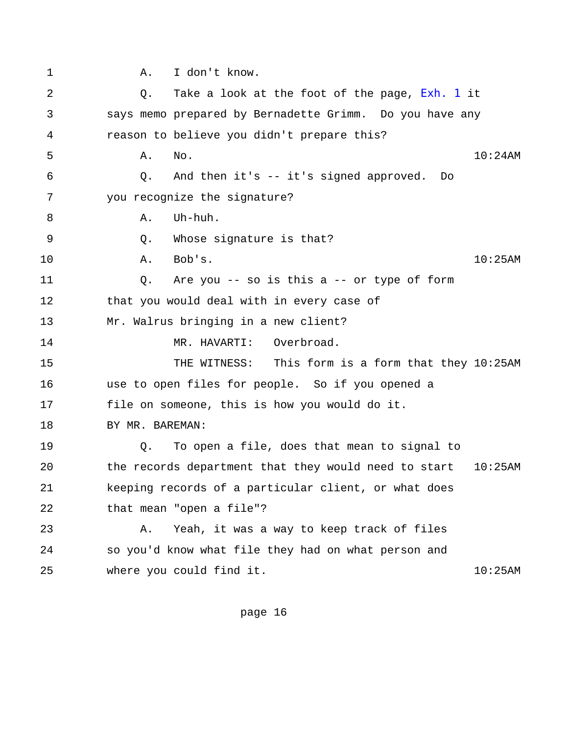1 A. I don't know.

2 Q. Take a look at the foot of the page, Exh. 1 it

3 says memo prepared by Bernadette Grimm. Do you have any

4 reason to believe you didn't prepare this?

5 A. No. 10:24AM

6 Q. And then it's -- it's signed approved. Do

7 you recognize the signature?

8 A. Uh-huh.

9 Q. Whose signature is that?

10 A. Bob's. 10:25AM

11 Q. Are you -- so is this a -- or type of form

12 that you would deal with in every case of

13 Mr. Walrus bringing in a new client?

14 MR. HAVARTI: Overbroad.

15 THE WITNESS: This form is a form that they 10:25AM

16 use to open files for people. So if you opened a

17 file on someone, this is how you would do it.

18 BY MR. BAREMAN:

19 Q. To open a file, does that mean to signal to

20 the records department that they would need to start 10:25AM

21 keeping records of a particular client, or what does

22 that mean "open a file"?

23 A. Yeah, it was a way to keep track of files

24 so you'd know what file they had on what person and

25 where you could find it. 10:25AM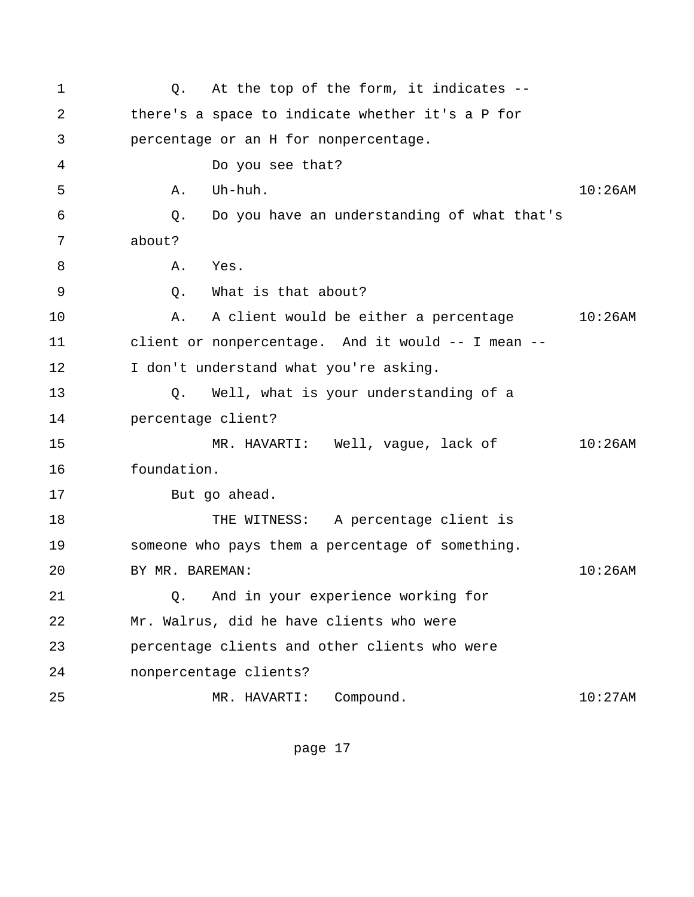1 Q. At the top of the form, it indicates --
2 there's a space to indicate whether it's a P for
3 percentage or an H for nonpercentage.
4 Do you see that?
5 A. Uh-huh. 10:26AM
6 Q. Do you have an understanding of what that's
7 about?
8 A. Yes.
9 Q. What is that about?
10 A. A client would be either a percentage 10:26AM
11 client or nonpercentage. And it would -- I mean --
12 I don't understand what you're asking.
13 Q. Well, what is your understanding of a
14 percentage client?
15 MR. HAVARTI: Well, vague, lack of 10:26AM
16 foundation.
17 But go ahead.
18 THE WITNESS: A percentage client is
19 someone who pays them a percentage of something.
20 BY MR. BAREMAN: 10:26AM
21 Q. And in your experience working for
22 Mr. Walrus, did he have clients who were
23 percentage clients and other clients who were
24 nonpercentage clients?
25 MR. HAVARTI: Compound. 10:27AM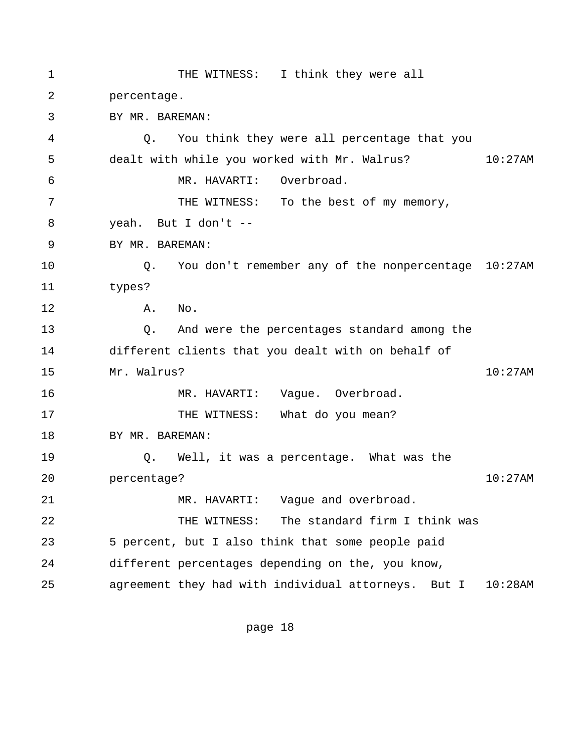1 THE WITNESS: I think they were all
2 percentage.
3 BY MR. BAREMAN:
4 Q. You think they were all percentage that you
5 dealt with while you worked with Mr. Walrus? 10:27AM
6 MR. HAVARTI: Overbroad.
7 THE WITNESS: To the best of my memory,
8 yeah. But I don't --
9 BY MR. BAREMAN:
10 Q. You don't remember any of the nonpercentage 10:27AM
11 types?
12 A. No.
13 Q. And were the percentages standard among the
14 different clients that you dealt with on behalf of
15 Mr. Walrus? 10:27AM
16 MR. HAVARTI: Vague. Overbroad.
17 THE WITNESS: What do you mean?
18 BY MR. BAREMAN:
19 Q. Well, it was a percentage. What was the
20 percentage? 10:27AM
21 MR. HAVARTI: Vague and overbroad.
22 THE WITNESS: The standard firm I think was
23 5 percent, but I also think that some people paid
24 different percentages depending on the, you know,
25 agreement they had with individual attorneys. But I 10:28AM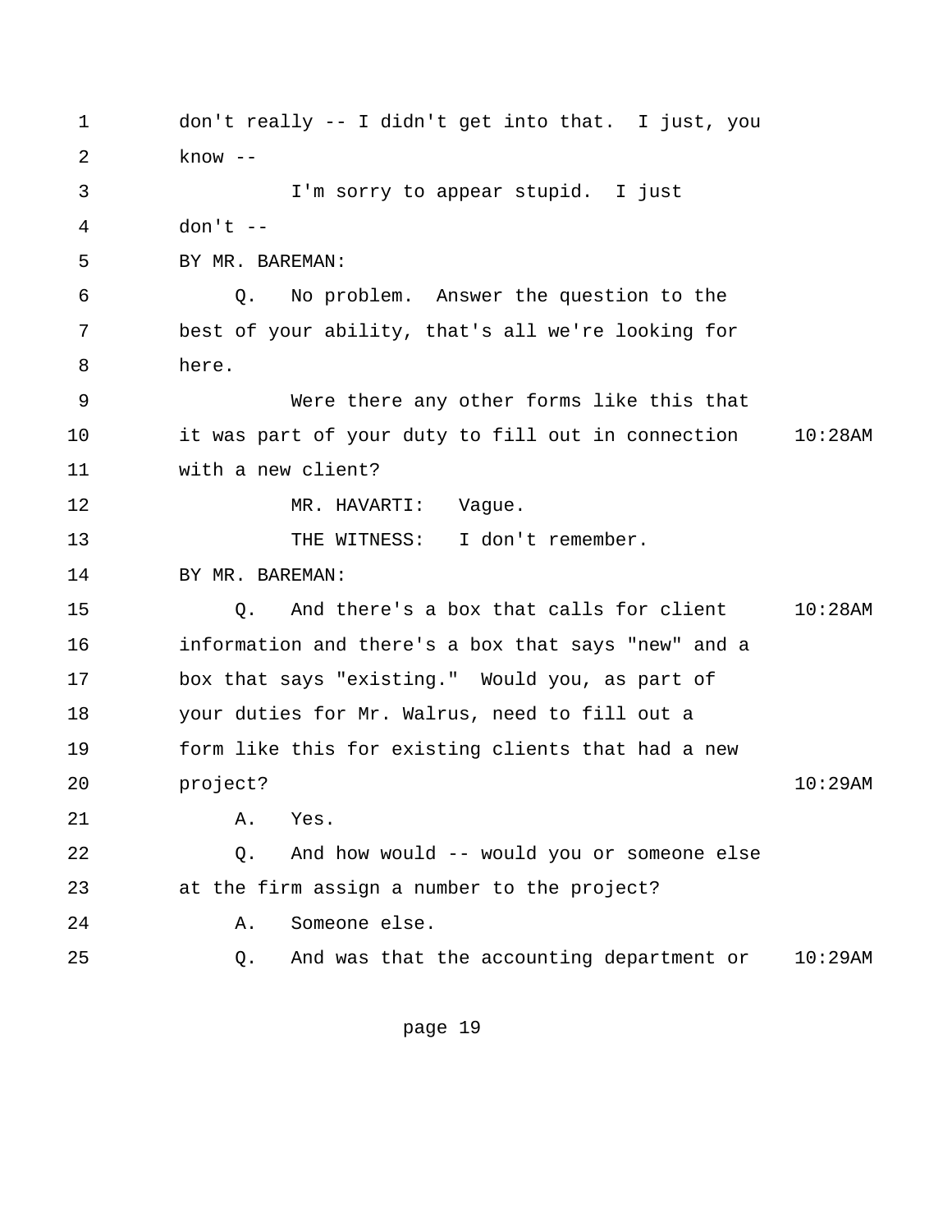1 don't really -- I didn't get into that. I just, you
2 know --
3 I'm sorry to appear stupid. I just
4 don't --
5 BY MR. BAREMAN:
6 Q. No problem. Answer the question to the
7 best of your ability, that's all we're looking for
8 here.
9 Were there any other forms like this that
10 it was part of your duty to fill out in connection 10:28AM
11 with a new client?
12 MR. HAVARTI: Vague.
13 THE WITNESS: I don't remember.
14 BY MR. BAREMAN:
15 Q. And there's a box that calls for client 10:28AM
16 information and there's a box that says "new" and a
17 box that says "existing." Would you, as part of
18 your duties for Mr. Walrus, need to fill out a
19 form like this for existing clients that had a new
20 project? 10:29AM
21 A. Yes.
22 Q. And how would -- would you or someone else
23 at the firm assign a number to the project?
24 A. Someone else.
25 Q. And was that the accounting department or 10:29AM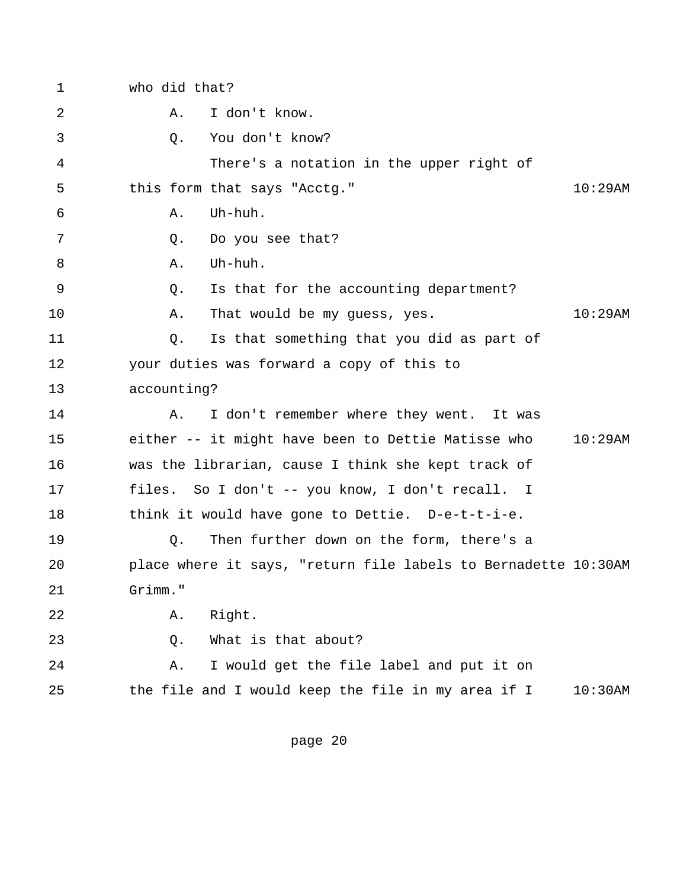1 who did that?

2 A. I don't know.

3 Q. You don't know?

4 There's a notation in the upper right of

5 this form that says "Acctg." 10:29AM

6 A. Uh-huh.

7 Q. Do you see that?

8 A. Uh-huh.

9 Q. Is that for the accounting department?

10 A. That would be my guess, yes. 10:29AM

11 Q. Is that something that you did as part of

12 your duties was forward a copy of this to

13 accounting?

14 A. I don't remember where they went. It was

15 either -- it might have been to Dettie Matisse who 10:29AM

16 was the librarian, cause I think she kept track of

17 files. So I don't -- you know, I don't recall. I

18 think it would have gone to Dettie. D-e-t-t-i-e.

19 Q. Then further down on the form, there's a

20 place where it says, "return file labels to Bernadette 10:30AM

21 Grimm."

22 A. Right.

23 Q. What is that about?

24 A. I would get the file label and put it on

25 the file and I would keep the file in my area if I 10:30AM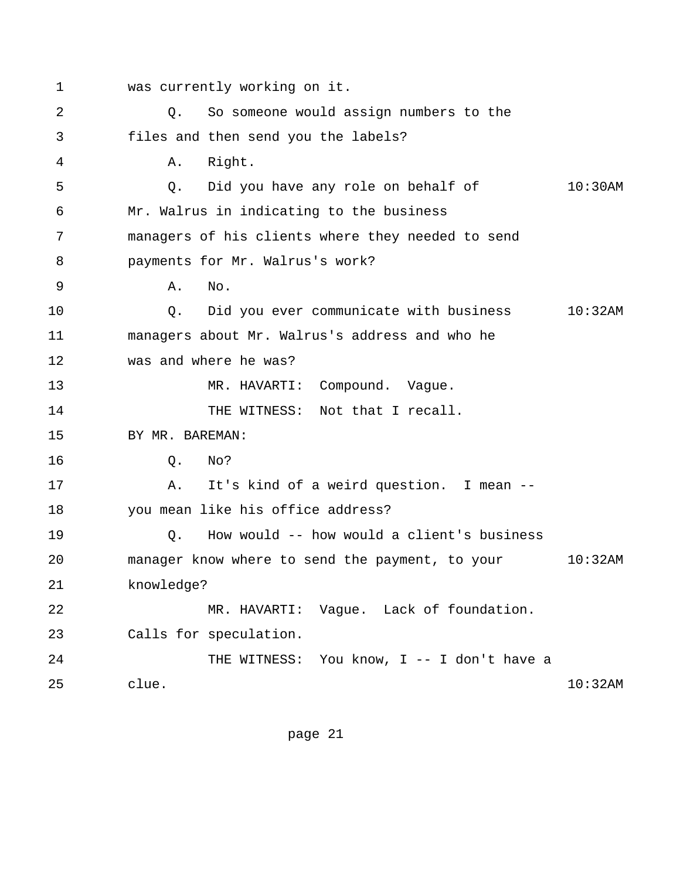1 was currently working on it.

2 Q. So someone would assign numbers to the

3 files and then send you the labels?

4 A. Right.

5 Q. Did you have any role on behalf of 10:30AM

6 Mr. Walrus in indicating to the business

7 managers of his clients where they needed to send

8 payments for Mr. Walrus's work?

9 A. No.

10 Q. Did you ever communicate with business 10:32AM

11 managers about Mr. Walrus's address and who he

12 was and where he was?

13 MR. HAVARTI: Compound. Vague.

14 THE WITNESS: Not that I recall.

15 BY MR. BAREMAN:

16 Q. No?

17 A. It's kind of a weird question. I mean --

18 you mean like his office address?

19 Q. How would -- how would a client's business

20 manager know where to send the payment, to your 10:32AM

21 knowledge?

22 MR. HAVARTI: Vague. Lack of foundation.

23 Calls for speculation.

24 THE WITNESS: You know, I -- I don't have a

25 clue. 10:32AM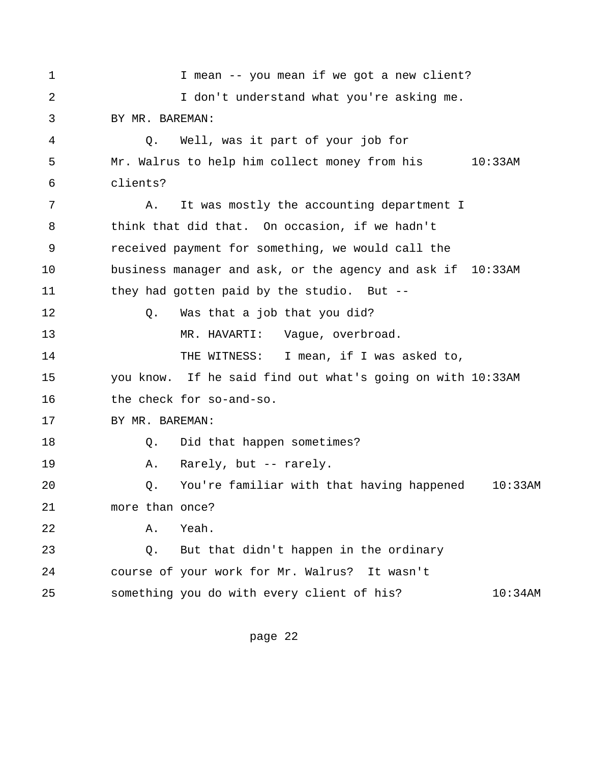1 I mean -- you mean if we got a new client?
2 I don't understand what you're asking me.
3 BY MR. BAREMAN:
4 Q. Well, was it part of your job for
5 Mr. Walrus to help him collect money from his 10:33AM
6 clients?
7 A. It was mostly the accounting department I
8 think that did that. On occasion, if we hadn't
9 received payment for something, we would call the
10 business manager and ask, or the agency and ask if 10:33AM
11 they had gotten paid by the studio. But --
12 Q. Was that a job that you did?
13 MR. HAVARTI: Vague, overbroad.
14 THE WITNESS: I mean, if I was asked to,
15 you know. If he said find out what's going on with 10:33AM
16 the check for so-and-so.
17 BY MR. BAREMAN:
18 Q. Did that happen sometimes?
19 A. Rarely, but -- rarely.
20 Q. You're familiar with that having happened 10:33AM
21 more than once?
22 A. Yeah.
23 Q. But that didn't happen in the ordinary
24 course of your work for Mr. Walrus? It wasn't
25 something you do with every client of his? 10:34AM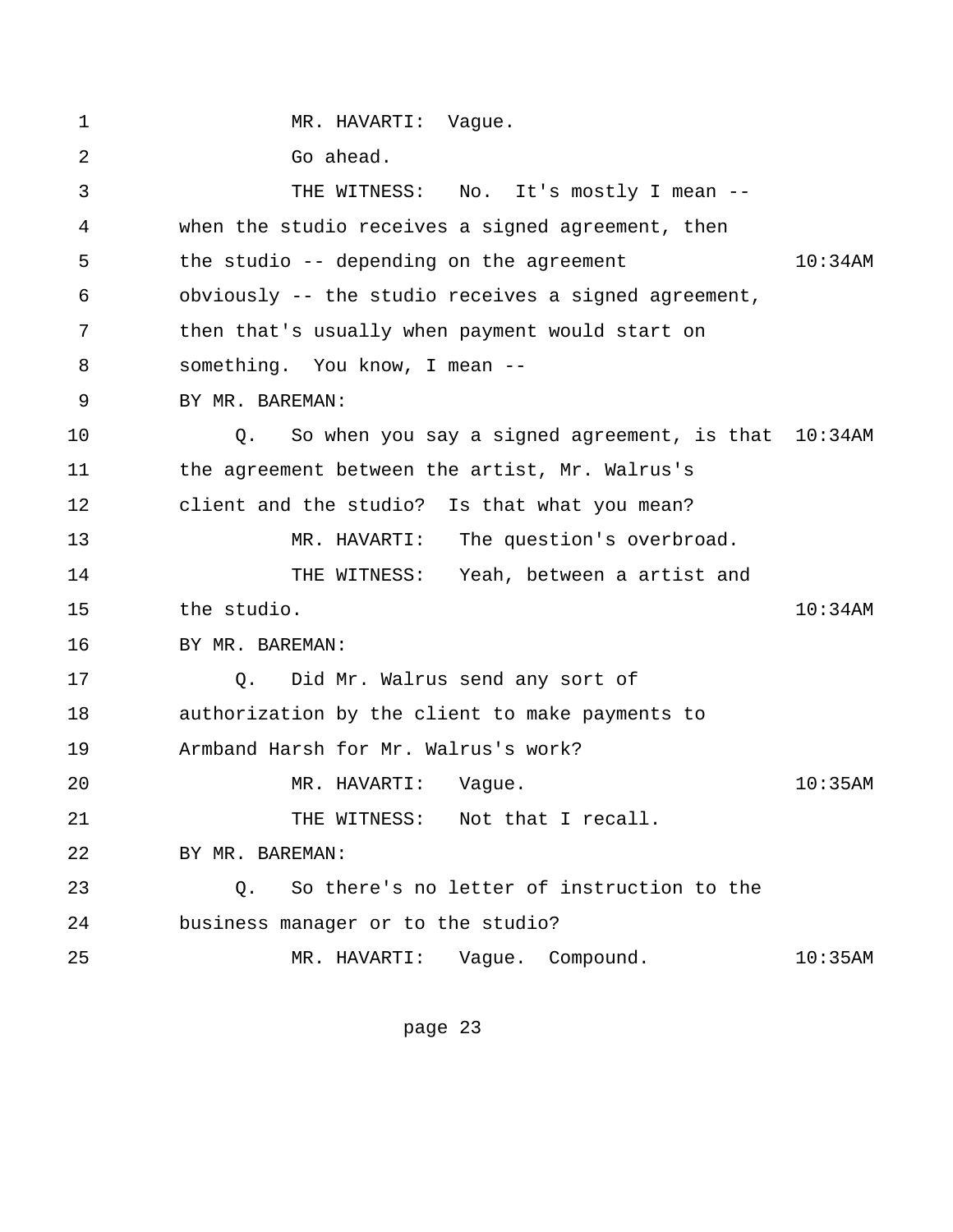1 MR. HAVARTI: Vague.
2 Go ahead.
3 THE WITNESS: No. It's mostly I mean --
4 when the studio receives a signed agreement, then
5 the studio -- depending on the agreement 10:34AM
6 obviously -- the studio receives a signed agreement,
7 then that's usually when payment would start on
8 something. You know, I mean --
9 BY MR. BAREMAN:
10 Q. So when you say a signed agreement, is that 10:34AM
11 the agreement between the artist, Mr. Walrus's
12 client and the studio? Is that what you mean?
13 MR. HAVARTI: The question's overbroad.
14 THE WITNESS: Yeah, between a artist and
15 the studio. 10:34AM
16 BY MR. BAREMAN:
17 Q. Did Mr. Walrus send any sort of
18 authorization by the client to make payments to
19 Armband Harsh for Mr. Walrus's work?
20 MR. HAVARTI: Vague. 10:35AM
21 THE WITNESS: Not that I recall.
22 BY MR. BAREMAN:
23 Q. So there's no letter of instruction to the
24 business manager or to the studio?
25 MR. HAVARTI: Vague. Compound. 10:35AM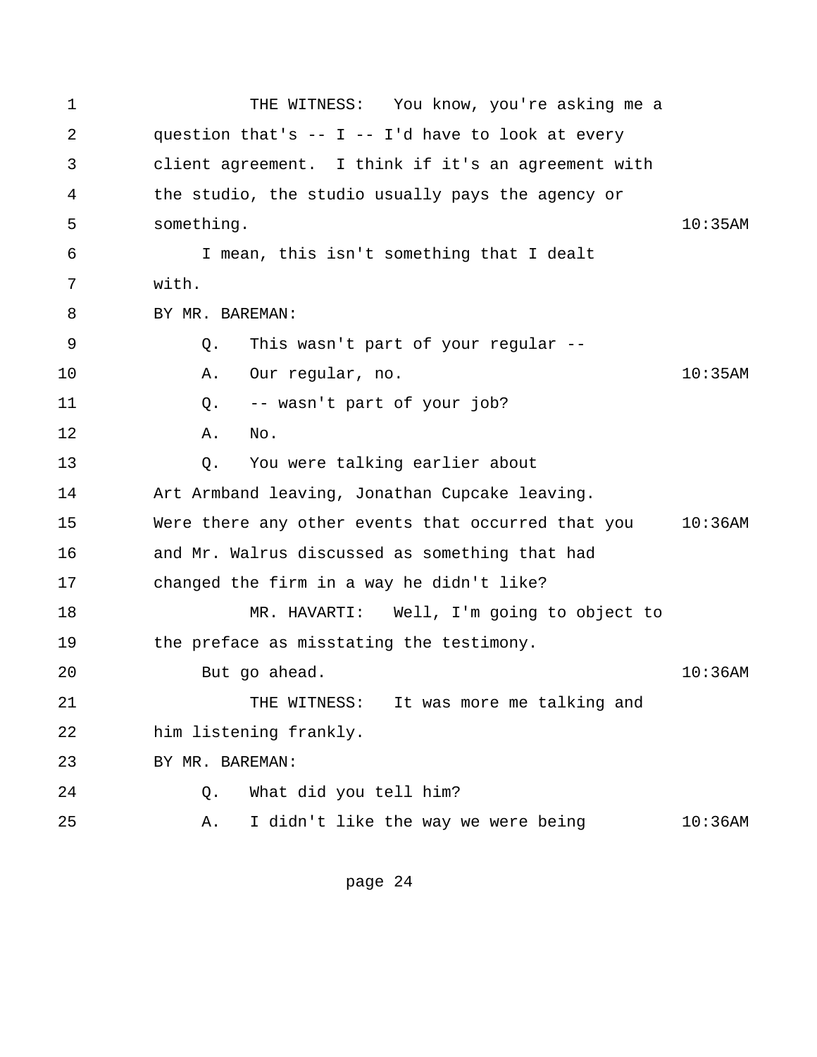1 THE WITNESS: You know, you're asking me a
2 question that's -- I -- I'd have to look at every
3 client agreement. I think if it's an agreement with
4 the studio, the studio usually pays the agency or
5 something. 10:35AM
6 I mean, this isn't something that I dealt
7 with.
8 BY MR. BAREMAN:
9 Q. This wasn't part of your regular --
10 A. Our regular, no. 10:35AM
11 Q. -- wasn't part of your job?
12 A. No.
13 Q. You were talking earlier about
14 Art Armband leaving, Jonathan Cupcake leaving.
15 Were there any other events that occurred that you 10:36AM
16 and Mr. Walrus discussed as something that had
17 changed the firm in a way he didn't like?
18 MR. HAVARTI: Well, I'm going to object to
19 the preface as misstating the testimony.
20 But go ahead. 10:36AM
21 THE WITNESS: It was more me talking and
22 him listening frankly.
23 BY MR. BAREMAN:
24 Q. What did you tell him?
25 A. I didn't like the way we were being 10:36AM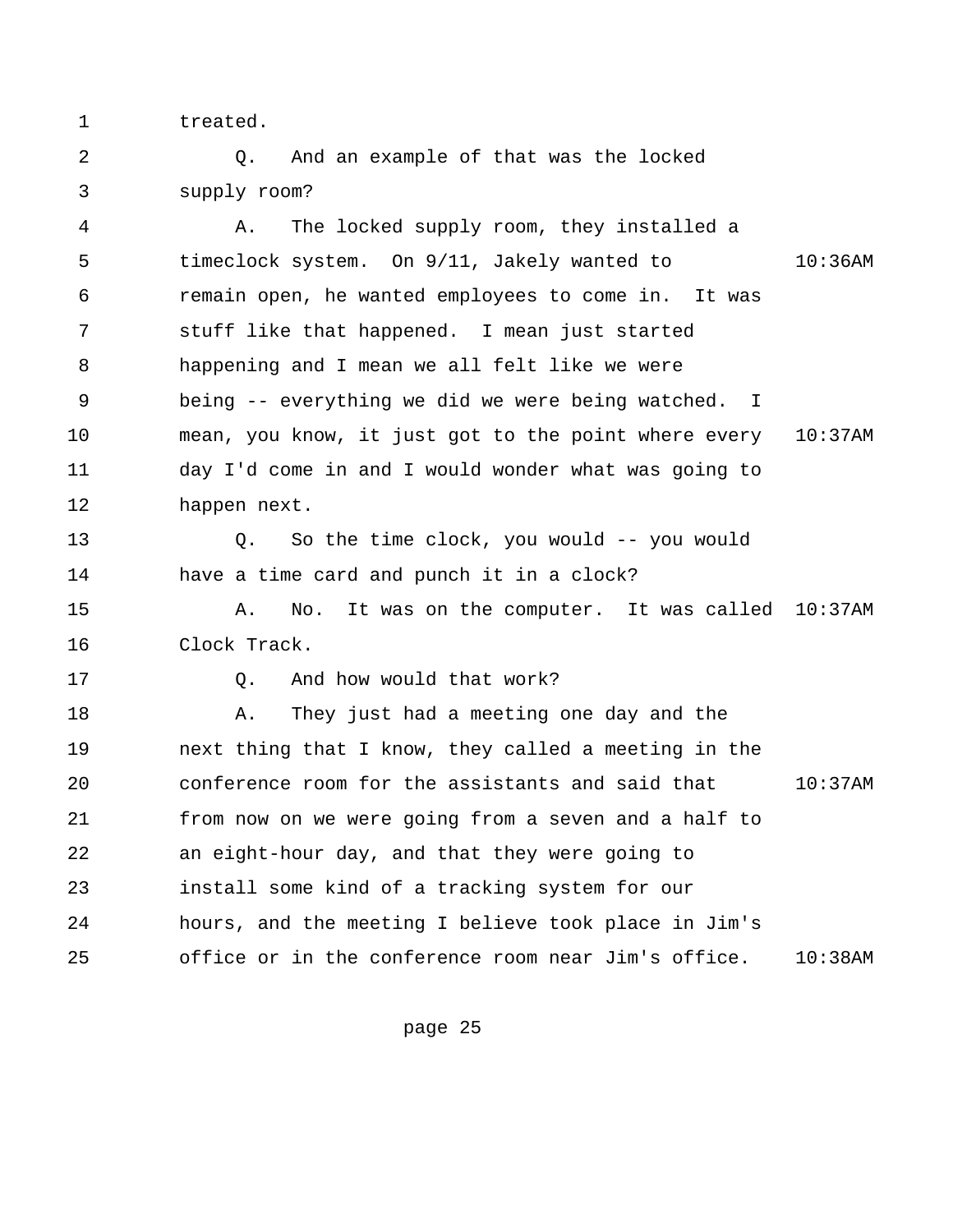treated.

Q. And an example of that was the locked supply room?

A. The locked supply room, they installed a timeclock system. On 9/11, Jakely wanted to remain open, he wanted employees to come in. It was stuff like that happened. I mean just started happening and I mean we all felt like we were being -- everything we did we were being watched. I mean, you know, it just got to the point where every day I'd come in and I would wonder what was going to happen next.

Q. So the time clock, you would -- you would have a time card and punch it in a clock?

A. No. It was on the computer. It was called Clock Track.

Q. And how would that work?

A. They just had a meeting one day and the next thing that I know, they called a meeting in the conference room for the assistants and said that from now on we were going from a seven and a half to an eight-hour day, and that they were going to install some kind of a tracking system for our hours, and the meeting I believe took place in Jim's office or in the conference room near Jim's office.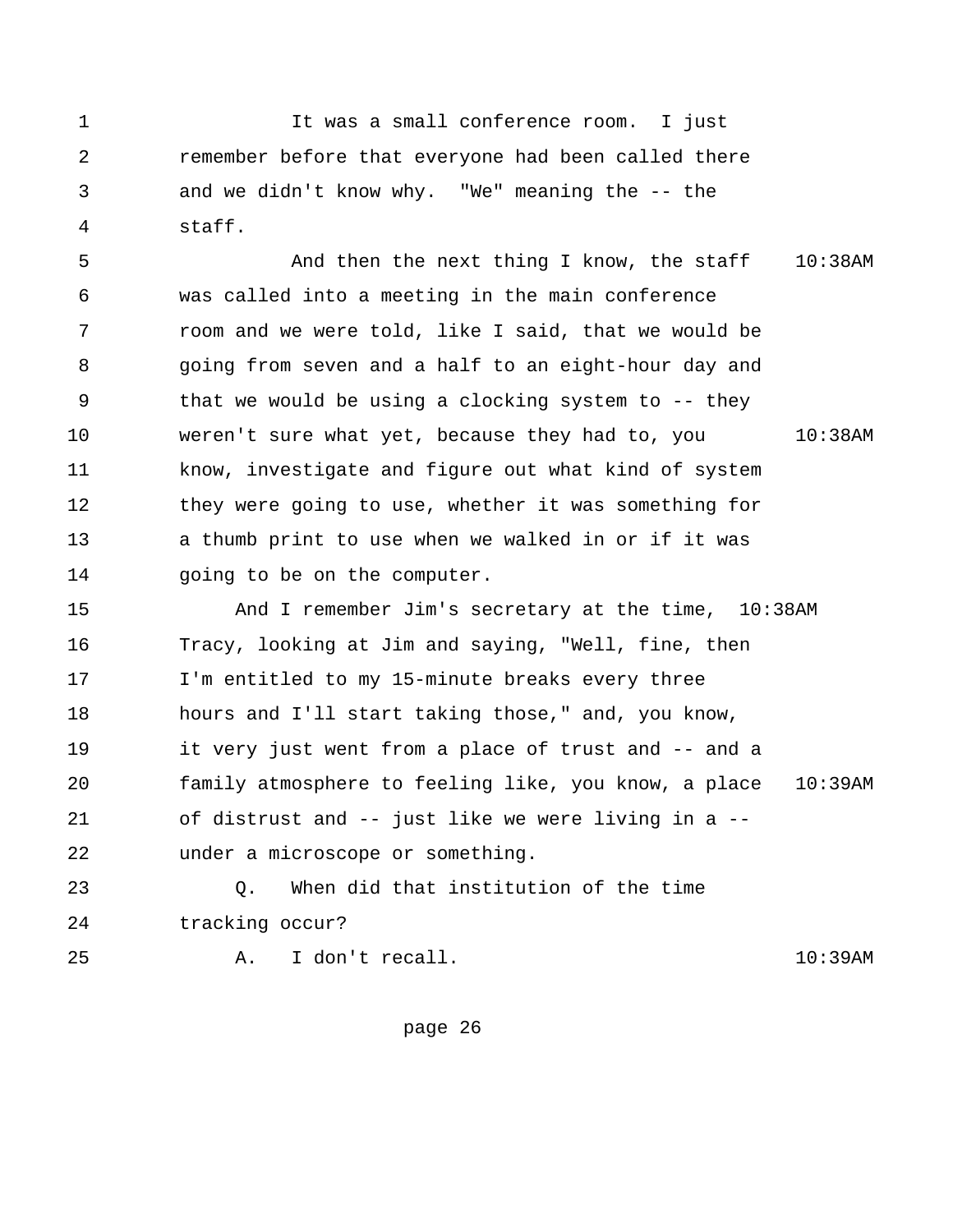1 It was a small conference room. I just
2 remember before that everyone had been called there
3 and we didn't know why. "We" meaning the -- the
4 staff.
5 And then the next thing I know, the staff 10:38AM
6 was called into a meeting in the main conference
7 room and we were told, like I said, that we would be
8 going from seven and a half to an eight-hour day and
9 that we would be using a clocking system to -- they
10 weren't sure what yet, because they had to, you 10:38AM
11 know, investigate and figure out what kind of system
12 they were going to use, whether it was something for
13 a thumb print to use when we walked in or if it was
14 going to be on the computer.
15 And I remember Jim's secretary at the time, 10:38AM
16 Tracy, looking at Jim and saying, "Well, fine, then
17 I'm entitled to my 15-minute breaks every three
18 hours and I'll start taking those," and, you know,
19 it very just went from a place of trust and -- and a
20 family atmosphere to feeling like, you know, a place 10:39AM
21 of distrust and -- just like we were living in a --
22 under a microscope or something.
23 Q. When did that institution of the time
24 tracking occur?
25 A. I don't recall. 10:39AM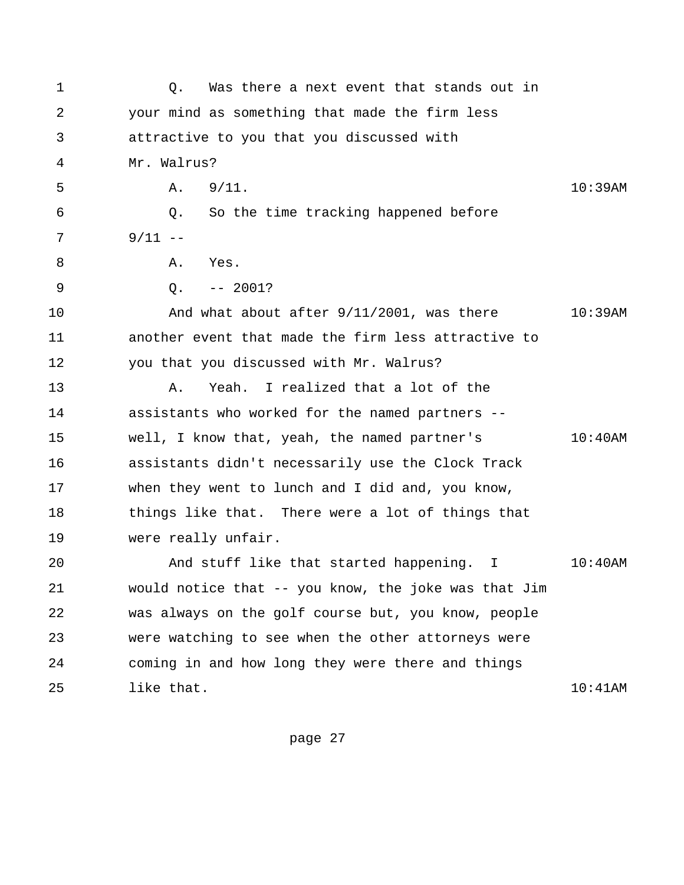1 Q. Was there a next event that stands out in
2 your mind as something that made the firm less
3 attractive to you that you discussed with
4 Mr. Walrus?
5 A. 9/11. 10:39AM
6 Q. So the time tracking happened before
7 9/11 --
8 A. Yes.
9 Q. -- 2001?
10 And what about after 9/11/2001, was there 10:39AM
11 another event that made the firm less attractive to
12 you that you discussed with Mr. Walrus?
13 A. Yeah. I realized that a lot of the
14 assistants who worked for the named partners --
15 well, I know that, yeah, the named partner's 10:40AM
16 assistants didn't necessarily use the Clock Track
17 when they went to lunch and I did and, you know,
18 things like that. There were a lot of things that
19 were really unfair.
20 And stuff like that started happening. I 10:40AM
21 would notice that -- you know, the joke was that Jim
22 was always on the golf course but, you know, people
23 were watching to see when the other attorneys were
24 coming in and how long they were there and things
25 like that. 10:41AM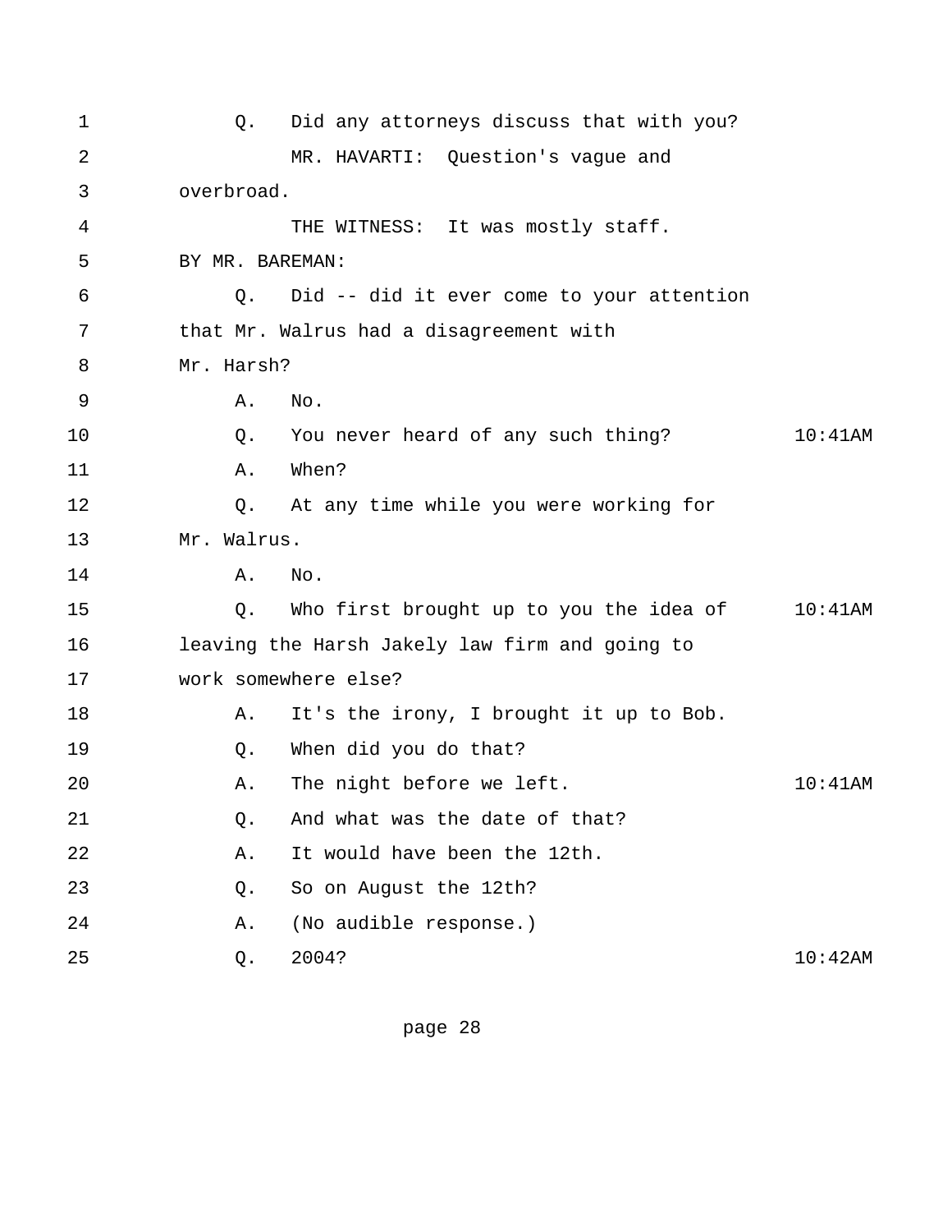1 Q. Did any attorneys discuss that with you?

2 MR. HAVARTI: Question's vague and

3 overbroad.

4 THE WITNESS: It was mostly staff.

5 BY MR. BAREMAN:

6 Q. Did -- did it ever come to your attention

7 that Mr. Walrus had a disagreement with

8 Mr. Harsh?

9 A. No.

10 Q. You never heard of any such thing? 10:41AM

11 A. When?

12 Q. At any time while you were working for

13 Mr. Walrus.

14 A. No.

15 Q. Who first brought up to you the idea of 10:41AM

16 leaving the Harsh Jakely law firm and going to

17 work somewhere else?

18 A. It's the irony, I brought it up to Bob.

19 Q. When did you do that?

20 A. The night before we left. 10:41AM

21 Q. And what was the date of that?

22 A. It would have been the 12th.

23 Q. So on August the 12th?

24 A. (No audible response.)

25 Q. 2004? 10:42AM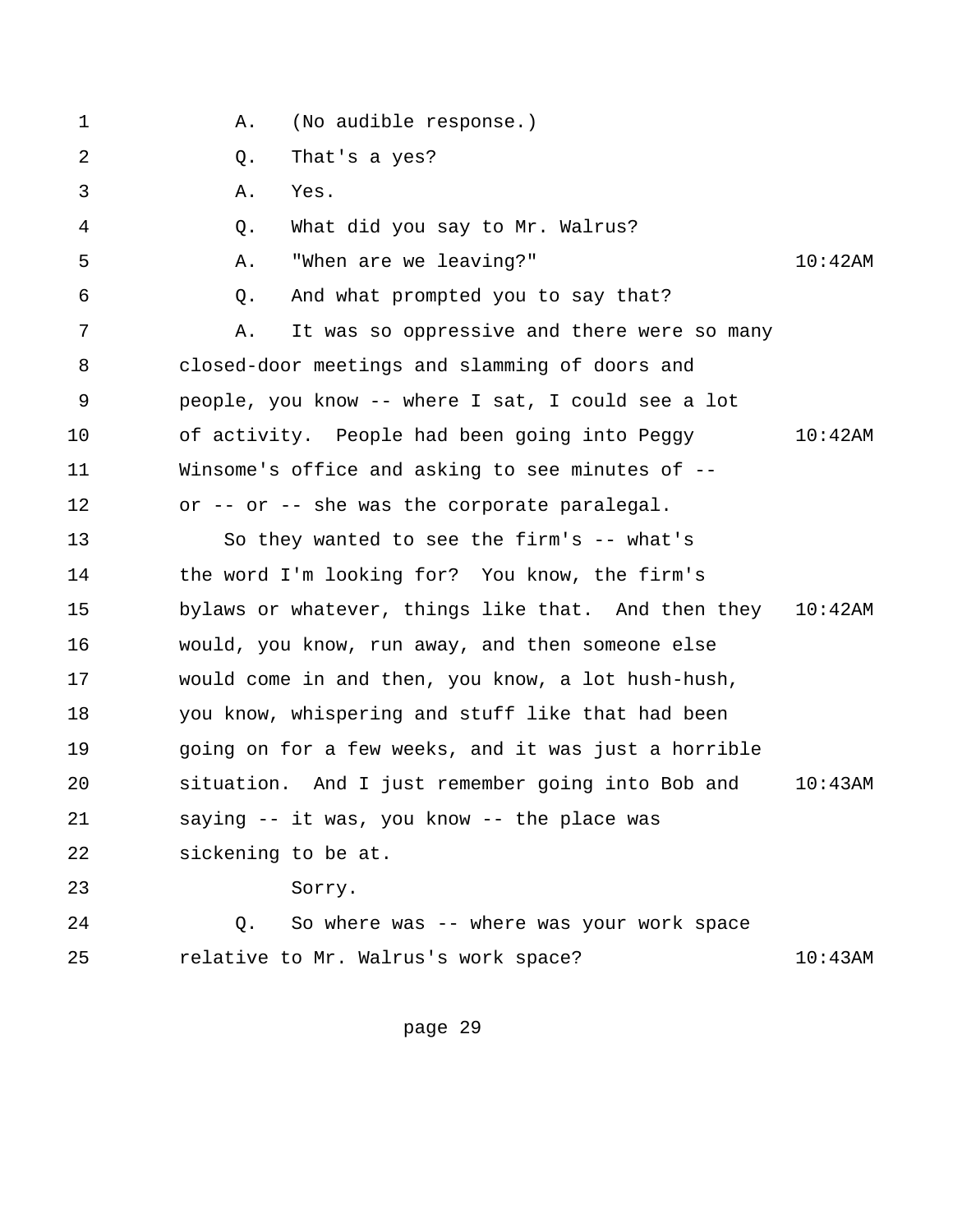1 A. (No audible response.)
2 Q. That's a yes?
3 A. Yes.
4 Q. What did you say to Mr. Walrus?
5 A. "When are we leaving?" 10:42AM
6 Q. And what prompted you to say that?
7 A. It was so oppressive and there were so many
8 closed-door meetings and slamming of doors and
9 people, you know -- where I sat, I could see a lot
10 of activity. People had been going into Peggy 10:42AM
11 Winsome's office and asking to see minutes of --
12 or -- or -- she was the corporate paralegal.
13 So they wanted to see the firm's -- what's
14 the word I'm looking for? You know, the firm's
15 bylaws or whatever, things like that. And then they 10:42AM
16 would, you know, run away, and then someone else
17 would come in and then, you know, a lot hush-hush,
18 you know, whispering and stuff like that had been
19 going on for a few weeks, and it was just a horrible
20 situation. And I just remember going into Bob and 10:43AM
21 saying -- it was, you know -- the place was
22 sickening to be at.
23 Sorry.
24 Q. So where was -- where was your work space
25 relative to Mr. Walrus's work space? 10:43AM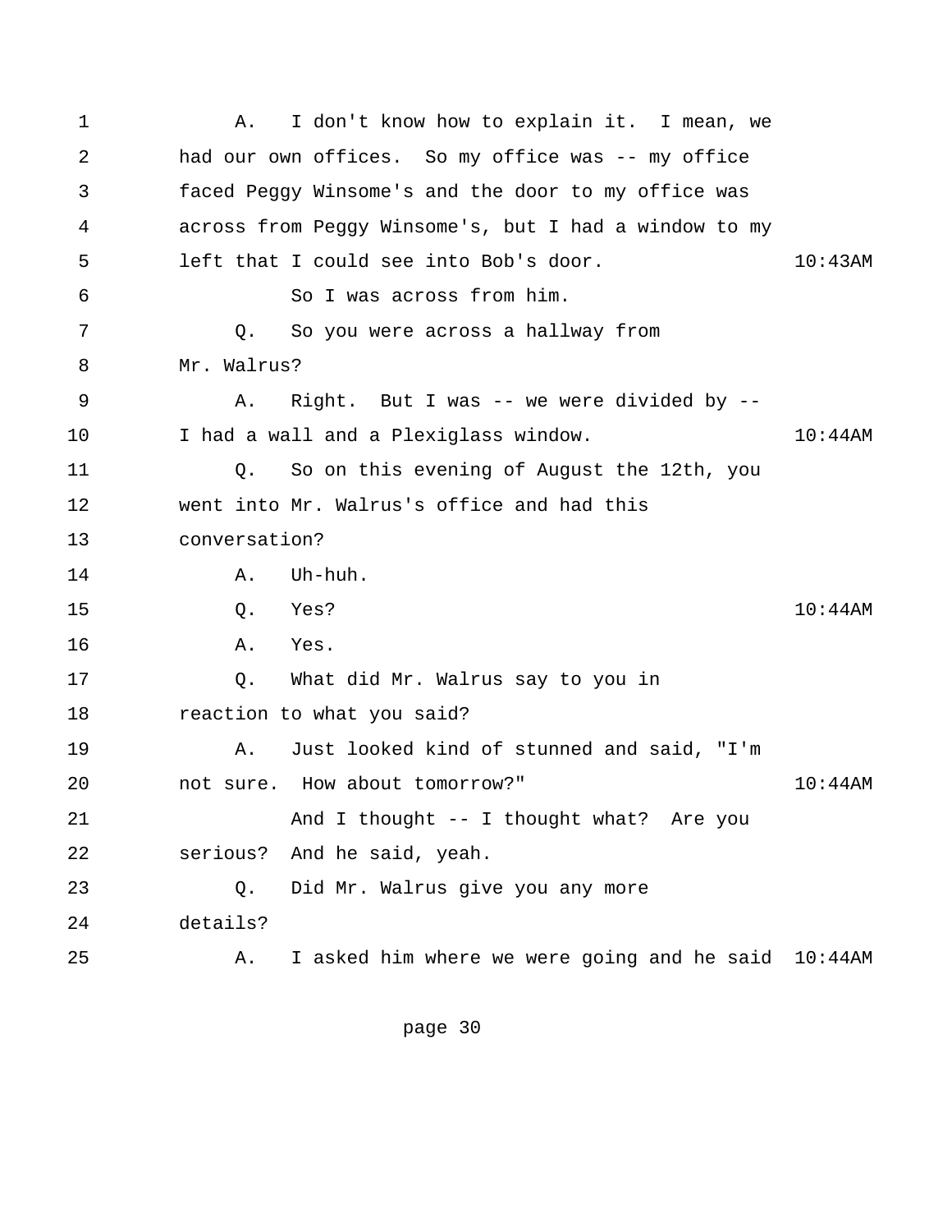1 A. I don't know how to explain it. I mean, we
2 had our own offices. So my office was -- my office
3 faced Peggy Winsome's and the door to my office was
4 across from Peggy Winsome's, but I had a window to my
5 left that I could see into Bob's door. 10:43AM
6 So I was across from him.
7 Q. So you were across a hallway from
8 Mr. Walrus?
9 A. Right. But I was -- we were divided by --
10 I had a wall and a Plexiglass window. 10:44AM
11 Q. So on this evening of August the 12th, you
12 went into Mr. Walrus's office and had this
13 conversation?
14 A. Uh-huh.
15 Q. Yes? 10:44AM
16 A. Yes.
17 Q. What did Mr. Walrus say to you in
18 reaction to what you said?
19 A. Just looked kind of stunned and said, "I'm
20 not sure. How about tomorrow?" 10:44AM
21 And I thought -- I thought what? Are you
22 serious? And he said, yeah.
23 Q. Did Mr. Walrus give you any more
24 details?
25 A. I asked him where we were going and he said 10:44AM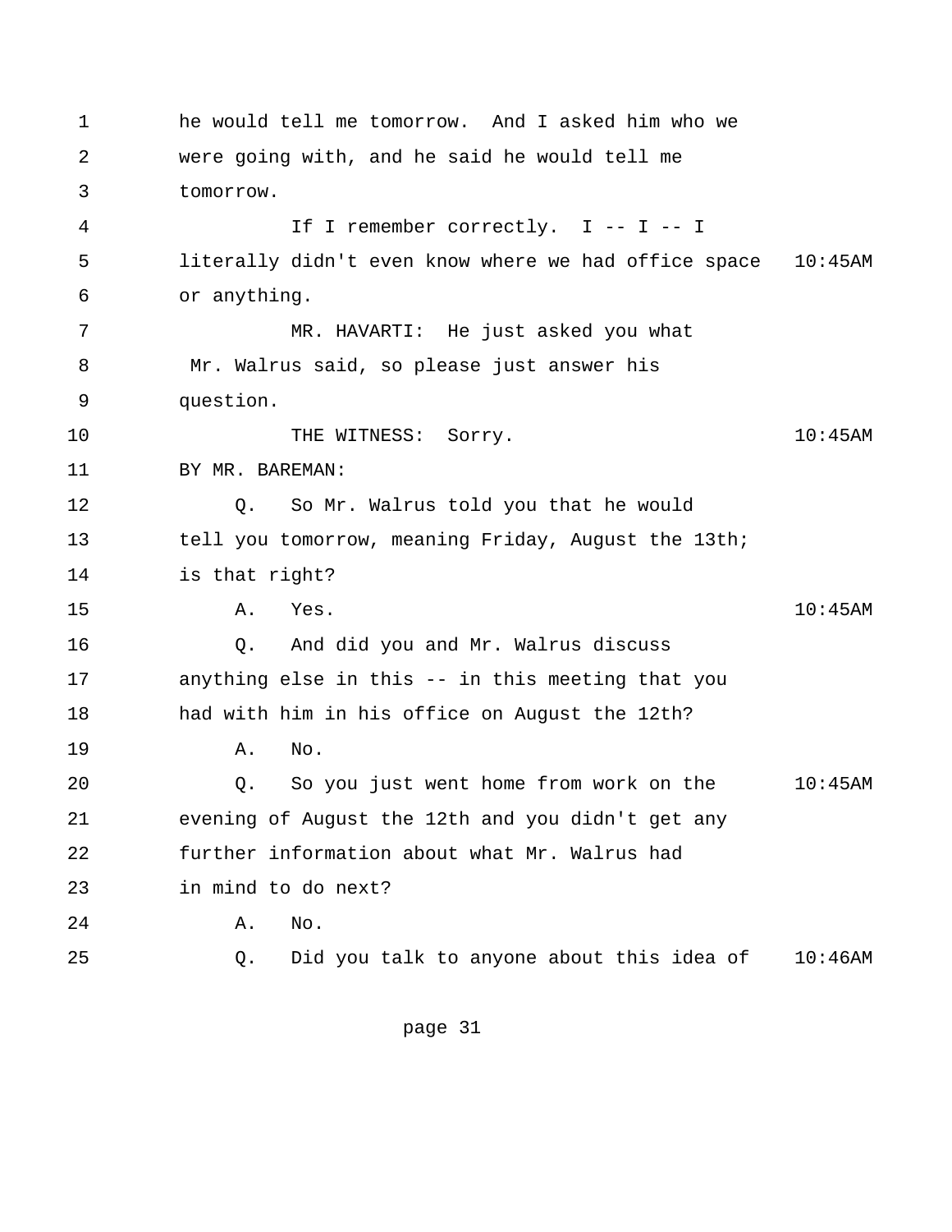1 he would tell me tomorrow. And I asked him who we
2 were going with, and he said he would tell me
3 tomorrow.
4 If I remember correctly. I -- I -- I
5 literally didn't even know where we had office space 10:45AM
6 or anything.
7 MR. HAVARTI: He just asked you what
8 Mr. Walrus said, so please just answer his
9 question.
10 THE WITNESS: Sorry. 10:45AM
11 BY MR. BAREMAN:
12 Q. So Mr. Walrus told you that he would
13 tell you tomorrow, meaning Friday, August the 13th;
14 is that right?
15 A. Yes. 10:45AM
16 Q. And did you and Mr. Walrus discuss
17 anything else in this -- in this meeting that you
18 had with him in his office on August the 12th?
19 A. No.
20 Q. So you just went home from work on the 10:45AM
21 evening of August the 12th and you didn't get any
22 further information about what Mr. Walrus had
23 in mind to do next?
24 A. No.
25 Q. Did you talk to anyone about this idea of 10:46AM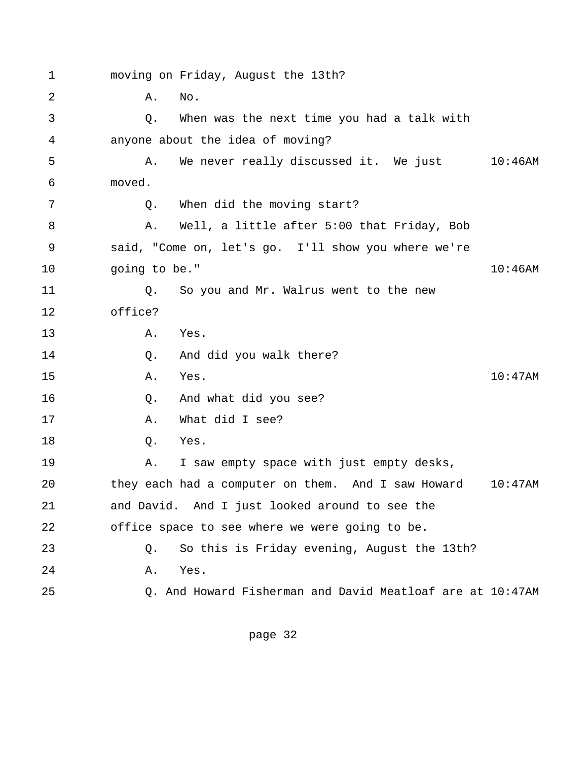1 moving on Friday, August the 13th?

2 A. No.

3 Q. When was the next time you had a talk with

4 anyone about the idea of moving?

5 A. We never really discussed it. We just 10:46AM

6 moved.

7 Q. When did the moving start?

8 A. Well, a little after 5:00 that Friday, Bob

9 said, "Come on, let's go. I'll show you where we're

10 going to be." 10:46AM

11 Q. So you and Mr. Walrus went to the new

12 office?

13 A. Yes.

14 Q. And did you walk there?

15 A. Yes. 10:47AM

16 Q. And what did you see?

17 A. What did I see?

18 Q. Yes.

19 A. I saw empty space with just empty desks,

20 they each had a computer on them. And I saw Howard 10:47AM

21 and David. And I just looked around to see the

22 office space to see where we were going to be.

23 Q. So this is Friday evening, August the 13th?

24 A. Yes.

25 Q. And Howard Fisherman and David Meatloaf are at 10:47AM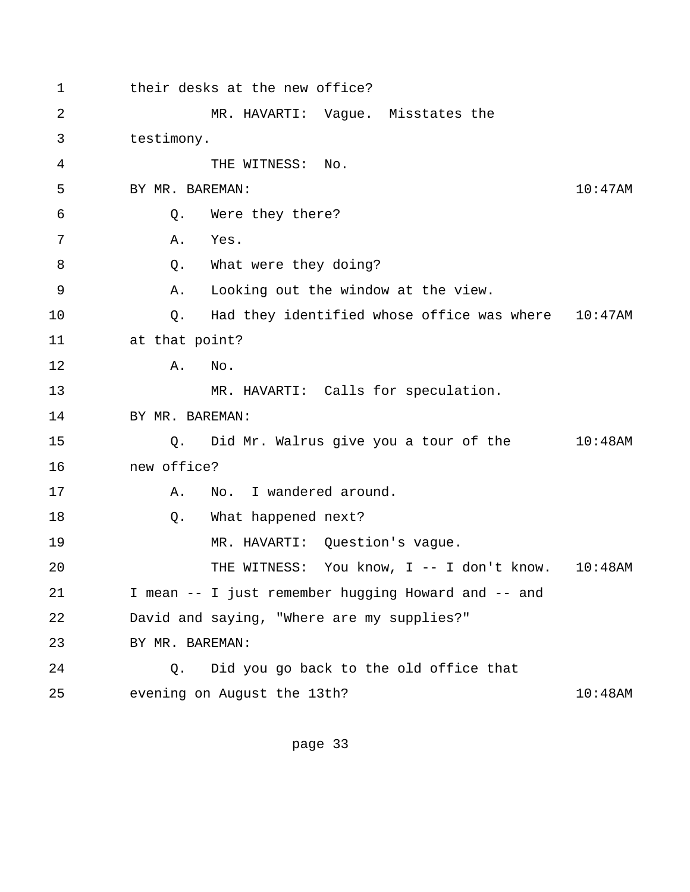1 their desks at the new office?

2 MR. HAVARTI: Vague. Misstates the

3 testimony.

4 THE WITNESS: No.

5 BY MR. BAREMAN: 10:47AM

6 Q. Were they there?

7 A. Yes.

8 Q. What were they doing?

9 A. Looking out the window at the view.

10 Q. Had they identified whose office was where 10:47AM

11 at that point?

12 A. No.

13 MR. HAVARTI: Calls for speculation.

14 BY MR. BAREMAN:

15 Q. Did Mr. Walrus give you a tour of the 10:48AM

16 new office?

17 A. No. I wandered around.

18 Q. What happened next?

19 MR. HAVARTI: Question's vague.

20 THE WITNESS: You know, I -- I don't know. 10:48AM

21 I mean -- I just remember hugging Howard and -- and

22 David and saying, "Where are my supplies?"

23 BY MR. BAREMAN:

24 Q. Did you go back to the old office that

25 evening on August the 13th? 10:48AM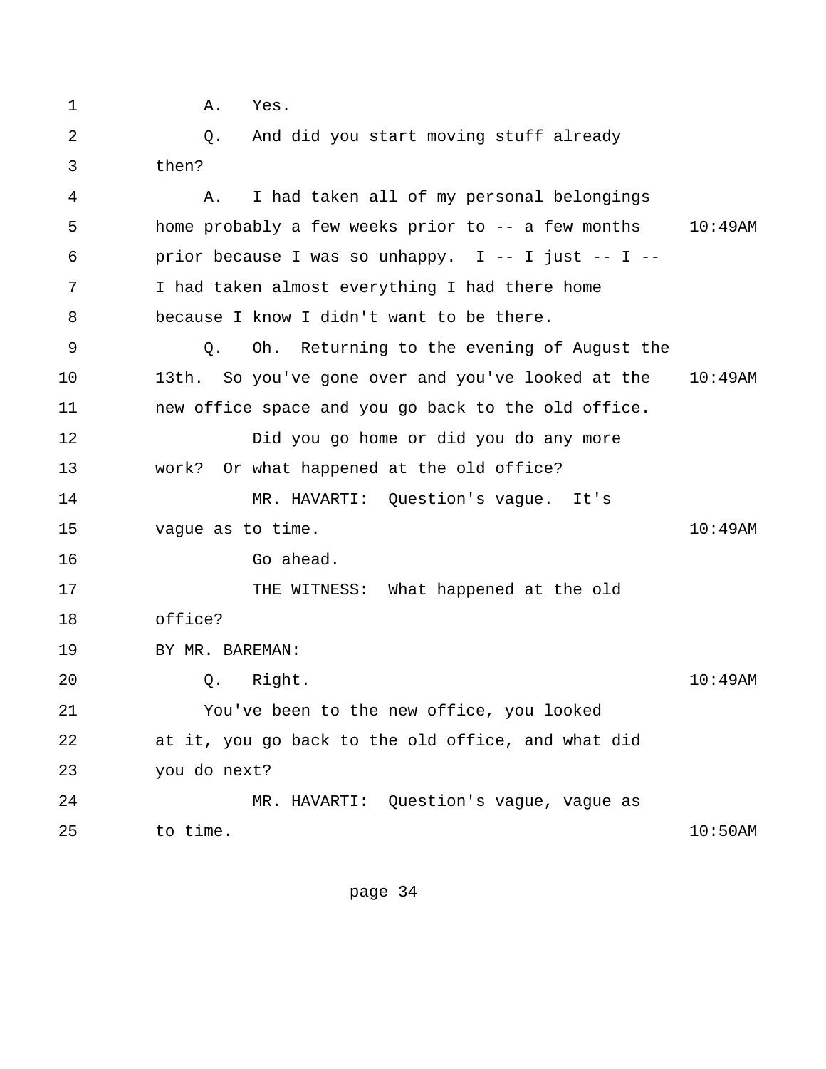1 A. Yes.

2 Q. And did you start moving stuff already

3 then?

4 A. I had taken all of my personal belongings

5 home probably a few weeks prior to -- a few months 10:49AM

6 prior because I was so unhappy. I -- I just -- I --

7 I had taken almost everything I had there home

8 because I know I didn't want to be there.

9 Q. Oh. Returning to the evening of August the

10 13th. So you've gone over and you've looked at the 10:49AM

11 new office space and you go back to the old office.

12 Did you go home or did you do any more

13 work? Or what happened at the old office?

14 MR. HAVARTI: Question's vague. It's

15 vague as to time. 10:49AM

16 Go ahead.

17 THE WITNESS: What happened at the old

18 office?

19 BY MR. BAREMAN:

20 Q. Right. 10:49AM

21 You've been to the new office, you looked

22 at it, you go back to the old office, and what did

23 you do next?

24 MR. HAVARTI: Question's vague, vague as

25 to time. 10:50AM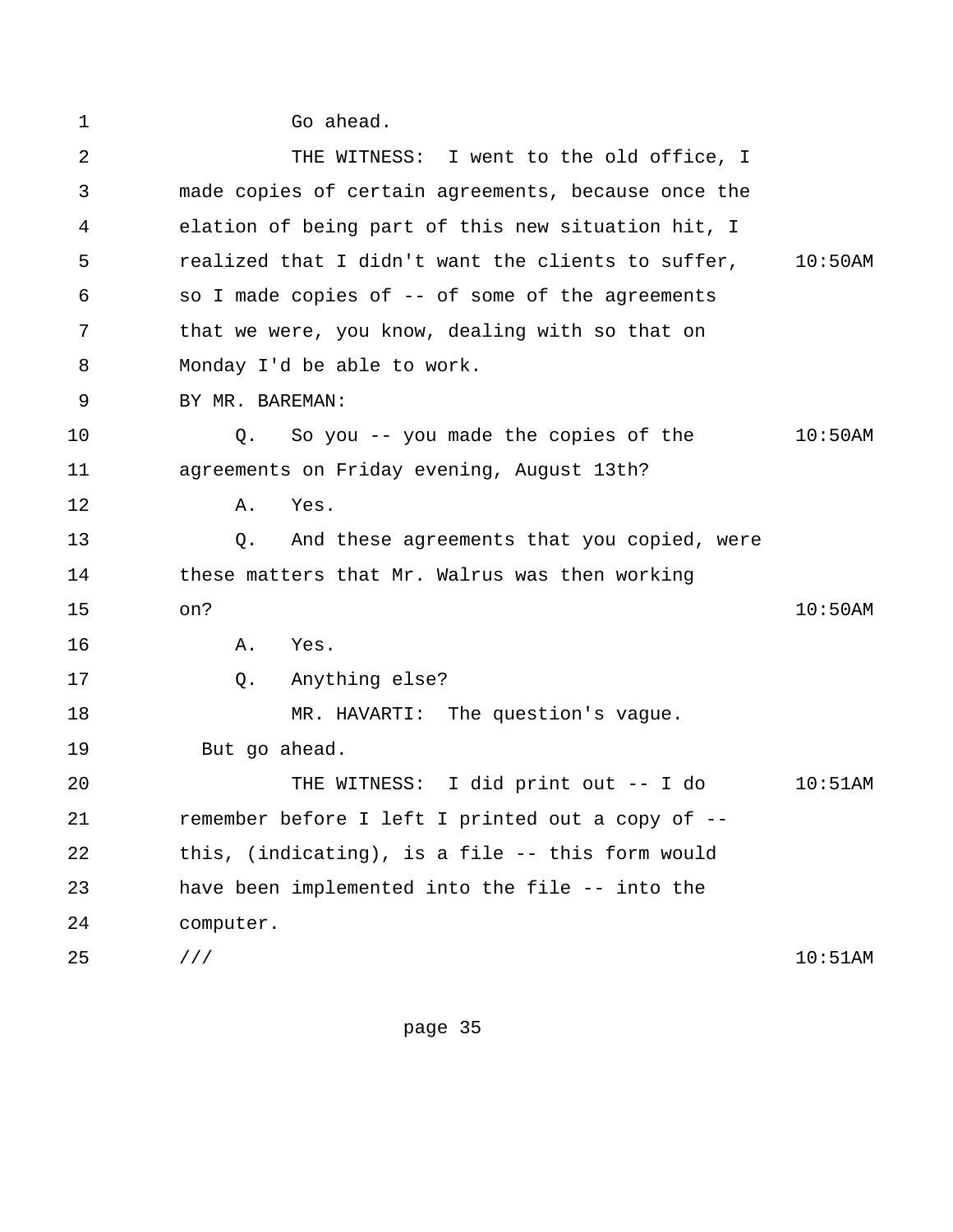Go ahead.

THE WITNESS: I went to the old office, I made copies of certain agreements, because once the elation of being part of this new situation hit, I realized that I didn't want the clients to suffer, so I made copies of -- of some of the agreements that we were, you know, dealing with so that on Monday I'd be able to work.

BY MR. BAREMAN:

Q. So you -- you made the copies of the agreements on Friday evening, August 13th?

A. Yes.

Q. And these agreements that you copied, were these matters that Mr. Walrus was then working on?

A. Yes.

Q. Anything else?

MR. HAVARTI: The question's vague. But go ahead.

THE WITNESS: I did print out -- I do remember before I left I printed out a copy of -- this, (indicating), is a file -- this form would have been implemented into the file -- into the computer.

///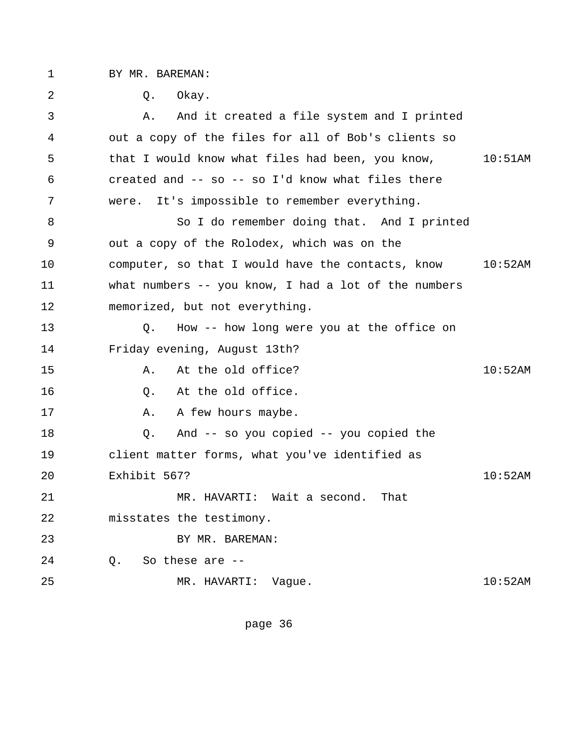BY MR. BAREMAN:

Q. Okay.

A. And it created a file system and I printed out a copy of the files for all of Bob's clients so that I would know what files had been, you know, created and -- so -- so I'd know what files there were. It's impossible to remember everything.

So I do remember doing that. And I printed out a copy of the Rolodex, which was on the computer, so that I would have the contacts, know what numbers -- you know, I had a lot of the numbers memorized, but not everything.

Q. How -- how long were you at the office on Friday evening, August 13th?

A. At the old office?

Q. At the old office.

A. A few hours maybe.

Q. And -- so you copied -- you copied the client matter forms, what you've identified as Exhibit 567?

MR. HAVARTI: Wait a second. That misstates the testimony.

BY MR. BAREMAN:

Q. So these are --

MR. HAVARTI: Vague.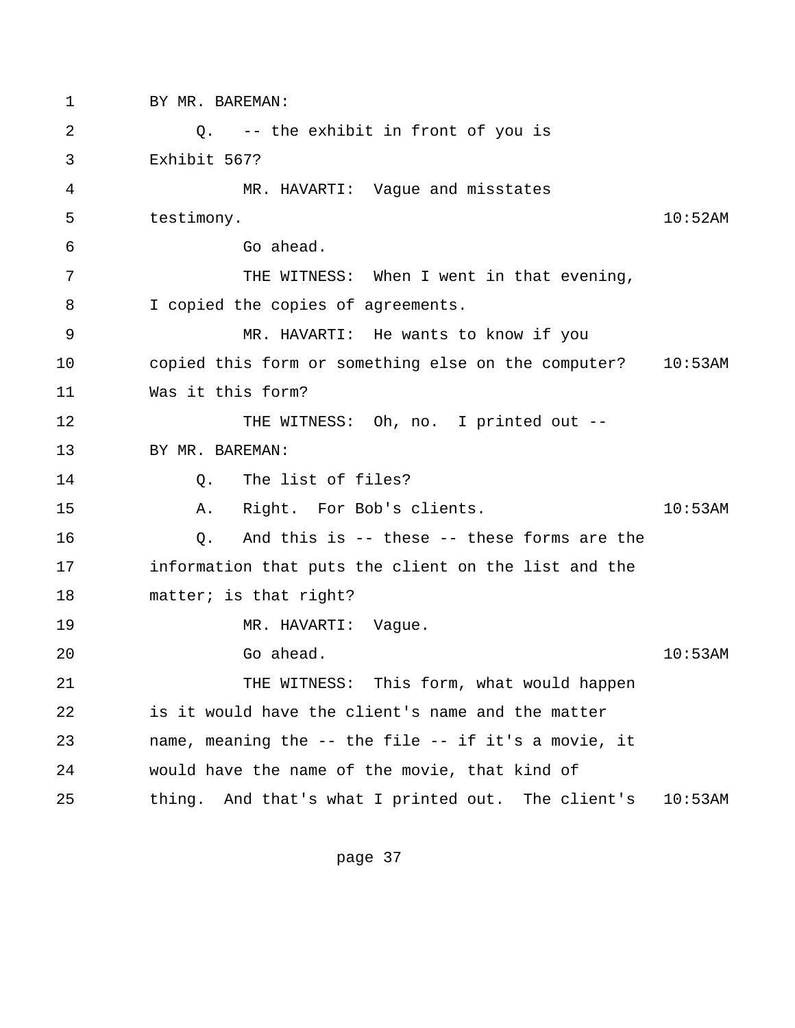1 BY MR. BAREMAN:

2 Q. -- the exhibit in front of you is

3 Exhibit 567?

4 MR. HAVARTI: Vague and misstates

5 testimony. 10:52AM

6 Go ahead.

7 THE WITNESS: When I went in that evening,

8 I copied the copies of agreements.

9 MR. HAVARTI: He wants to know if you

10 copied this form or something else on the computer? 10:53AM

11 Was it this form?

12 THE WITNESS: Oh, no. I printed out --

13 BY MR. BAREMAN:

14 Q. The list of files?

15 A. Right. For Bob's clients. 10:53AM

16 Q. And this is -- these -- these forms are the

17 information that puts the client on the list and the

18 matter; is that right?

19 MR. HAVARTI: Vague.

20 Go ahead. 10:53AM

21 THE WITNESS: This form, what would happen

22 is it would have the client's name and the matter

23 name, meaning the -- the file -- if it's a movie, it

24 would have the name of the movie, that kind of

25 thing. And that's what I printed out. The client's 10:53AM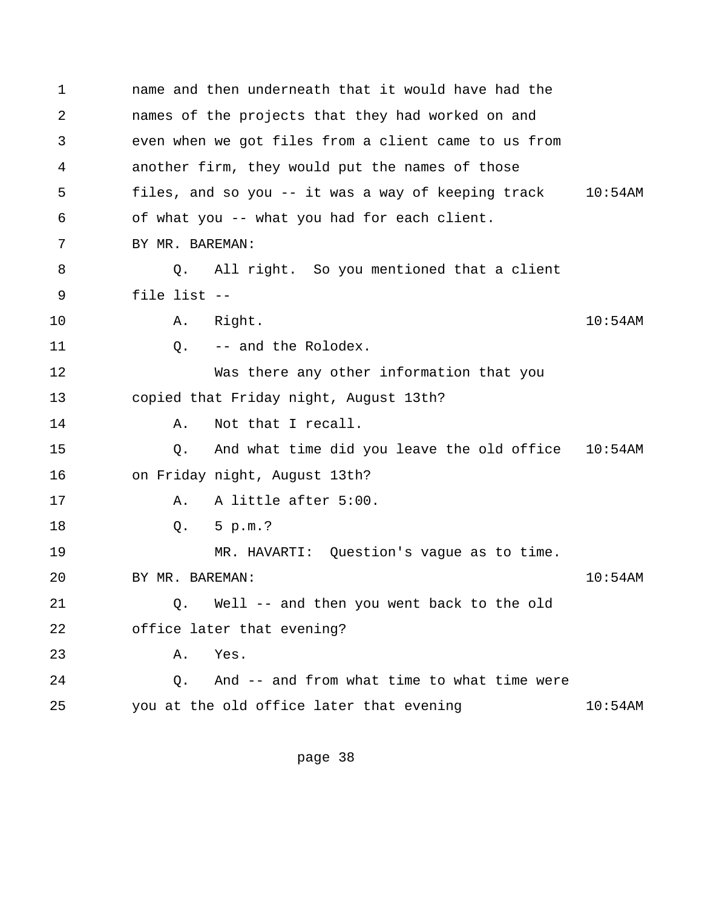name and then underneath that it would have had the names of the projects that they had worked on and even when we got files from a client came to us from another firm, they would put the names of those files, and so you -- it was a way of keeping track of what you -- what you had for each client.

BY MR. BAREMAN:

Q. All right. So you mentioned that a client file list --

A. Right.

Q. -- and the Rolodex.

Was there any other information that you copied that Friday night, August 13th?

A. Not that I recall.

Q. And what time did you leave the old office on Friday night, August 13th?

A. A little after 5:00.

Q. 5 p.m.?

MR. HAVARTI: Question's vague as to time.

BY MR. BAREMAN:

Q. Well -- and then you went back to the old office later that evening?

A. Yes.

Q. And -- and from what time to what time were you at the old office later that evening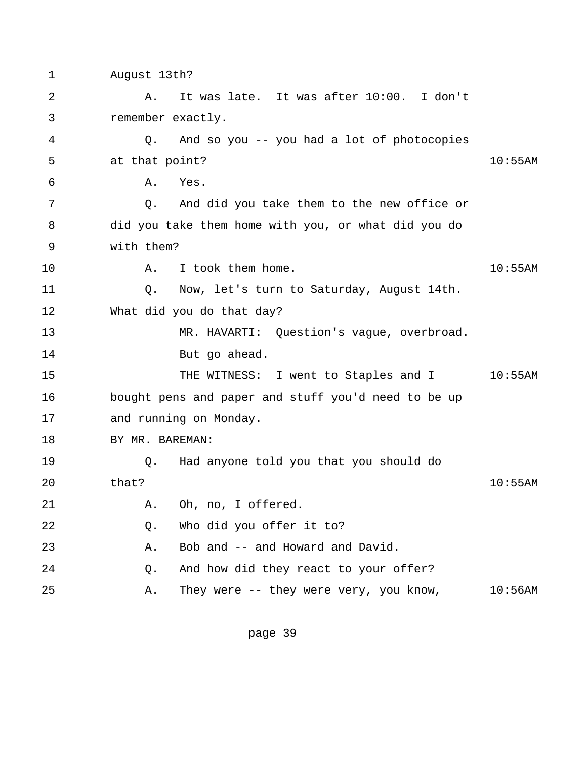1 August 13th?

2 A. It was late. It was after 10:00. I don't

3 remember exactly.

4 Q. And so you -- you had a lot of photocopies

5 at that point? 10:55AM

6 A. Yes.

7 Q. And did you take them to the new office or

8 did you take them home with you, or what did you do

9 with them?

10 A. I took them home. 10:55AM

11 Q. Now, let's turn to Saturday, August 14th.

12 What did you do that day?

13 MR. HAVARTI: Question's vague, overbroad.

14 But go ahead.

15 THE WITNESS: I went to Staples and I 10:55AM

16 bought pens and paper and stuff you'd need to be up

17 and running on Monday.

18 BY MR. BAREMAN:

19 Q. Had anyone told you that you should do

20 that? 10:55AM

21 A. Oh, no, I offered.

22 Q. Who did you offer it to?

23 A. Bob and -- and Howard and David.

24 Q. And how did they react to your offer?

25 A. They were -- they were very, you know, 10:56AM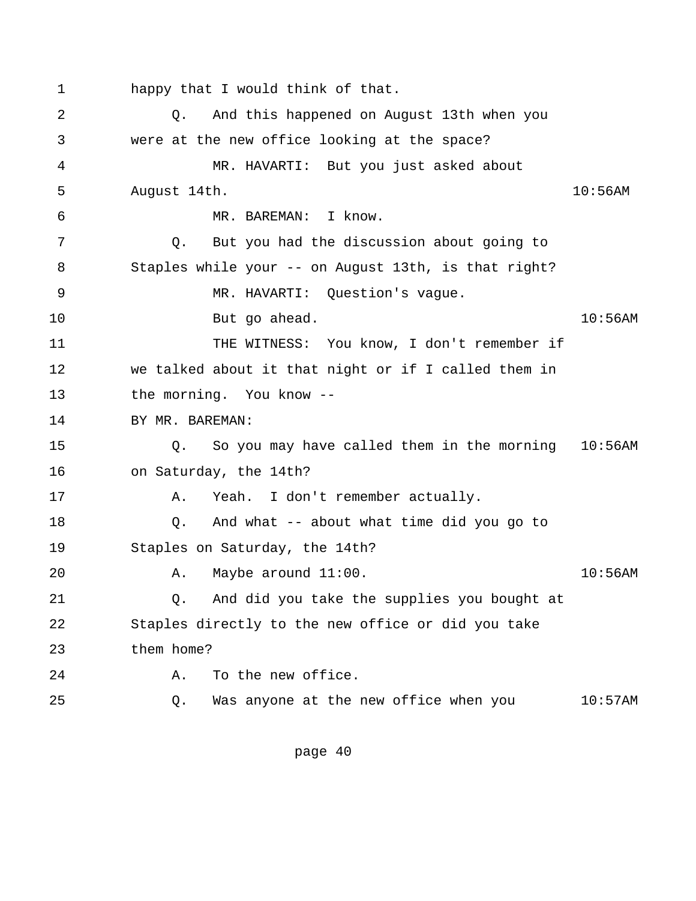happy that I would think of that.

Q. And this happened on August 13th when you were at the new office looking at the space?

MR. HAVARTI: But you just asked about August 14th.

10:56AM

MR. BAREMAN: I know.

Q. But you had the discussion about going to Staples while your -- on August 13th, is that right?

MR. HAVARTI: Question's vague.

But go ahead.

10:56AM

THE WITNESS: You know, I don't remember if we talked about it that night or if I called them in the morning. You know --

BY MR. BAREMAN:

Q. So you may have called them in the morning on Saturday, the 14th?

10:56AM

A. Yeah. I don't remember actually.

Q. And what -- about what time did you go to Staples on Saturday, the 14th?

A. Maybe around 11:00.

10:56AM

Q. And did you take the supplies you bought at Staples directly to the new office or did you take them home?

A. To the new office.

Q. Was anyone at the new office when you

10:57AM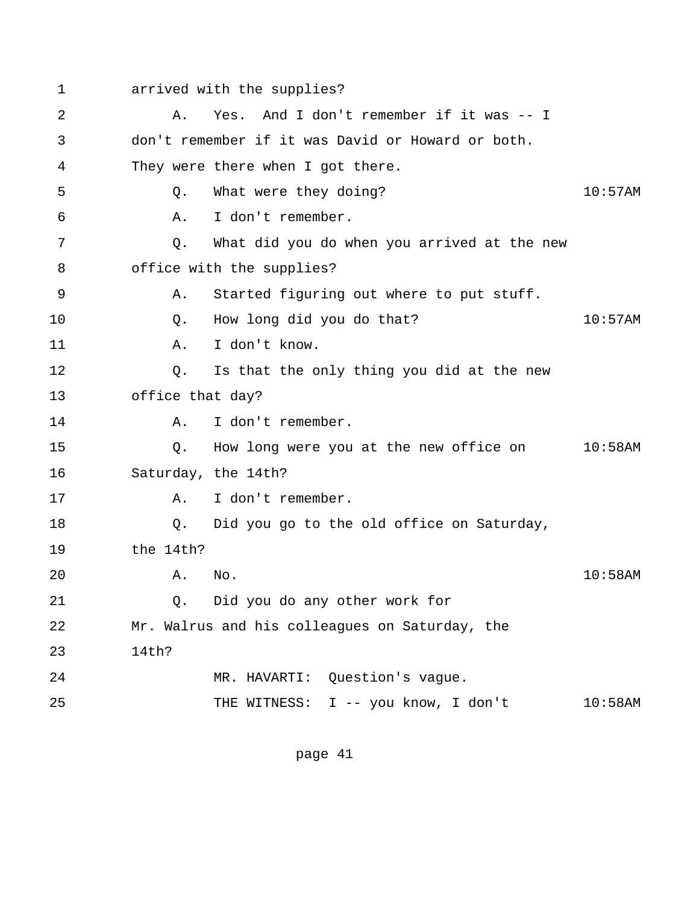1 arrived with the supplies?

2 A. Yes. And I don't remember if it was -- I

3 don't remember if it was David or Howard or both.

4 They were there when I got there.

5 Q. What were they doing? 10:57AM

6 A. I don't remember.

7 Q. What did you do when you arrived at the new

8 office with the supplies?

9 A. Started figuring out where to put stuff.

10 Q. How long did you do that? 10:57AM

11 A. I don't know.

12 Q. Is that the only thing you did at the new

13 office that day?

14 A. I don't remember.

15 Q. How long were you at the new office on 10:58AM

16 Saturday, the 14th?

17 A. I don't remember.

18 Q. Did you go to the old office on Saturday,

19 the 14th?

20 A. No. 10:58AM

21 Q. Did you do any other work for

22 Mr. Walrus and his colleagues on Saturday, the

23 14th?

24 MR. HAVARTI: Question's vague.

25 THE WITNESS: I -- you know, I don't 10:58AM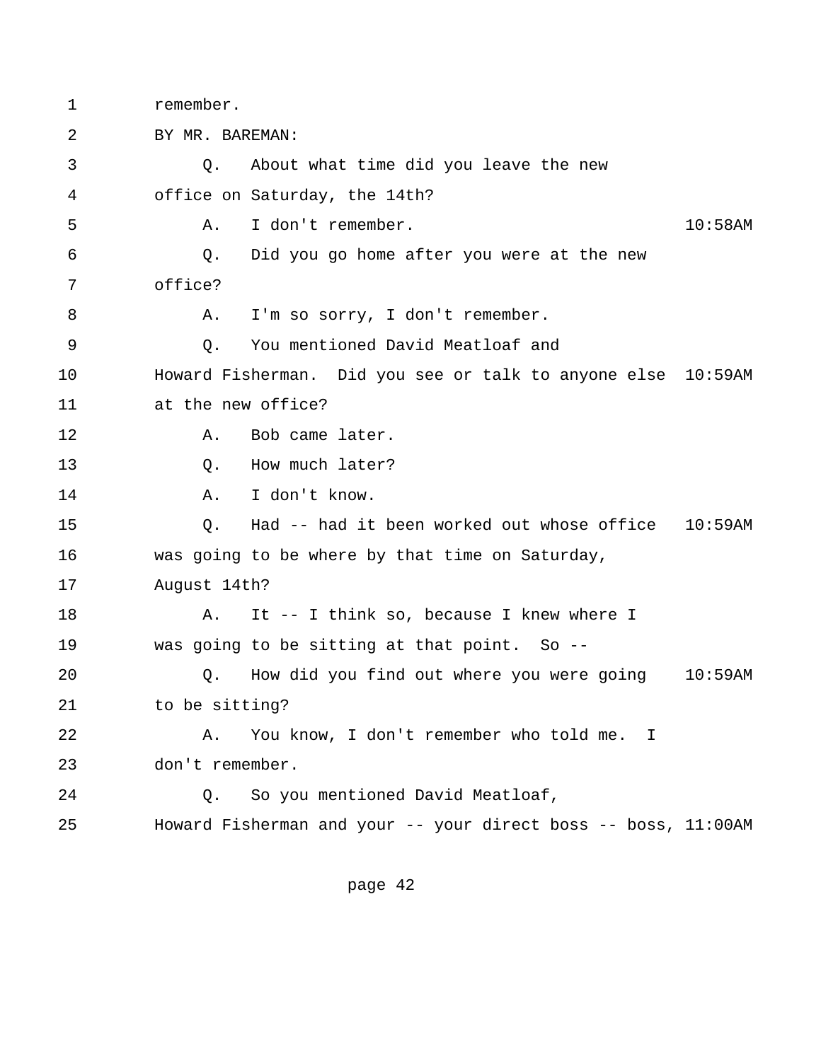1 remember.

2 BY MR. BAREMAN:

3 Q. About what time did you leave the new

4 office on Saturday, the 14th?

5 A. I don't remember. 10:58AM

6 Q. Did you go home after you were at the new

7 office?

8 A. I'm so sorry, I don't remember.

9 Q. You mentioned David Meatloaf and

10 Howard Fisherman. Did you see or talk to anyone else 10:59AM

11 at the new office?

12 A. Bob came later.

13 Q. How much later?

14 A. I don't know.

15 Q. Had -- had it been worked out whose office 10:59AM

16 was going to be where by that time on Saturday,

17 August 14th?

18 A. It -- I think so, because I knew where I

19 was going to be sitting at that point. So --

20 Q. How did you find out where you were going 10:59AM

21 to be sitting?

22 A. You know, I don't remember who told me. I

23 don't remember.

24 Q. So you mentioned David Meatloaf,

25 Howard Fisherman and your -- your direct boss -- boss, 11:00AM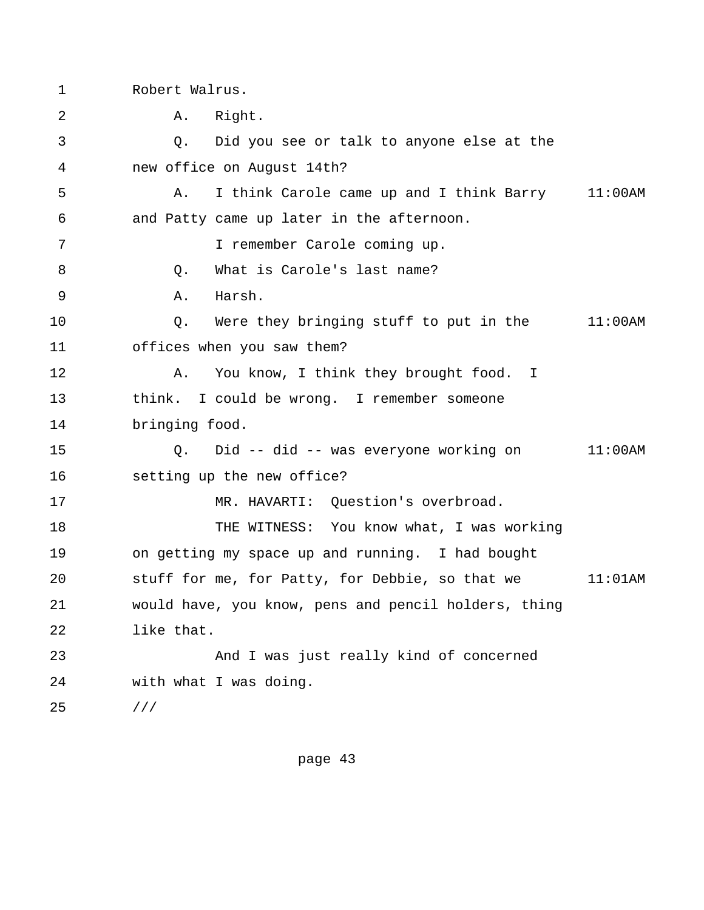1 Robert Walrus.

2 A. Right.

3 Q. Did you see or talk to anyone else at the

4 new office on August 14th?

5 A. I think Carole came up and I think Barry 11:00AM

6 and Patty came up later in the afternoon.

7 I remember Carole coming up.

8 Q. What is Carole's last name?

9 A. Harsh.

10 Q. Were they bringing stuff to put in the 11:00AM

11 offices when you saw them?

12 A. You know, I think they brought food. I

13 think. I could be wrong. I remember someone

14 bringing food.

15 Q. Did -- did -- was everyone working on 11:00AM

16 setting up the new office?

17 MR. HAVARTI: Question's overbroad.

18 THE WITNESS: You know what, I was working

19 on getting my space up and running. I had bought

20 stuff for me, for Patty, for Debbie, so that we 11:01AM

21 would have, you know, pens and pencil holders, thing

22 like that.

23 And I was just really kind of concerned

24 with what I was doing.

25 ///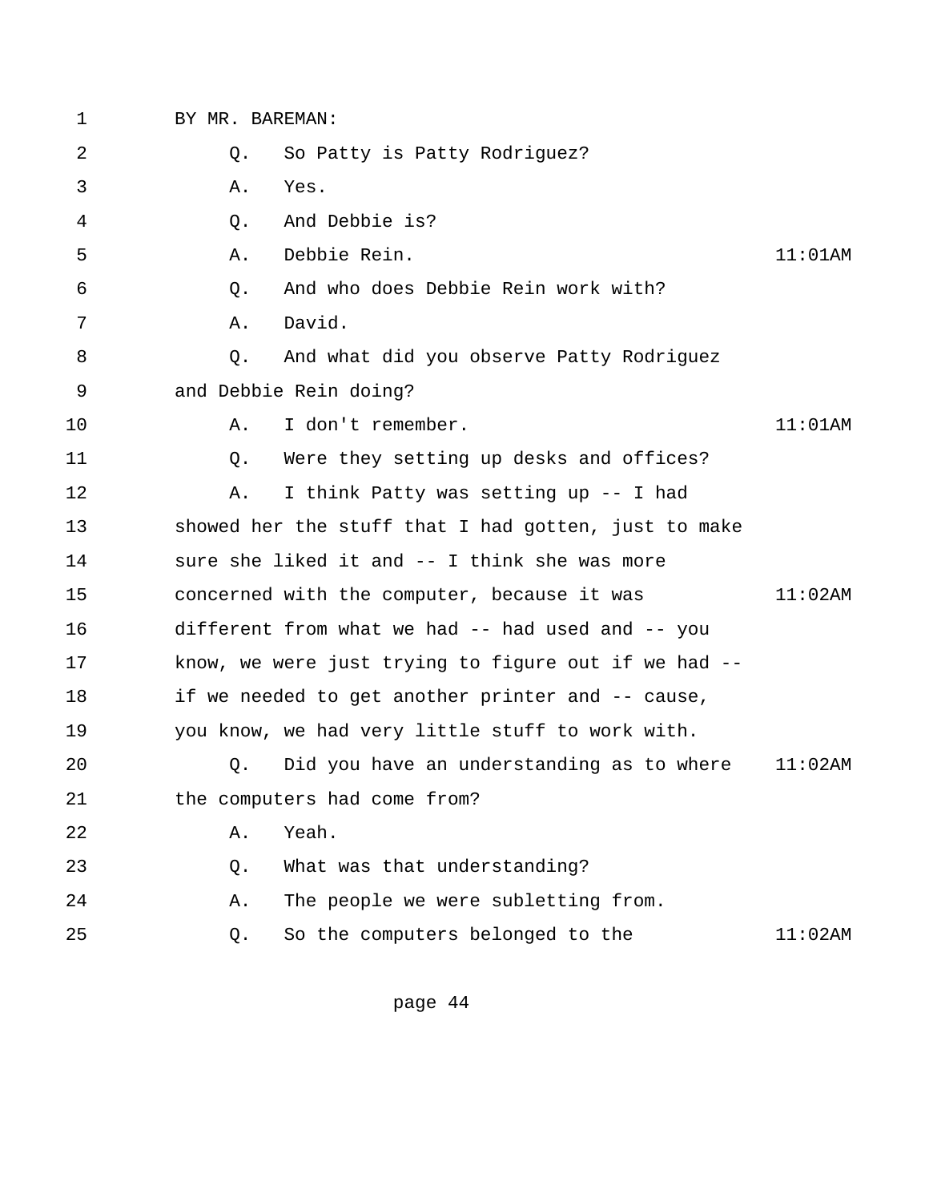BY MR. BAREMAN:

Q. So Patty is Patty Rodriguez?

A. Yes.

Q. And Debbie is?

A. Debbie Rein. 11:01AM

Q. And who does Debbie Rein work with?

A. David.

Q. And what did you observe Patty Rodriguez and Debbie Rein doing?

A. I don't remember. 11:01AM

Q. Were they setting up desks and offices?

A. I think Patty was setting up -- I had showed her the stuff that I had gotten, just to make sure she liked it and -- I think she was more concerned with the computer, because it was 11:02AM different from what we had -- had used and -- you know, we were just trying to figure out if we had -- if we needed to get another printer and -- cause, you know, we had very little stuff to work with.

Q. Did you have an understanding as to where 11:02AM the computers had come from?

A. Yeah.

Q. What was that understanding?

A. The people we were subletting from.

Q. So the computers belonged to the 11:02AM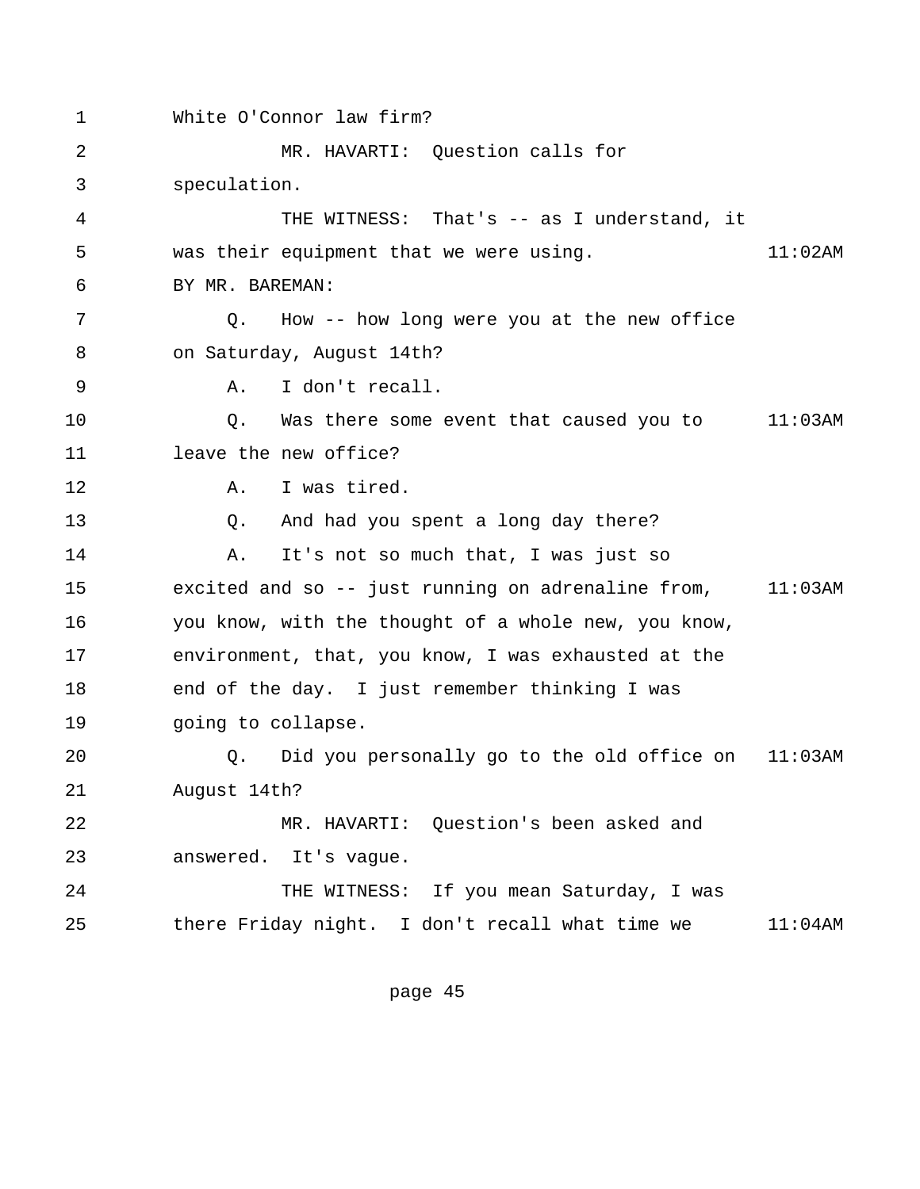1 White O'Connor law firm?

2 MR. HAVARTI: Question calls for

3 speculation.

4 THE WITNESS: That's -- as I understand, it

5 was their equipment that we were using. 11:02AM

6 BY MR. BAREMAN:

7 Q. How -- how long were you at the new office

8 on Saturday, August 14th?

9 A. I don't recall.

10 Q. Was there some event that caused you to 11:03AM

11 leave the new office?

12 A. I was tired.

13 Q. And had you spent a long day there?

14 A. It's not so much that, I was just so

15 excited and so -- just running on adrenaline from, 11:03AM

16 you know, with the thought of a whole new, you know,

17 environment, that, you know, I was exhausted at the

18 end of the day. I just remember thinking I was

19 going to collapse.

20 Q. Did you personally go to the old office on 11:03AM

21 August 14th?

22 MR. HAVARTI: Question's been asked and

23 answered. It's vague.

24 THE WITNESS: If you mean Saturday, I was

25 there Friday night. I don't recall what time we 11:04AM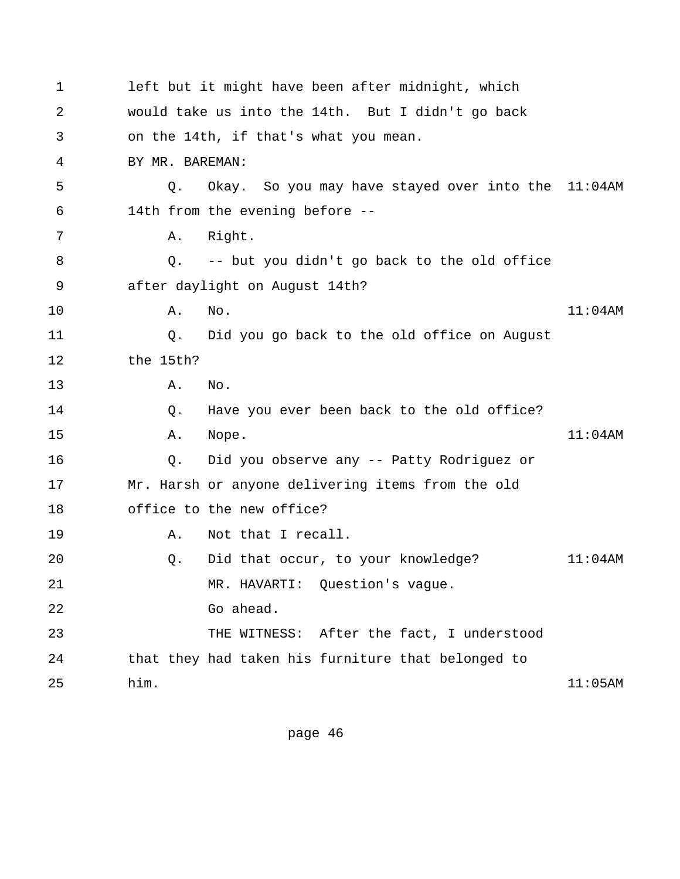1 left but it might have been after midnight, which
2 would take us into the 14th. But I didn't go back
3 on the 14th, if that's what you mean.
4 BY MR. BAREMAN:
5 Q. Okay. So you may have stayed over into the 11:04AM
6 14th from the evening before --
7 A. Right.
8 Q. -- but you didn't go back to the old office
9 after daylight on August 14th?
10 A. No. 11:04AM
11 Q. Did you go back to the old office on August
12 the 15th?
13 A. No.
14 Q. Have you ever been back to the old office?
15 A. Nope. 11:04AM
16 Q. Did you observe any -- Patty Rodriguez or
17 Mr. Harsh or anyone delivering items from the old
18 office to the new office?
19 A. Not that I recall.
20 Q. Did that occur, to your knowledge? 11:04AM
21 MR. HAVARTI: Question's vague.
22 Go ahead.
23 THE WITNESS: After the fact, I understood
24 that they had taken his furniture that belonged to
25 him. 11:05AM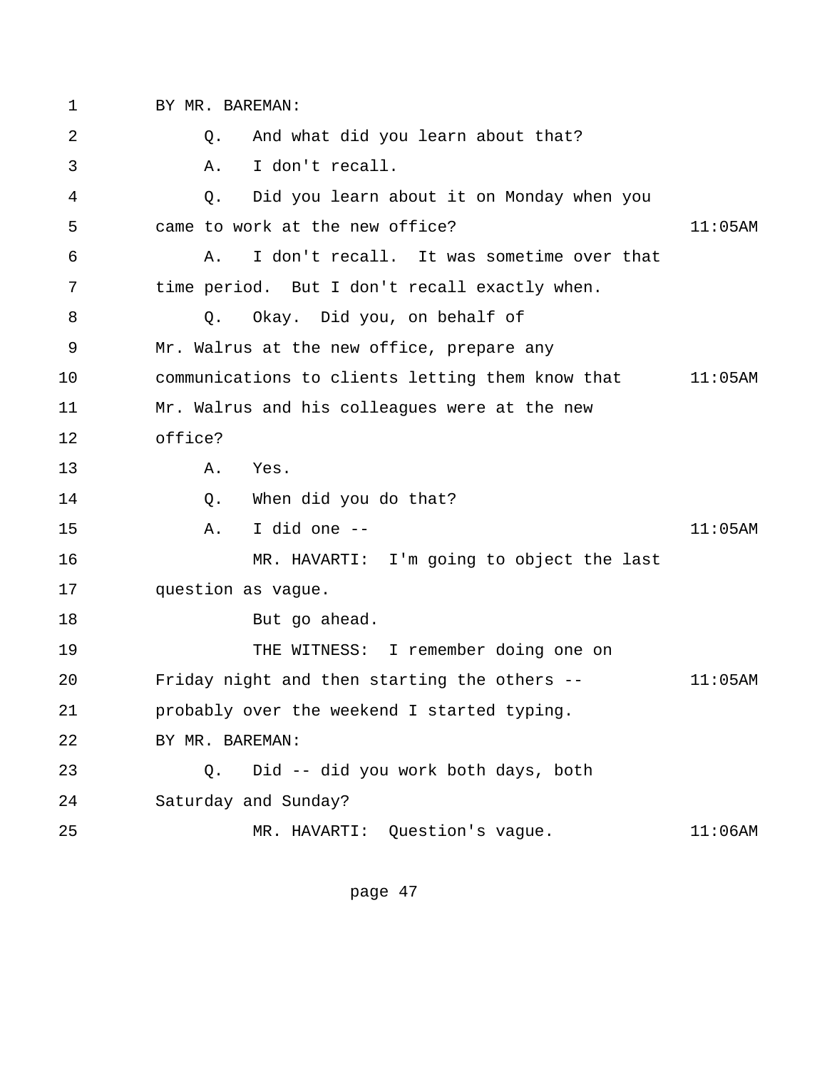BY MR. BAREMAN:

Q. And what did you learn about that?

A. I don't recall.

Q. Did you learn about it on Monday when you came to work at the new office?

A. I don't recall. It was sometime over that time period. But I don't recall exactly when.

Q. Okay. Did you, on behalf of Mr. Walrus at the new office, prepare any communications to clients letting them know that Mr. Walrus and his colleagues were at the new office?

A. Yes.

Q. When did you do that?

A. I did one --

MR. HAVARTI: I'm going to object the last question as vague.

But go ahead.

THE WITNESS: I remember doing one on Friday night and then starting the others -- probably over the weekend I started typing.

BY MR. BAREMAN:

Q. Did -- did you work both days, both Saturday and Sunday?

MR. HAVARTI: Question's vague.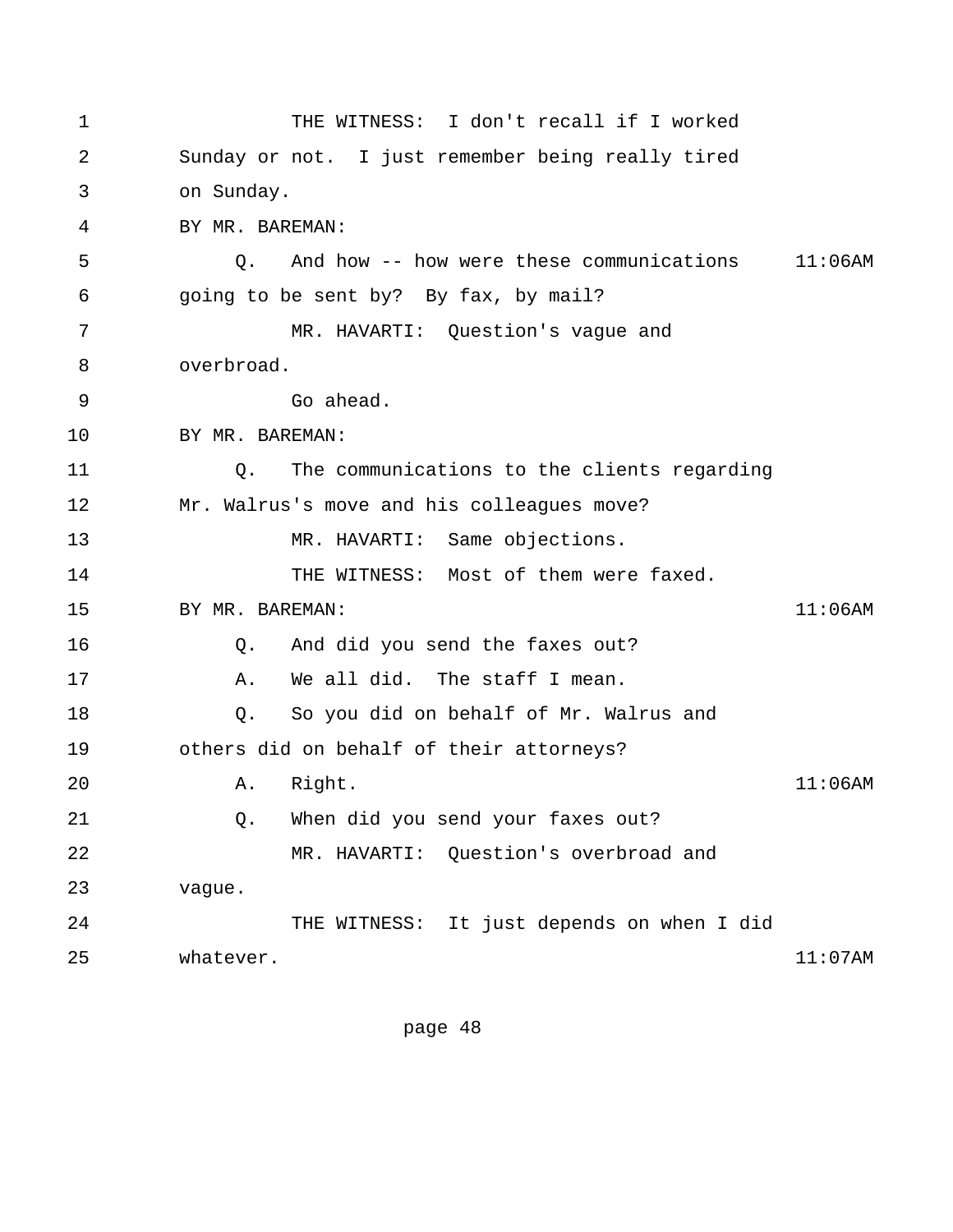1 THE WITNESS: I don't recall if I worked
2 Sunday or not. I just remember being really tired
3 on Sunday.
4 BY MR. BAREMAN:
5 Q. And how -- how were these communications 11:06AM
6 going to be sent by? By fax, by mail?
7 MR. HAVARTI: Question's vague and
8 overbroad.
9 Go ahead.
10 BY MR. BAREMAN:
11 Q. The communications to the clients regarding
12 Mr. Walrus's move and his colleagues move?
13 MR. HAVARTI: Same objections.
14 THE WITNESS: Most of them were faxed.
15 BY MR. BAREMAN: 11:06AM
16 Q. And did you send the faxes out?
17 A. We all did. The staff I mean.
18 Q. So you did on behalf of Mr. Walrus and
19 others did on behalf of their attorneys?
20 A. Right. 11:06AM
21 Q. When did you send your faxes out?
22 MR. HAVARTI: Question's overbroad and
23 vague.
24 THE WITNESS: It just depends on when I did
25 whatever. 11:07AM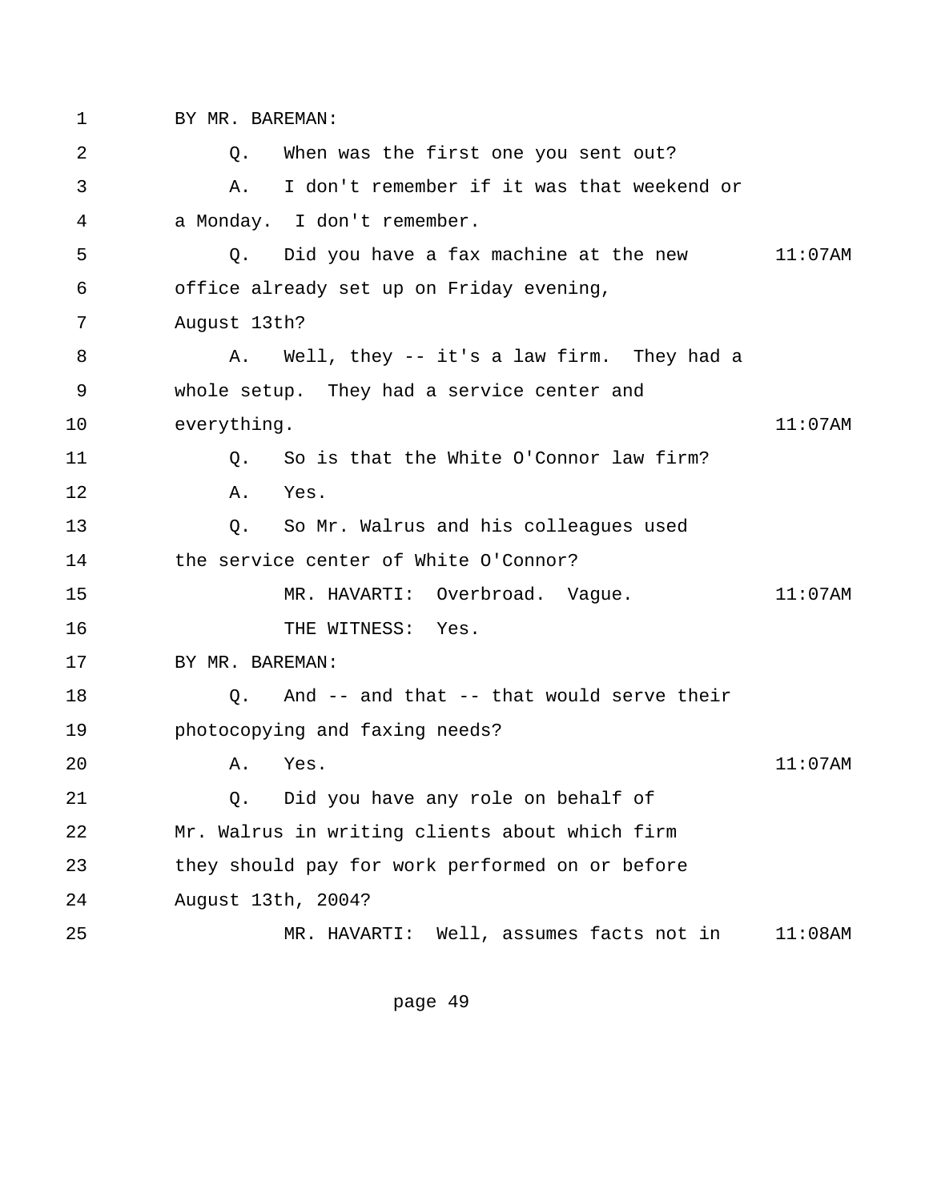1 BY MR. BAREMAN:

2 Q. When was the first one you sent out?

3 A. I don't remember if it was that weekend or

4 a Monday. I don't remember.

5 Q. Did you have a fax machine at the new 11:07AM

6 office already set up on Friday evening,

7 August 13th?

8 A. Well, they -- it's a law firm. They had a

9 whole setup. They had a service center and

10 everything. 11:07AM

11 Q. So is that the White O'Connor law firm?

12 A. Yes.

13 Q. So Mr. Walrus and his colleagues used

14 the service center of White O'Connor?

15 MR. HAVARTI: Overbroad. Vague. 11:07AM

16 THE WITNESS: Yes.

17 BY MR. BAREMAN:

18 Q. And -- and that -- that would serve their

19 photocopying and faxing needs?

20 A. Yes. 11:07AM

21 Q. Did you have any role on behalf of

22 Mr. Walrus in writing clients about which firm

23 they should pay for work performed on or before

24 August 13th, 2004?

25 MR. HAVARTI: Well, assumes facts not in 11:08AM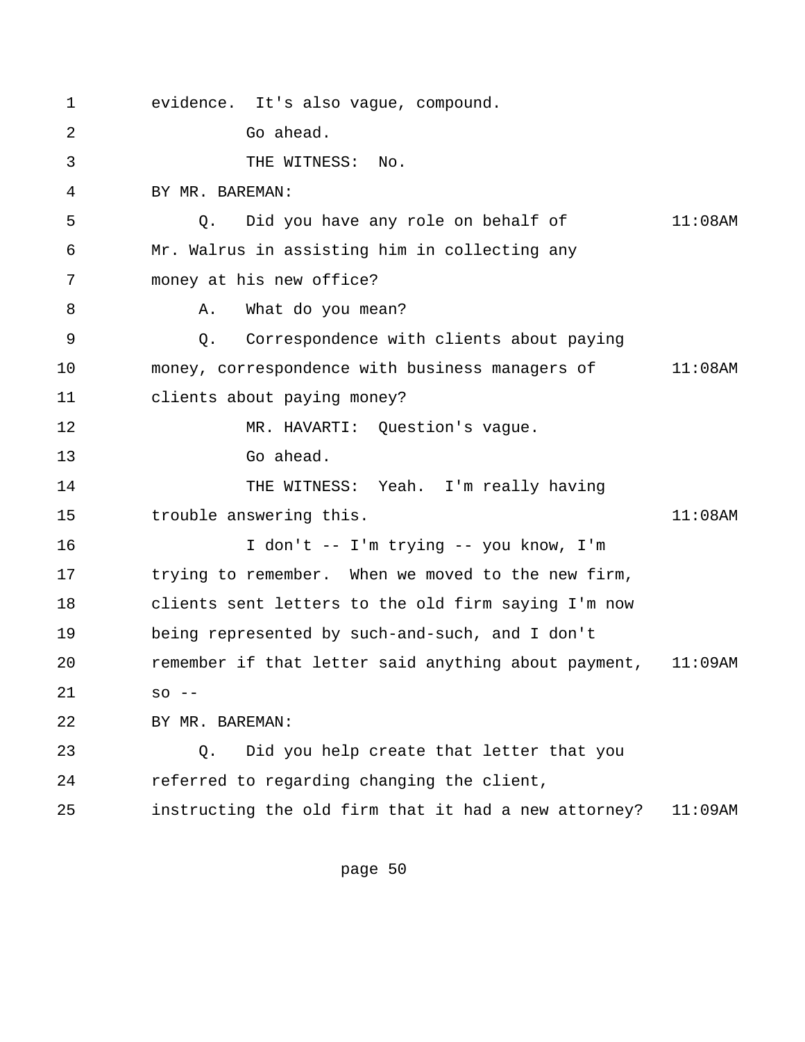1 evidence. It's also vague, compound.

2 Go ahead.

3 THE WITNESS: No.

4 BY MR. BAREMAN:

5 Q. Did you have any role on behalf of 11:08AM

6 Mr. Walrus in assisting him in collecting any

7 money at his new office?

8 A. What do you mean?

9 Q. Correspondence with clients about paying

10 money, correspondence with business managers of 11:08AM

11 clients about paying money?

12 MR. HAVARTI: Question's vague.

13 Go ahead.

14 THE WITNESS: Yeah. I'm really having

15 trouble answering this. 11:08AM

16 I don't -- I'm trying -- you know, I'm

17 trying to remember. When we moved to the new firm,

18 clients sent letters to the old firm saying I'm now

19 being represented by such-and-such, and I don't

20 remember if that letter said anything about payment, 11:09AM

21 so --

22 BY MR. BAREMAN:

23 Q. Did you help create that letter that you

24 referred to regarding changing the client,

25 instructing the old firm that it had a new attorney? 11:09AM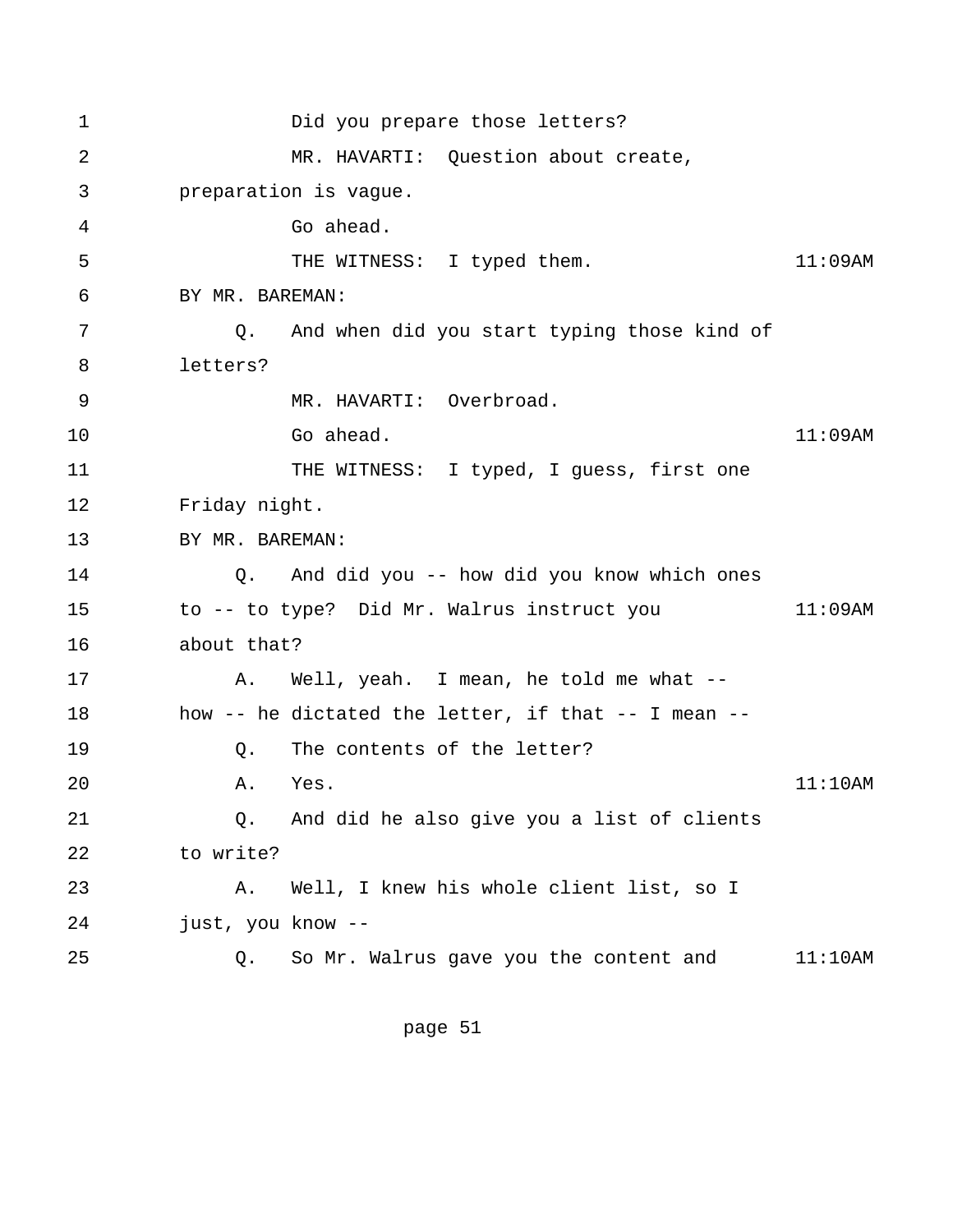1 Did you prepare those letters?

2 MR. HAVARTI: Question about create,

3 preparation is vague.

4 Go ahead.

5 THE WITNESS: I typed them. 11:09AM

6 BY MR. BAREMAN:

7 Q. And when did you start typing those kind of

8 letters?

9 MR. HAVARTI: Overbroad.

10 Go ahead. 11:09AM

11 THE WITNESS: I typed, I guess, first one

12 Friday night.

13 BY MR. BAREMAN:

14 Q. And did you -- how did you know which ones

15 to -- to type? Did Mr. Walrus instruct you 11:09AM

16 about that?

17 A. Well, yeah. I mean, he told me what --

18 how -- he dictated the letter, if that -- I mean --

19 Q. The contents of the letter?

20 A. Yes. 11:10AM

21 Q. And did he also give you a list of clients

22 to write?

23 A. Well, I knew his whole client list, so I

24 just, you know --

25 Q. So Mr. Walrus gave you the content and 11:10AM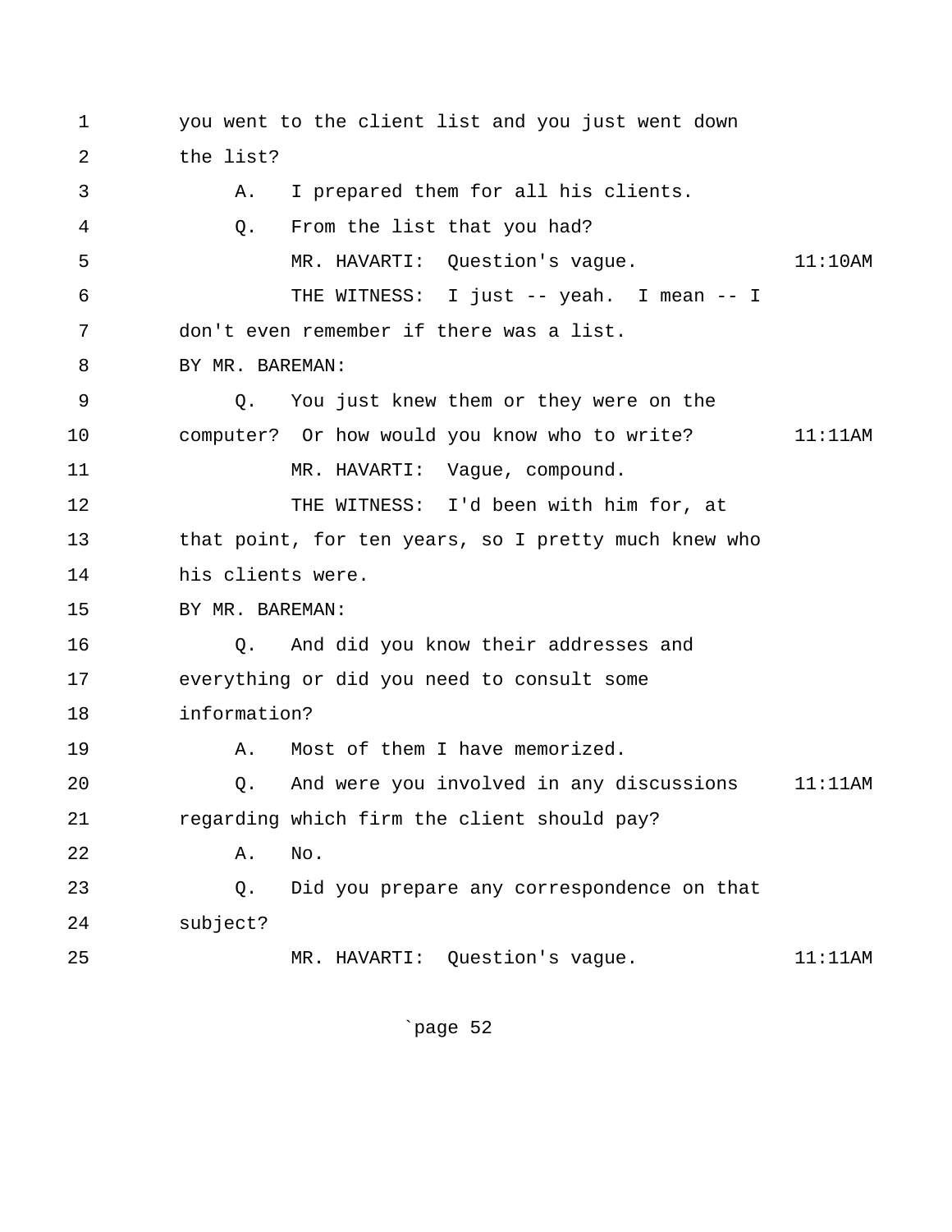1 you went to the client list and you just went down
2 the list?
3 A. I prepared them for all his clients.
4 Q. From the list that you had?
5 MR. HAVARTI: Question's vague. 11:10AM
6 THE WITNESS: I just -- yeah. I mean -- I
7 don't even remember if there was a list.
8 BY MR. BAREMAN:
9 Q. You just knew them or they were on the
10 computer? Or how would you know who to write? 11:11AM
11 MR. HAVARTI: Vague, compound.
12 THE WITNESS: I'd been with him for, at
13 that point, for ten years, so I pretty much knew who
14 his clients were.
15 BY MR. BAREMAN:
16 Q. And did you know their addresses and
17 everything or did you need to consult some
18 information?
19 A. Most of them I have memorized.
20 Q. And were you involved in any discussions 11:11AM
21 regarding which firm the client should pay?
22 A. No.
23 Q. Did you prepare any correspondence on that
24 subject?
25 MR. HAVARTI: Question's vague. 11:11AM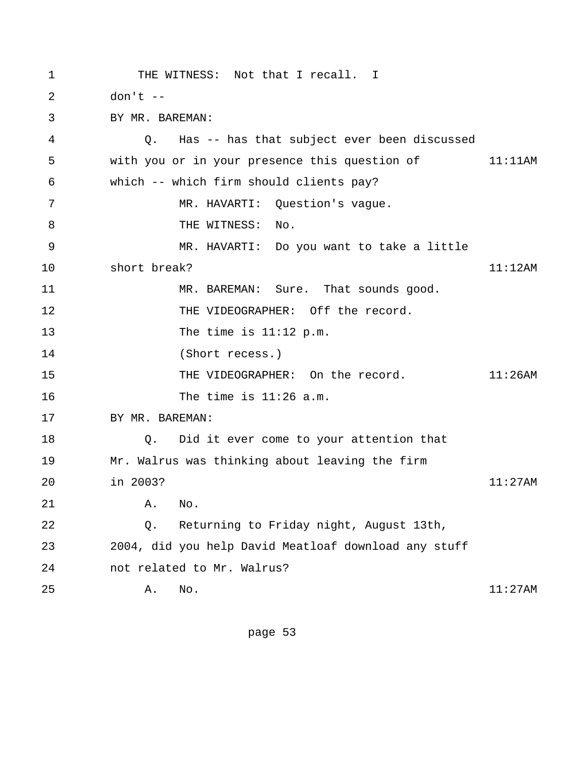THE WITNESS: Not that I recall. I don't --

BY MR. BAREMAN:

Q. Has -- has that subject ever been discussed with you or in your presence this question of which -- which firm should clients pay?

MR. HAVARTI: Question's vague.

THE WITNESS: No.

MR. HAVARTI: Do you want to take a little short break?

MR. BAREMAN: Sure. That sounds good.

THE VIDEOGRAPHER: Off the record. The time is 11:12 p.m.

(Short recess.)

THE VIDEOGRAPHER: On the record. The time is 11:26 a.m.

BY MR. BAREMAN:

Q. Did it ever come to your attention that Mr. Walrus was thinking about leaving the firm in 2003?

A. No.

Q. Returning to Friday night, August 13th, 2004, did you help David Meatloaf download any stuff not related to Mr. Walrus?

A. No.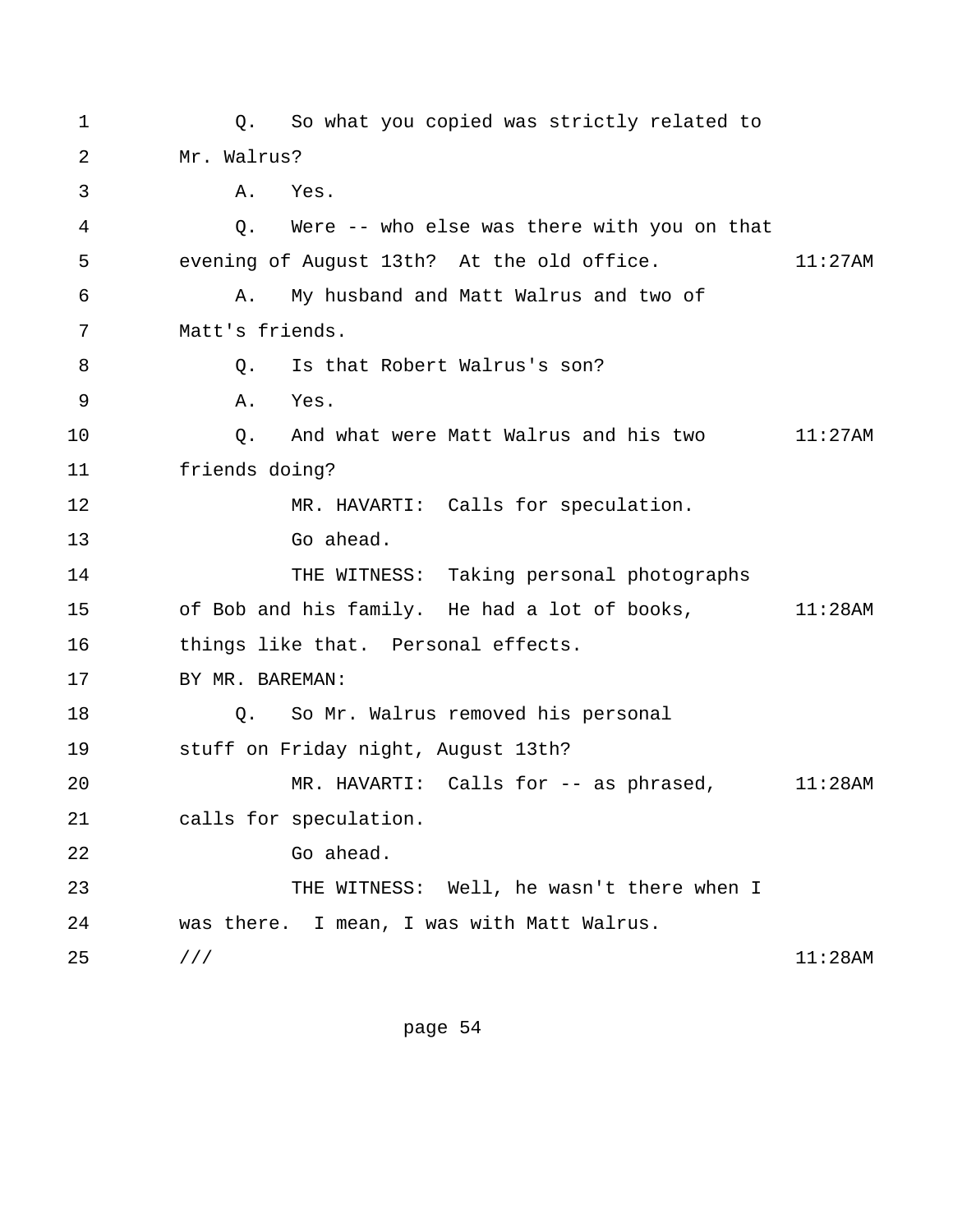Q. So what you copied was strictly related to Mr. Walrus?

A. Yes.

Q. Were -- who else was there with you on that evening of August 13th? At the old office. 11:27AM

A. My husband and Matt Walrus and two of Matt's friends.

Q. Is that Robert Walrus's son?

A. Yes.

Q. And what were Matt Walrus and his two friends doing? 11:27AM

MR. HAVARTI: Calls for speculation.

Go ahead.

THE WITNESS: Taking personal photographs of Bob and his family. He had a lot of books, things like that. Personal effects. 11:28AM

BY MR. BAREMAN:

Q. So Mr. Walrus removed his personal stuff on Friday night, August 13th?

MR. HAVARTI: Calls for -- as phrased, calls for speculation. 11:28AM

Go ahead.

THE WITNESS: Well, he wasn't there when I was there. I mean, I was with Matt Walrus.

/// 11:28AM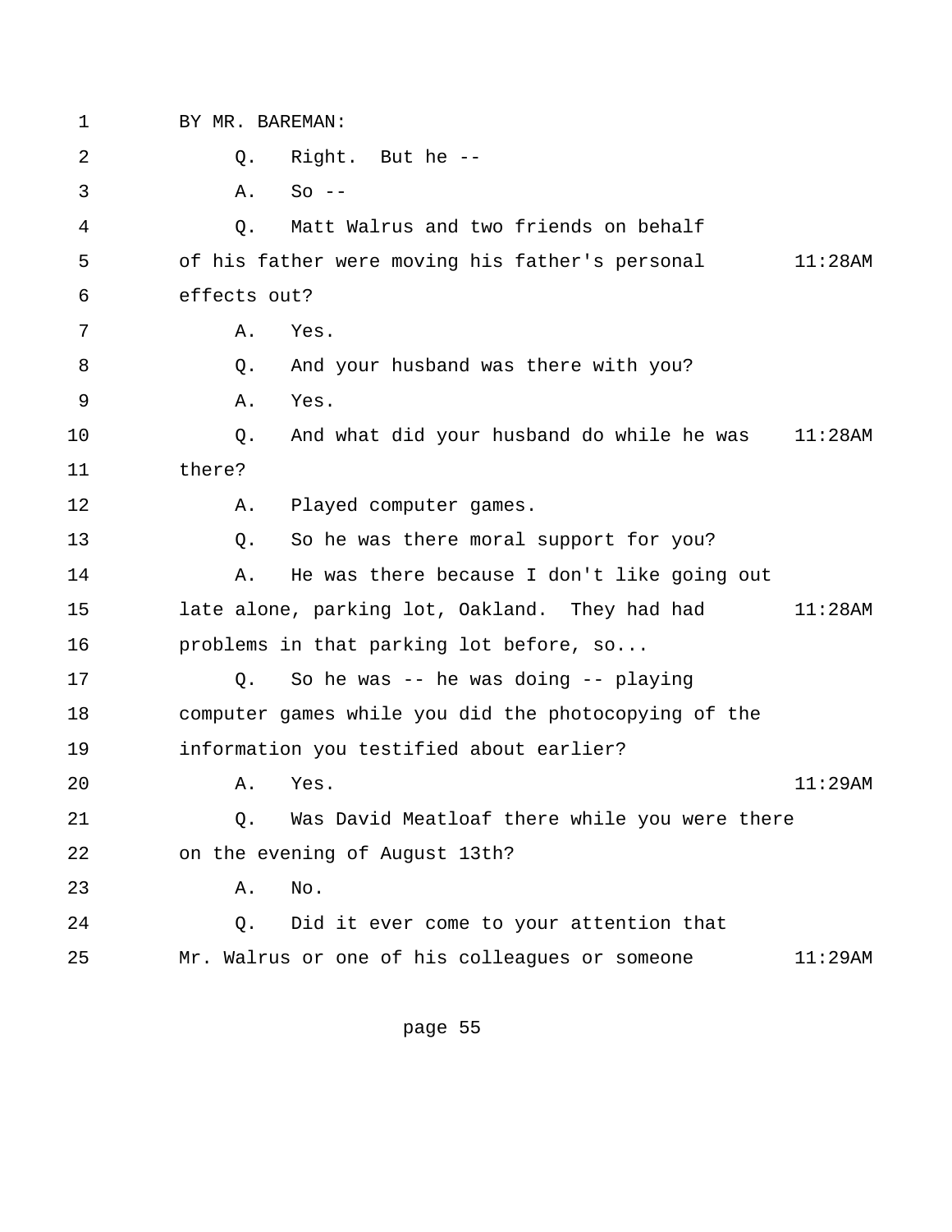BY MR. BAREMAN:

Q. Right. But he --

A. So --

Q. Matt Walrus and two friends on behalf of his father were moving his father's personal effects out?

A. Yes.

Q. And your husband was there with you?

A. Yes.

Q. And what did your husband do while he was there?

A. Played computer games.

Q. So he was there moral support for you?

A. He was there because I don't like going out late alone, parking lot, Oakland. They had had problems in that parking lot before, so...

Q. So he was -- he was doing -- playing computer games while you did the photocopying of the information you testified about earlier?

A. Yes.

Q. Was David Meatloaf there while you were there on the evening of August 13th?

A. No.

Q. Did it ever come to your attention that Mr. Walrus or one of his colleagues or someone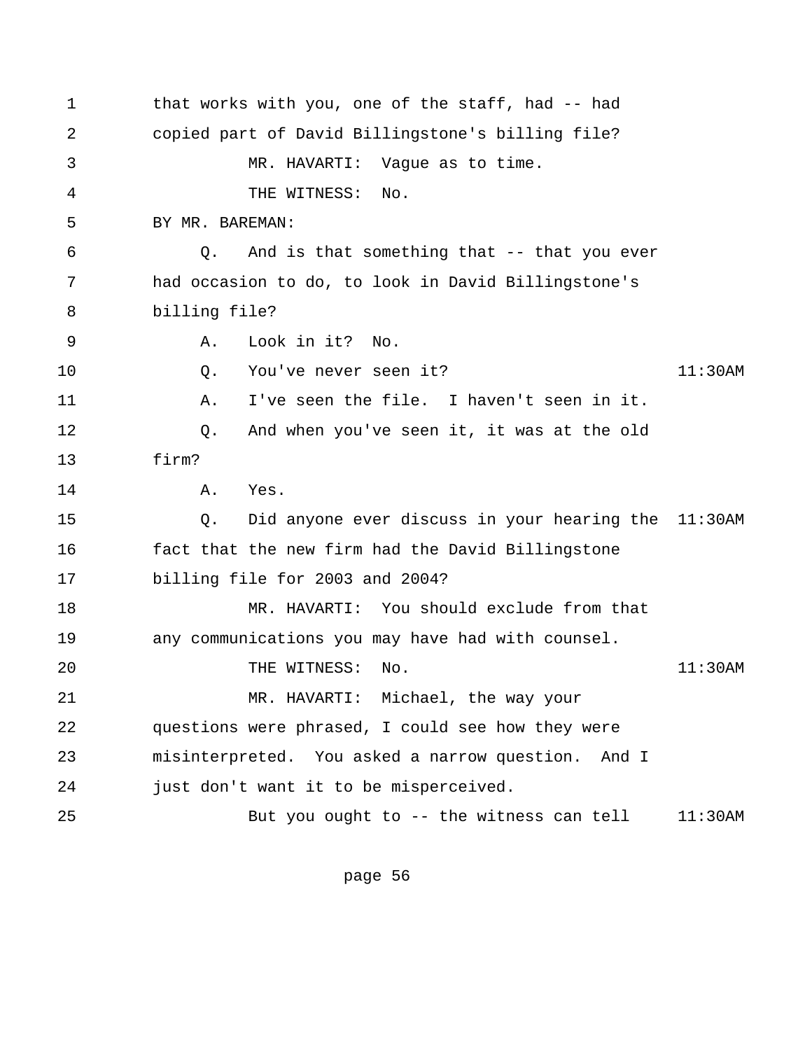1 that works with you, one of the staff, had -- had
2 copied part of David Billingstone's billing file?
3 MR. HAVARTI: Vague as to time.
4 THE WITNESS: No.
5 BY MR. BAREMAN:
6 Q. And is that something that -- that you ever
7 had occasion to do, to look in David Billingstone's
8 billing file?
9 A. Look in it? No.
10 Q. You've never seen it? 11:30AM
11 A. I've seen the file. I haven't seen in it.
12 Q. And when you've seen it, it was at the old
13 firm?
14 A. Yes.
15 Q. Did anyone ever discuss in your hearing the 11:30AM
16 fact that the new firm had the David Billingstone
17 billing file for 2003 and 2004?
18 MR. HAVARTI: You should exclude from that
19 any communications you may have had with counsel.
20 THE WITNESS: No. 11:30AM
21 MR. HAVARTI: Michael, the way your
22 questions were phrased, I could see how they were
23 misinterpreted. You asked a narrow question. And I
24 just don't want it to be misperceived.
25 But you ought to -- the witness can tell 11:30AM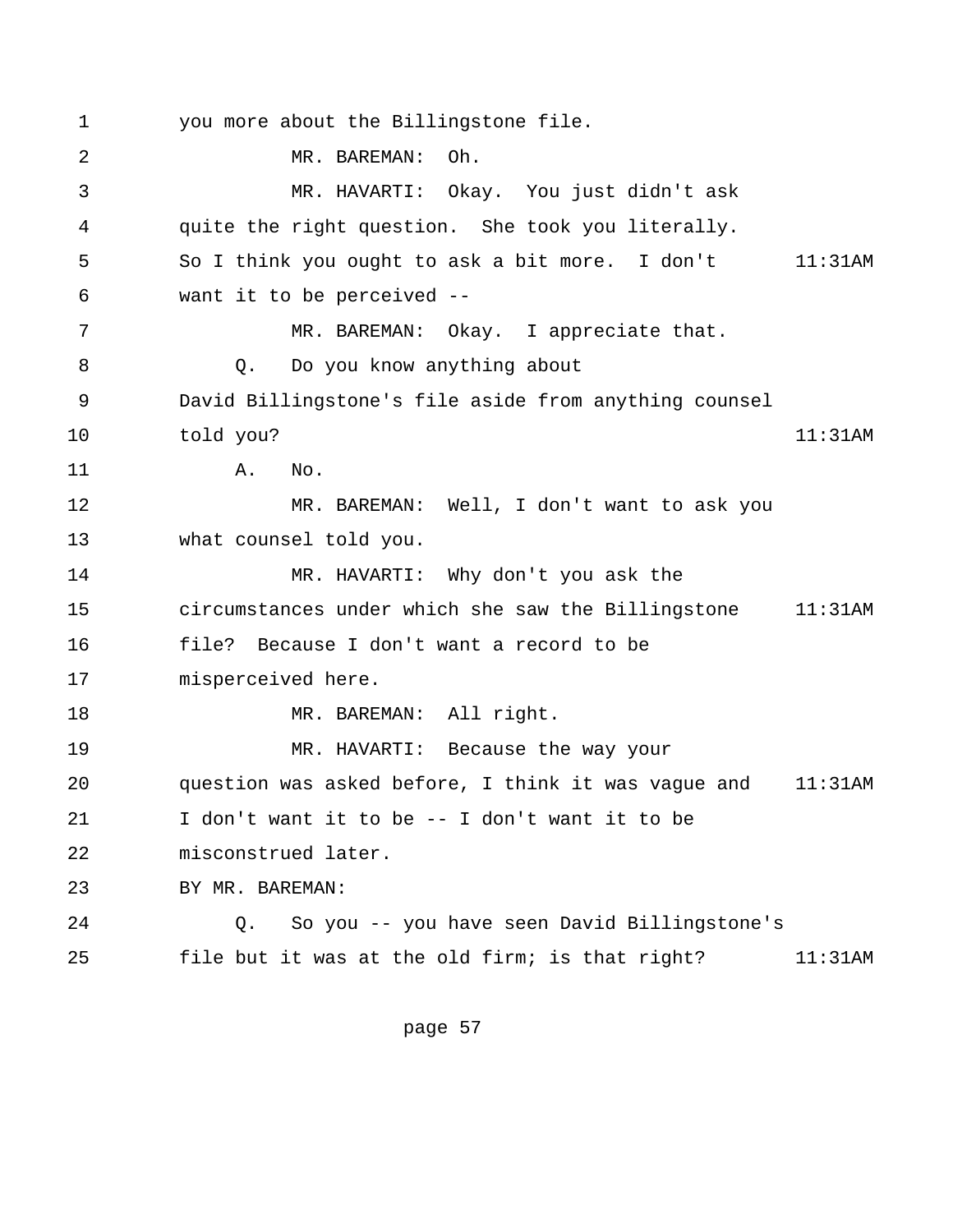1 you more about the Billingstone file.

2 MR. BAREMAN: Oh.

3 MR. HAVARTI: Okay. You just didn't ask

4 quite the right question. She took you literally.

5 So I think you ought to ask a bit more. I don't 11:31AM

6 want it to be perceived --

7 MR. BAREMAN: Okay. I appreciate that.

8 Q. Do you know anything about

9 David Billingstone's file aside from anything counsel

10 told you? 11:31AM

11 A. No.

12 MR. BAREMAN: Well, I don't want to ask you

13 what counsel told you.

14 MR. HAVARTI: Why don't you ask the

15 circumstances under which she saw the Billingstone 11:31AM

16 file? Because I don't want a record to be

17 misperceived here.

18 MR. BAREMAN: All right.

19 MR. HAVARTI: Because the way your

20 question was asked before, I think it was vague and 11:31AM

21 I don't want it to be -- I don't want it to be

22 misconstrued later.

23 BY MR. BAREMAN:

24 Q. So you -- you have seen David Billingstone's

25 file but it was at the old firm; is that right? 11:31AM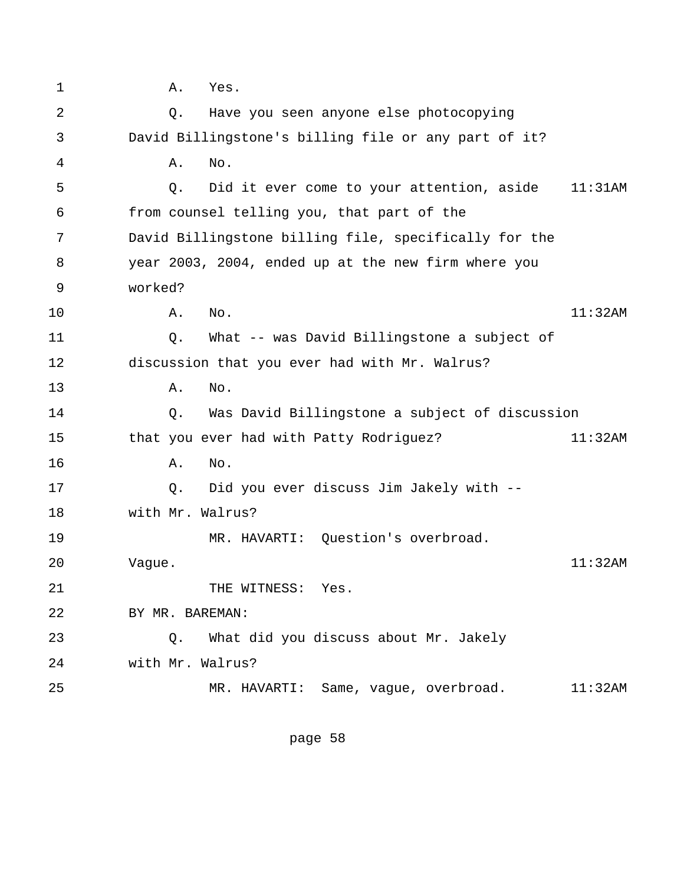1 A. Yes.

2 Q. Have you seen anyone else photocopying

3 David Billingstone's billing file or any part of it?

4 A. No.

5 Q. Did it ever come to your attention, aside 11:31AM

6 from counsel telling you, that part of the

7 David Billingstone billing file, specifically for the

8 year 2003, 2004, ended up at the new firm where you

9 worked?

10 A. No. 11:32AM

11 Q. What -- was David Billingstone a subject of

12 discussion that you ever had with Mr. Walrus?

13 A. No.

14 Q. Was David Billingstone a subject of discussion

15 that you ever had with Patty Rodriguez? 11:32AM

16 A. No.

17 Q. Did you ever discuss Jim Jakely with --

18 with Mr. Walrus?

19 MR. HAVARTI: Question's overbroad.

20 Vague. 11:32AM

21 THE WITNESS: Yes.

22 BY MR. BAREMAN:

23 Q. What did you discuss about Mr. Jakely

24 with Mr. Walrus?

25 MR. HAVARTI: Same, vague, overbroad. 11:32AM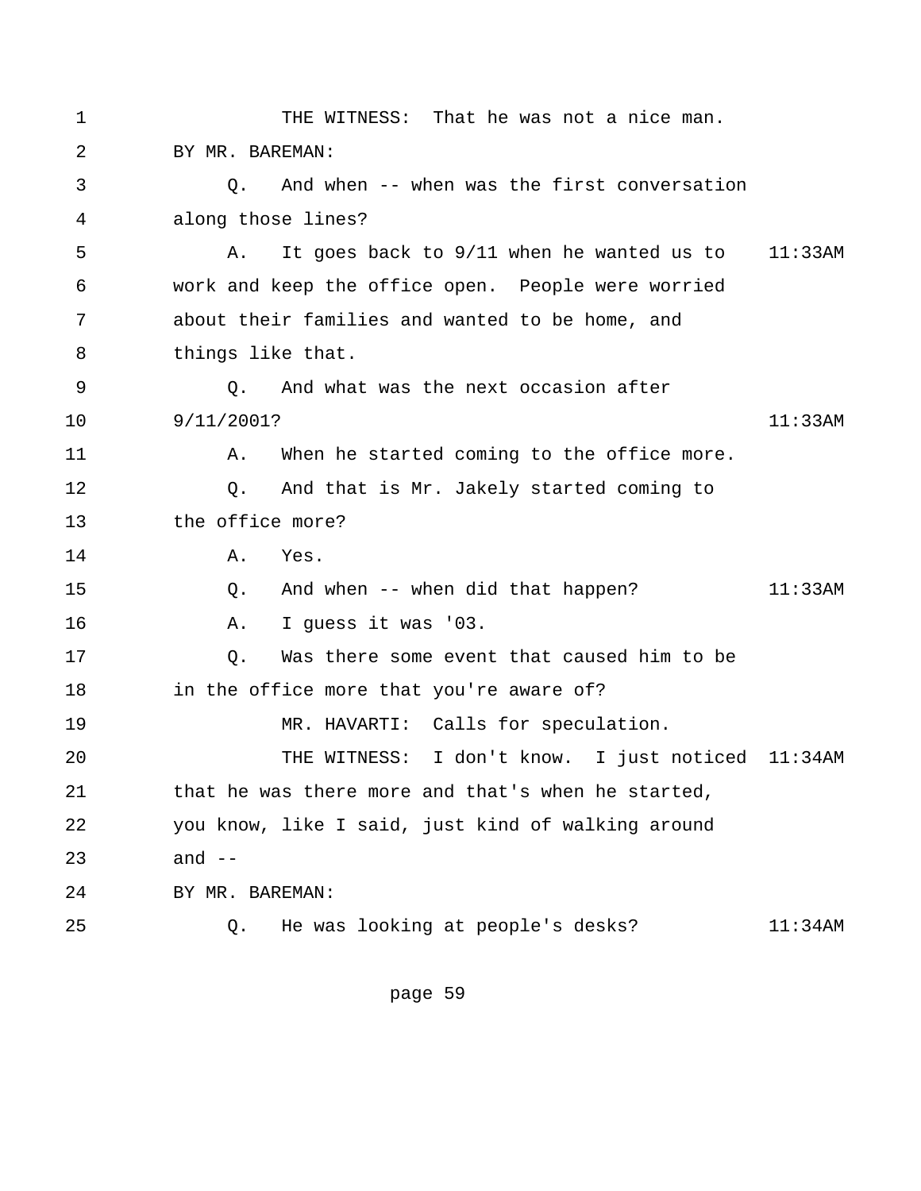1 THE WITNESS: That he was not a nice man.
2 BY MR. BAREMAN:
3 Q. And when -- when was the first conversation
4 along those lines?
5 A. It goes back to 9/11 when he wanted us to 11:33AM
6 work and keep the office open. People were worried
7 about their families and wanted to be home, and
8 things like that.
9 Q. And what was the next occasion after
10 9/11/2001? 11:33AM
11 A. When he started coming to the office more.
12 Q. And that is Mr. Jakely started coming to
13 the office more?
14 A. Yes.
15 Q. And when -- when did that happen? 11:33AM
16 A. I guess it was '03.
17 Q. Was there some event that caused him to be
18 in the office more that you're aware of?
19 MR. HAVARTI: Calls for speculation.
20 THE WITNESS: I don't know. I just noticed 11:34AM
21 that he was there more and that's when he started,
22 you know, like I said, just kind of walking around
23 and --
24 BY MR. BAREMAN:
25 Q. He was looking at people's desks? 11:34AM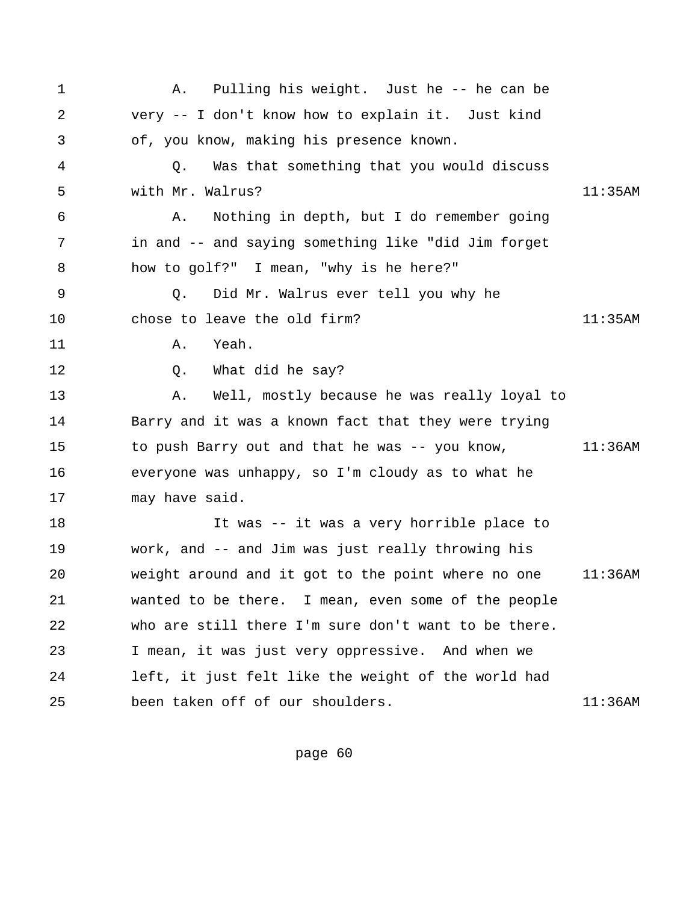1 A. Pulling his weight. Just he -- he can be
2 very -- I don't know how to explain it. Just kind
3 of, you know, making his presence known.
4 Q. Was that something that you would discuss
5 with Mr. Walrus? 11:35AM
6 A. Nothing in depth, but I do remember going
7 in and -- and saying something like "did Jim forget
8 how to golf?" I mean, "why is he here?"
9 Q. Did Mr. Walrus ever tell you why he
10 chose to leave the old firm? 11:35AM
11 A. Yeah.
12 Q. What did he say?
13 A. Well, mostly because he was really loyal to
14 Barry and it was a known fact that they were trying
15 to push Barry out and that he was -- you know, 11:36AM
16 everyone was unhappy, so I'm cloudy as to what he
17 may have said.
18 It was -- it was a very horrible place to
19 work, and -- and Jim was just really throwing his
20 weight around and it got to the point where no one 11:36AM
21 wanted to be there. I mean, even some of the people
22 who are still there I'm sure don't want to be there.
23 I mean, it was just very oppressive. And when we
24 left, it just felt like the weight of the world had
25 been taken off of our shoulders. 11:36AM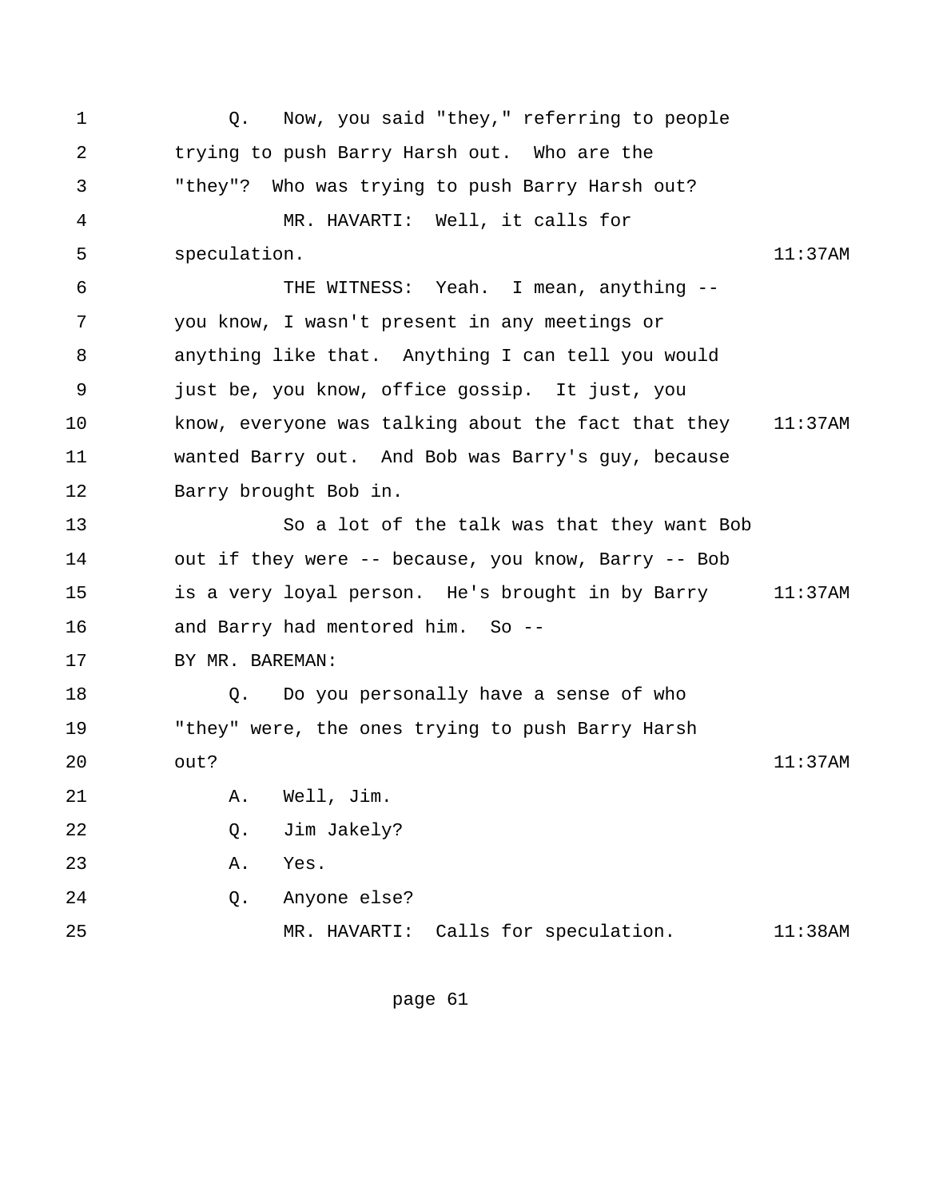1 Q. Now, you said "they," referring to people
2 trying to push Barry Harsh out. Who are the
3 "they"? Who was trying to push Barry Harsh out?
4 MR. HAVARTI: Well, it calls for
5 speculation. 11:37AM
6 THE WITNESS: Yeah. I mean, anything --
7 you know, I wasn't present in any meetings or
8 anything like that. Anything I can tell you would
9 just be, you know, office gossip. It just, you
10 know, everyone was talking about the fact that they 11:37AM
11 wanted Barry out. And Bob was Barry's guy, because
12 Barry brought Bob in.
13 So a lot of the talk was that they want Bob
14 out if they were -- because, you know, Barry -- Bob
15 is a very loyal person. He's brought in by Barry 11:37AM
16 and Barry had mentored him. So --
17 BY MR. BAREMAN:
18 Q. Do you personally have a sense of who
19 "they" were, the ones trying to push Barry Harsh
20 out? 11:37AM
21 A. Well, Jim.
22 Q. Jim Jakely?
23 A. Yes.
24 Q. Anyone else?
25 MR. HAVARTI: Calls for speculation. 11:38AM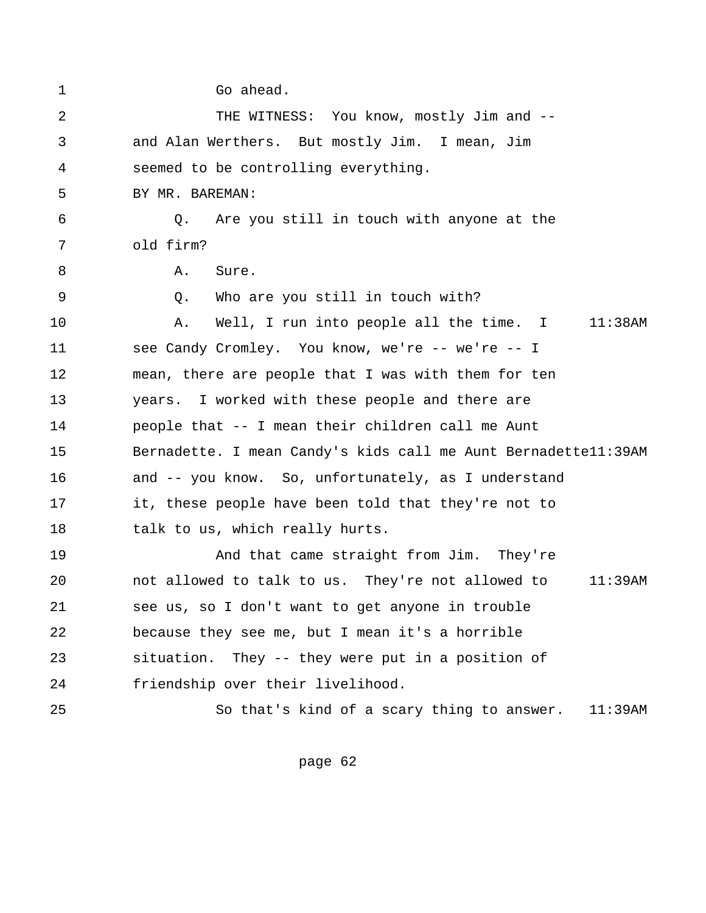1 Go ahead.

2 THE WITNESS: You know, mostly Jim and --

3 and Alan Werthers. But mostly Jim. I mean, Jim

4 seemed to be controlling everything.

5 BY MR. BAREMAN:

6 Q. Are you still in touch with anyone at the

7 old firm?

8 A. Sure.

9 Q. Who are you still in touch with?

10 A. Well, I run into people all the time. I 11:38AM

11 see Candy Cromley. You know, we're -- we're -- I

12 mean, there are people that I was with them for ten

13 years. I worked with these people and there are

14 people that -- I mean their children call me Aunt

15 Bernadette. I mean Candy's kids call me Aunt Bernadette11:39AM

16 and -- you know. So, unfortunately, as I understand

17 it, these people have been told that they're not to

18 talk to us, which really hurts.

19 And that came straight from Jim. They're

20 not allowed to talk to us. They're not allowed to 11:39AM

21 see us, so I don't want to get anyone in trouble

22 because they see me, but I mean it's a horrible

23 situation. They -- they were put in a position of

24 friendship over their livelihood.

25 So that's kind of a scary thing to answer. 11:39AM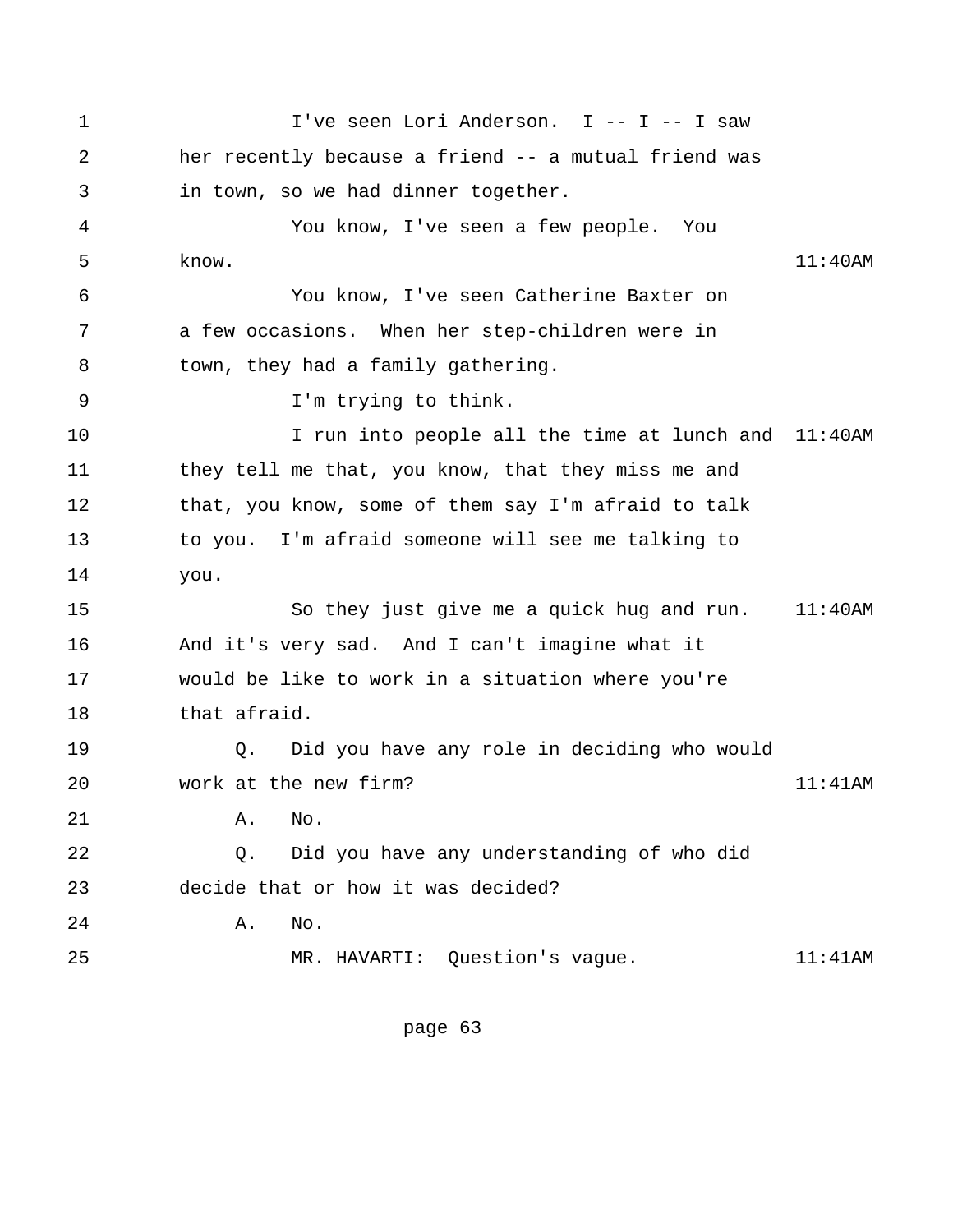1 I've seen Lori Anderson. I -- I -- I saw
2 her recently because a friend -- a mutual friend was
3 in town, so we had dinner together.
4 You know, I've seen a few people. You
5 know. 11:40AM
6 You know, I've seen Catherine Baxter on
7 a few occasions. When her step-children were in
8 town, they had a family gathering.
9 I'm trying to think.
10 I run into people all the time at lunch and 11:40AM
11 they tell me that, you know, that they miss me and
12 that, you know, some of them say I'm afraid to talk
13 to you. I'm afraid someone will see me talking to
14 you.
15 So they just give me a quick hug and run. 11:40AM
16 And it's very sad. And I can't imagine what it
17 would be like to work in a situation where you're
18 that afraid.
19 Q. Did you have any role in deciding who would
20 work at the new firm? 11:41AM
21 A. No.
22 Q. Did you have any understanding of who did
23 decide that or how it was decided?
24 A. No.
25 MR. HAVARTI: Question's vague. 11:41AM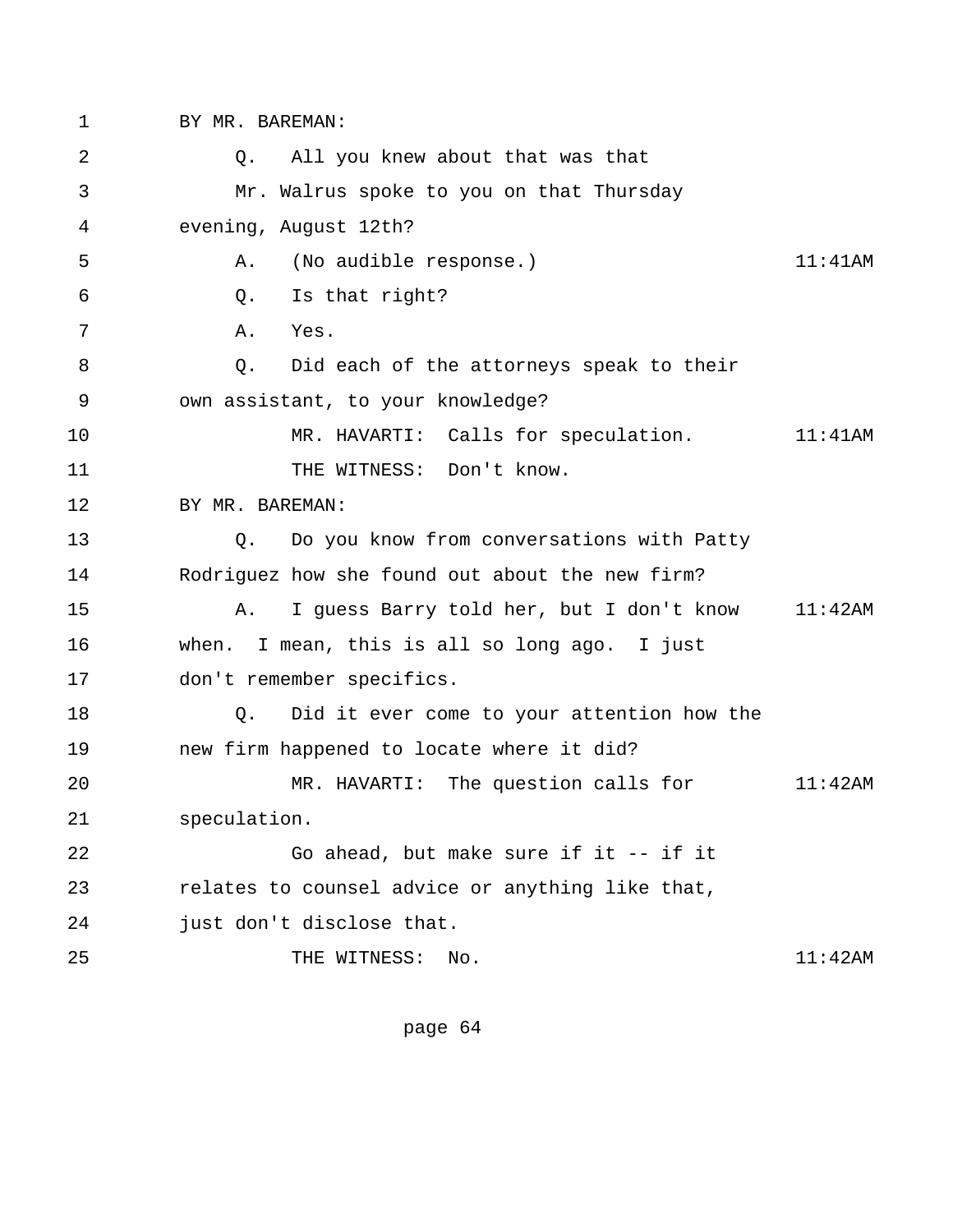1 BY MR. BAREMAN:

2 Q. All you knew about that was that

3 Mr. Walrus spoke to you on that Thursday

4 evening, August 12th?

5 A. (No audible response.) 11:41AM

6 Q. Is that right?

7 A. Yes.

8 Q. Did each of the attorneys speak to their

9 own assistant, to your knowledge?

10 MR. HAVARTI: Calls for speculation. 11:41AM

11 THE WITNESS: Don't know.

12 BY MR. BAREMAN:

13 Q. Do you know from conversations with Patty

14 Rodriguez how she found out about the new firm?

15 A. I guess Barry told her, but I don't know 11:42AM

16 when. I mean, this is all so long ago. I just

17 don't remember specifics.

18 Q. Did it ever come to your attention how the

19 new firm happened to locate where it did?

20 MR. HAVARTI: The question calls for 11:42AM

21 speculation.

22 Go ahead, but make sure if it -- if it

23 relates to counsel advice or anything like that,

24 just don't disclose that.

25 THE WITNESS: No. 11:42AM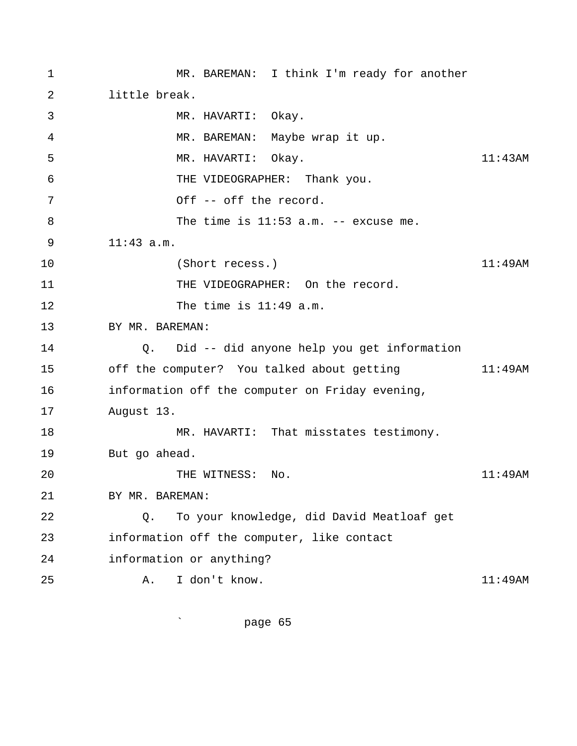1 MR. BAREMAN: I think I'm ready for another
2 little break.
3 MR. HAVARTI: Okay.
4 MR. BAREMAN: Maybe wrap it up.
5 MR. HAVARTI: Okay. 11:43AM
6 THE VIDEOGRAPHER: Thank you.
7 Off -- off the record.
8 The time is 11:53 a.m. -- excuse me.
9 11:43 a.m.
10 (Short recess.) 11:49AM
11 THE VIDEOGRAPHER: On the record.
12 The time is 11:49 a.m.
13 BY MR. BAREMAN:
14 Q. Did -- did anyone help you get information
15 off the computer? You talked about getting 11:49AM
16 information off the computer on Friday evening,
17 August 13.
18 MR. HAVARTI: That misstates testimony.
19 But go ahead.
20 THE WITNESS: No. 11:49AM
21 BY MR. BAREMAN:
22 Q. To your knowledge, did David Meatloaf get
23 information off the computer, like contact
24 information or anything?
25 A. I don't know. 11:49AM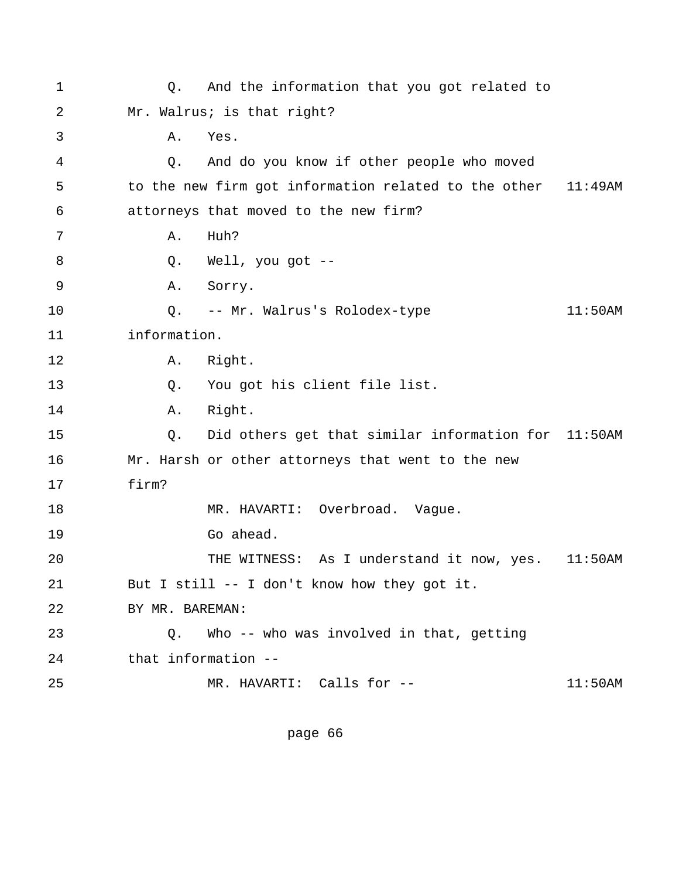1 Q. And the information that you got related to
2 Mr. Walrus; is that right?
3 A. Yes.
4 Q. And do you know if other people who moved
5 to the new firm got information related to the other 11:49AM
6 attorneys that moved to the new firm?
7 A. Huh?
8 Q. Well, you got --
9 A. Sorry.
10 Q. -- Mr. Walrus's Rolodex-type 11:50AM
11 information.
12 A. Right.
13 Q. You got his client file list.
14 A. Right.
15 Q. Did others get that similar information for 11:50AM
16 Mr. Harsh or other attorneys that went to the new
17 firm?
18 MR. HAVARTI: Overbroad. Vague.
19 Go ahead.
20 THE WITNESS: As I understand it now, yes. 11:50AM
21 But I still -- I don't know how they got it.
22 BY MR. BAREMAN:
23 Q. Who -- who was involved in that, getting
24 that information --
25 MR. HAVARTI: Calls for -- 11:50AM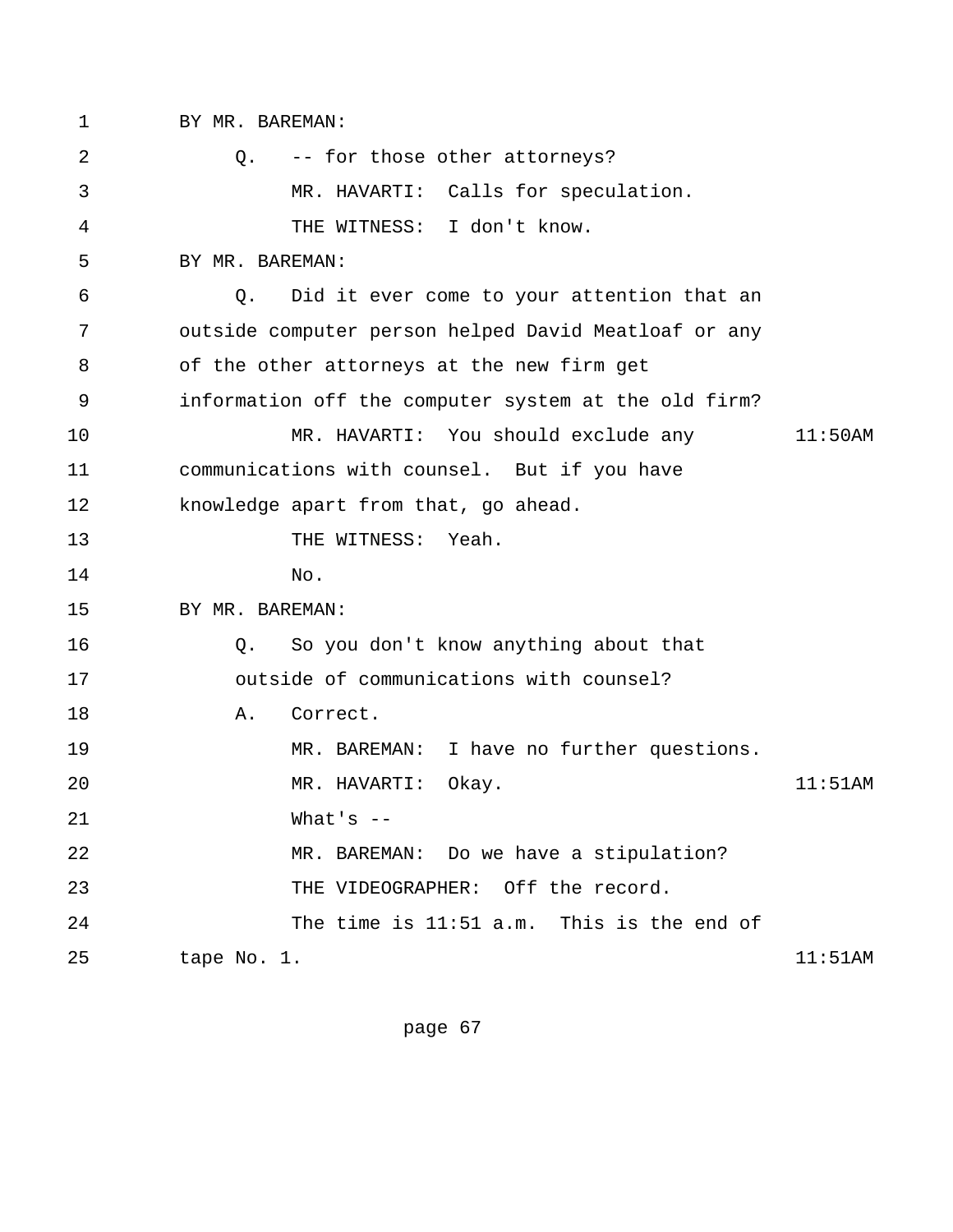```
 1        BY MR. BAREMAN:
 2             Q.   -- for those other attorneys?
 3                  MR. HAVARTI:  Calls for speculation.
 4                  THE WITNESS:  I don't know.
 5        BY MR. BAREMAN:
 6             Q.   Did it ever come to your attention that an
 7        outside computer person helped David Meatloaf or any
 8        of the other attorneys at the new firm get
 9        information off the computer system at the old firm?
10                  MR. HAVARTI:  You should exclude any        11:50AM
11        communications with counsel.  But if you have
12        knowledge apart from that, go ahead.
13                  THE WITNESS:  Yeah.
14                  No.
15        BY MR. BAREMAN:
16             Q.   So you don't know anything about that
17             outside of communications with counsel?
18             A.   Correct.
19                  MR. BAREMAN:  I have no further questions.
20                  MR. HAVARTI:  Okay.                          11:51AM
21                  What's --
22                  MR. BAREMAN:  Do we have a stipulation?
23                  THE VIDEOGRAPHER:  Off the record.
24                  The time is 11:51 a.m.  This is the end of
25        tape No. 1.                                            11:51AM
```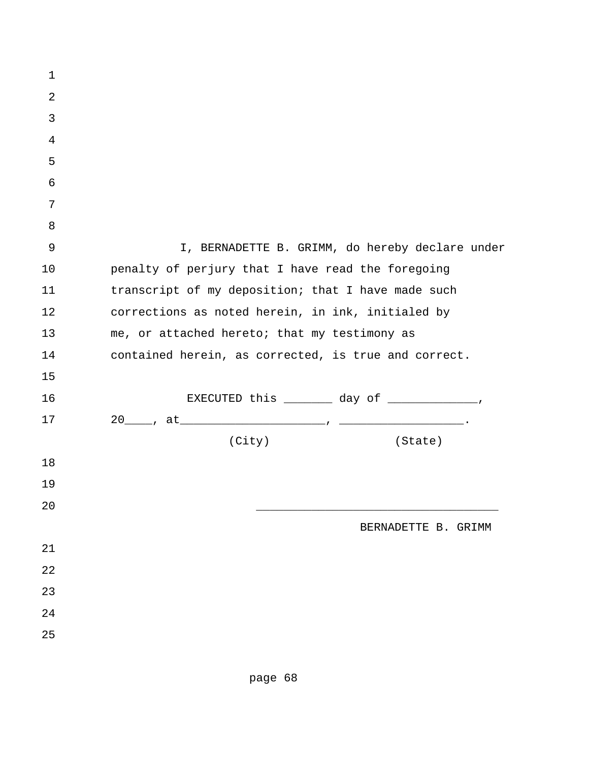I, BERNADETTE B. GRIMM, do hereby declare under penalty of perjury that I have read the foregoing transcript of my deposition; that I have made such corrections as noted herein, in ink, initialed by me, or attached hereto; that my testimony as contained herein, as corrected, is true and correct.

EXECUTED this _______ day of _____________, 20____, at_____________________, __________________.
(City) (State)

___________________________________
BERNADETTE B. GRIMM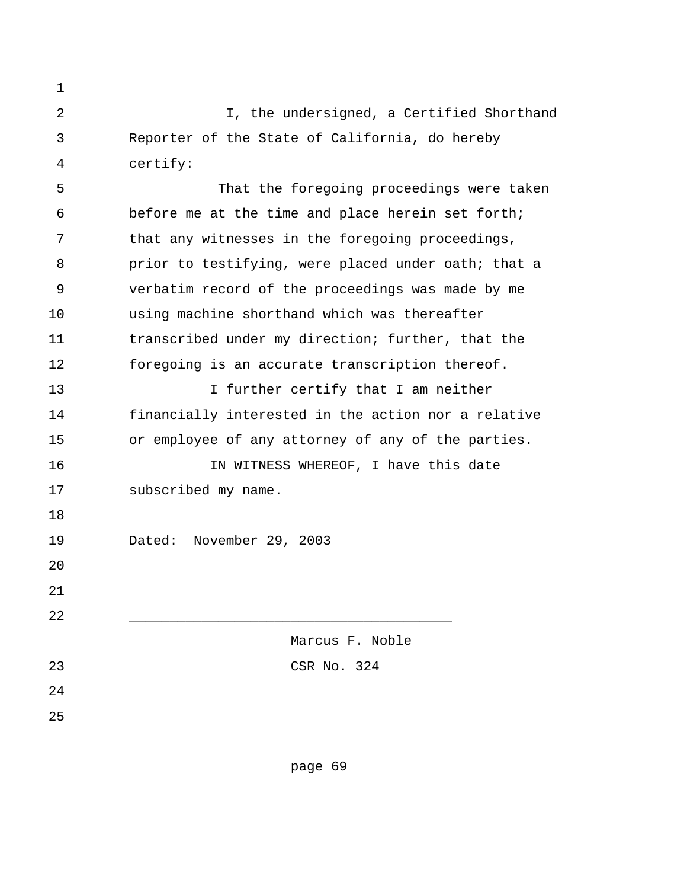I, the undersigned, a Certified Shorthand Reporter of the State of California, do hereby certify:

That the foregoing proceedings were taken before me at the time and place herein set forth; that any witnesses in the foregoing proceedings, prior to testifying, were placed under oath; that a verbatim record of the proceedings was made by me using machine shorthand which was thereafter transcribed under my direction; further, that the foregoing is an accurate transcription thereof.

I further certify that I am neither financially interested in the action nor a relative or employee of any attorney of any of the parties.

IN WITNESS WHEREOF, I have this date subscribed my name.

Dated: November 29, 2003

________________________________________

Marcus F. Noble

CSR No. 324